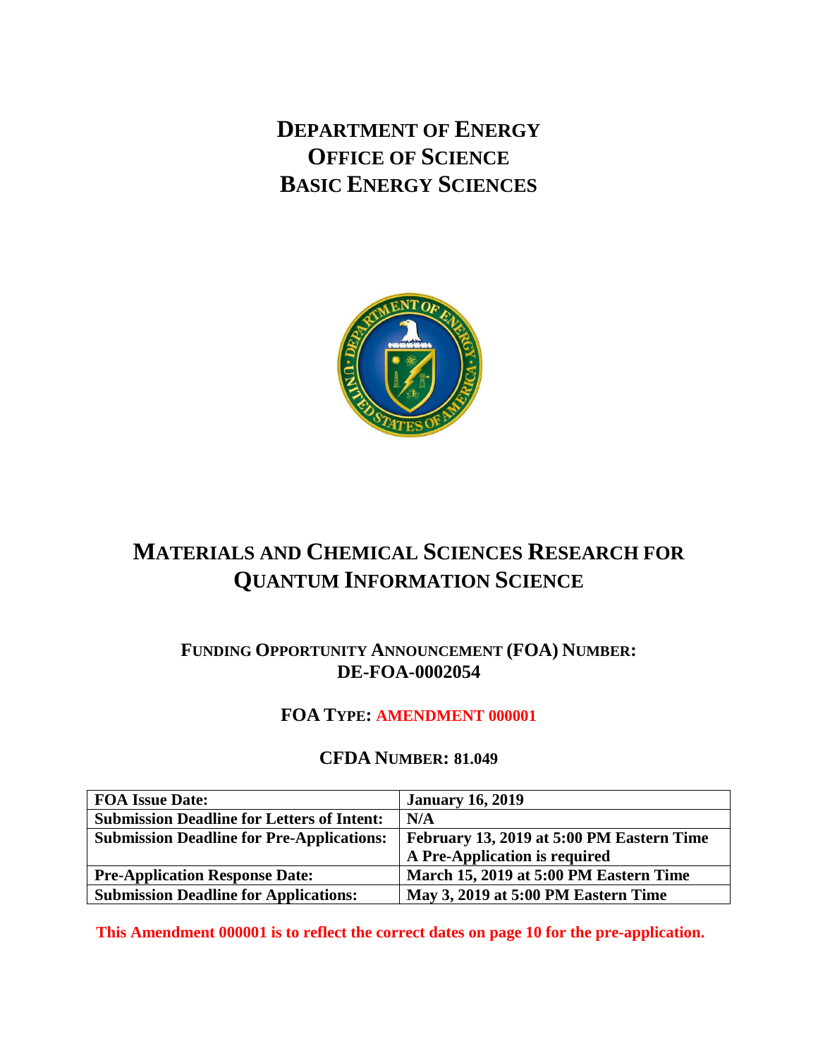# DEPARTMENT OF ENERGY
# OFFICE OF SCIENCE
# BASIC ENERGY SCIENCES

# MATERIALS AND CHEMICAL SCIENCES RESEARCH FOR QUANTUM INFORMATION SCIENCE

## FUNDING OPPORTUNITY ANNOUNCEMENT (FOA) NUMBER: DE-FOA-0002054

### FOA TYPE: AMENDMENT 000001

### CFDA NUMBER: 81.049

| FOA Issue Date: | January 16, 2019 |
|---|---|
| Submission Deadline for Letters of Intent: | N/A |
| Submission Deadline for Pre-Applications: | February 13, 2019 at 5:00 PM Eastern Time<br>A Pre-Application is required |
| Pre-Application Response Date: | March 15, 2019 at 5:00 PM Eastern Time |
| Submission Deadline for Applications: | May 3, 2019 at 5:00 PM Eastern Time |

**This Amendment 000001 is to reflect the correct dates on page 10 for the pre-application.**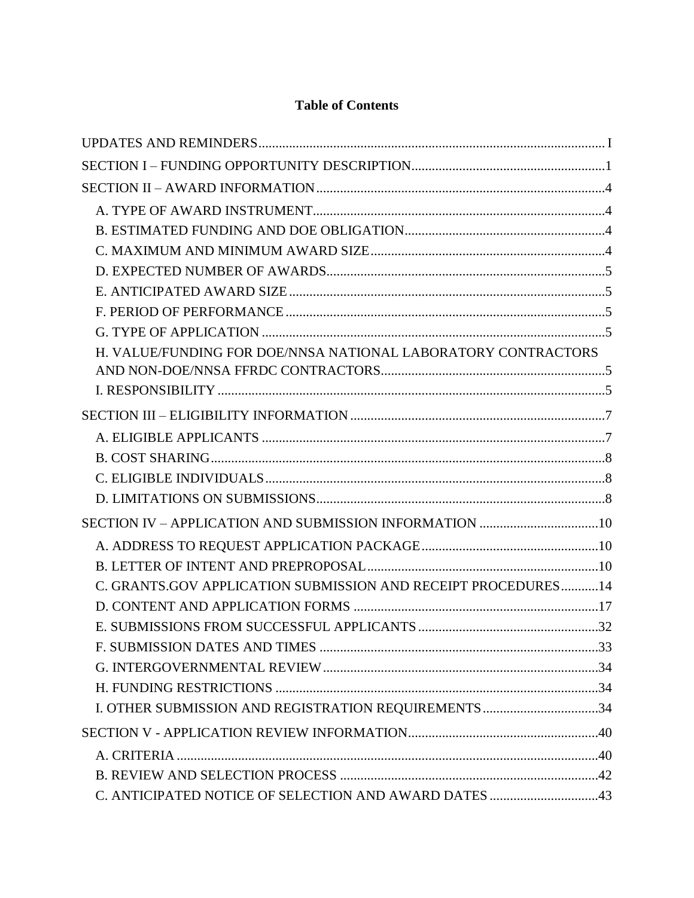# Table of Contents

- UPDATES AND REMINDERS ..... I
- SECTION I – FUNDING OPPORTUNITY DESCRIPTION ..... 1
- SECTION II – AWARD INFORMATION ..... 4
  - A. TYPE OF AWARD INSTRUMENT ..... 4
  - B. ESTIMATED FUNDING AND DOE OBLIGATION ..... 4
  - C. MAXIMUM AND MINIMUM AWARD SIZE ..... 4
  - D. EXPECTED NUMBER OF AWARDS ..... 5
  - E. ANTICIPATED AWARD SIZE ..... 5
  - F. PERIOD OF PERFORMANCE ..... 5
  - G. TYPE OF APPLICATION ..... 5
  - H. VALUE/FUNDING FOR DOE/NNSA NATIONAL LABORATORY CONTRACTORS AND NON-DOE/NNSA FFRDC CONTRACTORS ..... 5
  - I. RESPONSIBILITY ..... 5
- SECTION III – ELIGIBILITY INFORMATION ..... 7
  - A. ELIGIBLE APPLICANTS ..... 7
  - B. COST SHARING ..... 8
  - C. ELIGIBLE INDIVIDUALS ..... 8
  - D. LIMITATIONS ON SUBMISSIONS ..... 8
- SECTION IV – APPLICATION AND SUBMISSION INFORMATION ..... 10
  - A. ADDRESS TO REQUEST APPLICATION PACKAGE ..... 10
  - B. LETTER OF INTENT AND PREPROPOSAL ..... 10
  - C. GRANTS.GOV APPLICATION SUBMISSION AND RECEIPT PROCEDURES ..... 14
  - D. CONTENT AND APPLICATION FORMS ..... 17
  - E. SUBMISSIONS FROM SUCCESSFUL APPLICANTS ..... 32
  - F. SUBMISSION DATES AND TIMES ..... 33
  - G. INTERGOVERNMENTAL REVIEW ..... 34
  - H. FUNDING RESTRICTIONS ..... 34
  - I. OTHER SUBMISSION AND REGISTRATION REQUIREMENTS ..... 34
- SECTION V - APPLICATION REVIEW INFORMATION ..... 40
  - A. CRITERIA ..... 40
  - B. REVIEW AND SELECTION PROCESS ..... 42
  - C. ANTICIPATED NOTICE OF SELECTION AND AWARD DATES ..... 43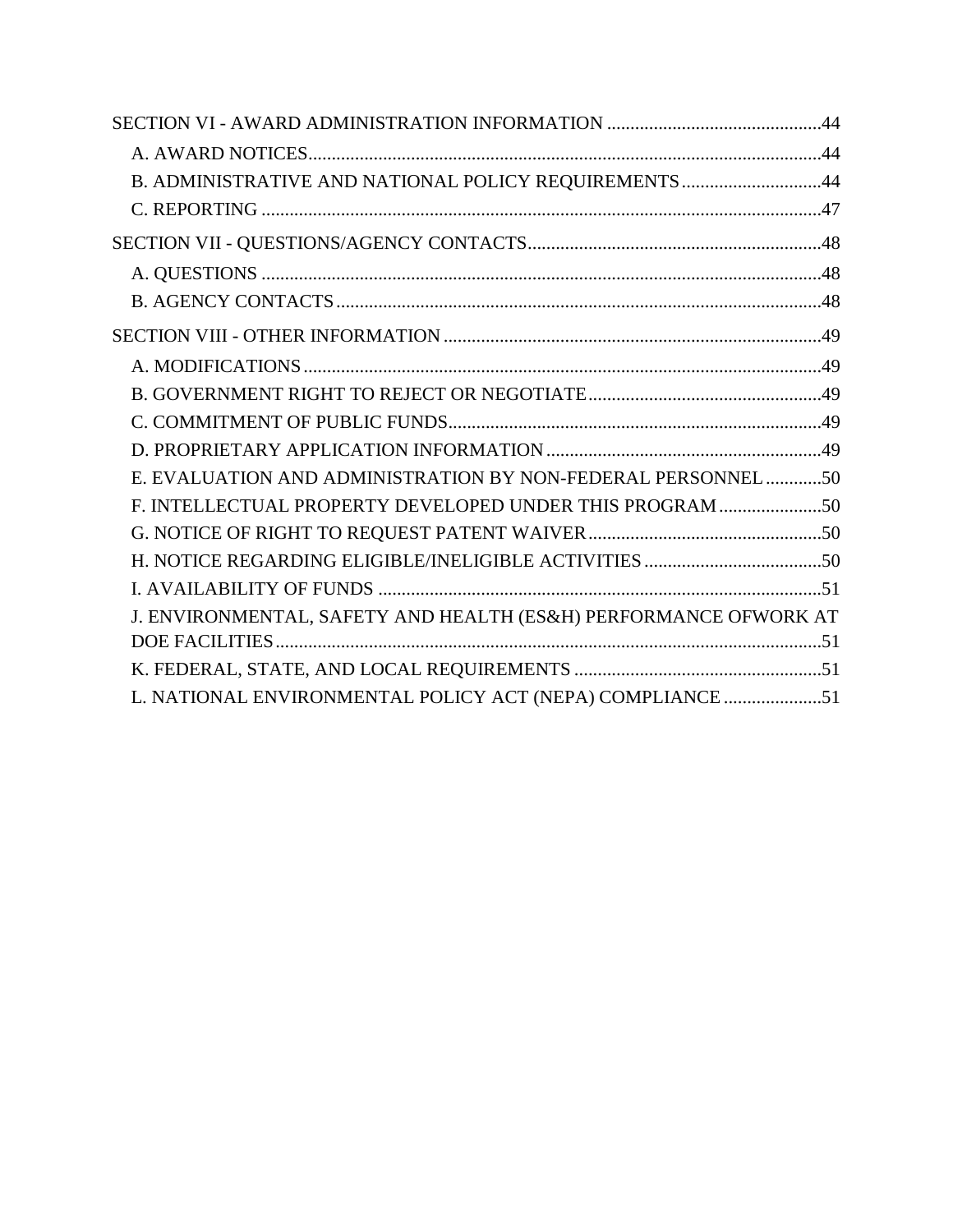SECTION VI - AWARD ADMINISTRATION INFORMATION .............................................44

- A. AWARD NOTICES.............................................................................................................44
- B. ADMINISTRATIVE AND NATIONAL POLICY REQUIREMENTS.............................44
- C. REPORTING .......................................................................................................................47

SECTION VII - QUESTIONS/AGENCY CONTACTS..............................................................48

- A. QUESTIONS .......................................................................................................................48
- B. AGENCY CONTACTS.......................................................................................................48

SECTION VIII - OTHER INFORMATION ................................................................................49

- A. MODIFICATIONS..............................................................................................................49
- B. GOVERNMENT RIGHT TO REJECT OR NEGOTIATE..................................................49
- C. COMMITMENT OF PUBLIC FUNDS...............................................................................49
- D. PROPRIETARY APPLICATION INFORMATION...........................................................49
- E. EVALUATION AND ADMINISTRATION BY NON-FEDERAL PERSONNEL............50
- F. INTELLECTUAL PROPERTY DEVELOPED UNDER THIS PROGRAM......................50
- G. NOTICE OF RIGHT TO REQUEST PATENT WAIVER..................................................50
- H. NOTICE REGARDING ELIGIBLE/INELIGIBLE ACTIVITIES......................................50
- I. AVAILABILITY OF FUNDS ..............................................................................................51
- J. ENVIRONMENTAL, SAFETY AND HEALTH (ES&H) PERFORMANCE OFWORK AT DOE FACILITIES....................................................................................................................51
- K. FEDERAL, STATE, AND LOCAL REQUIREMENTS .....................................................51
- L. NATIONAL ENVIRONMENTAL POLICY ACT (NEPA) COMPLIANCE.....................51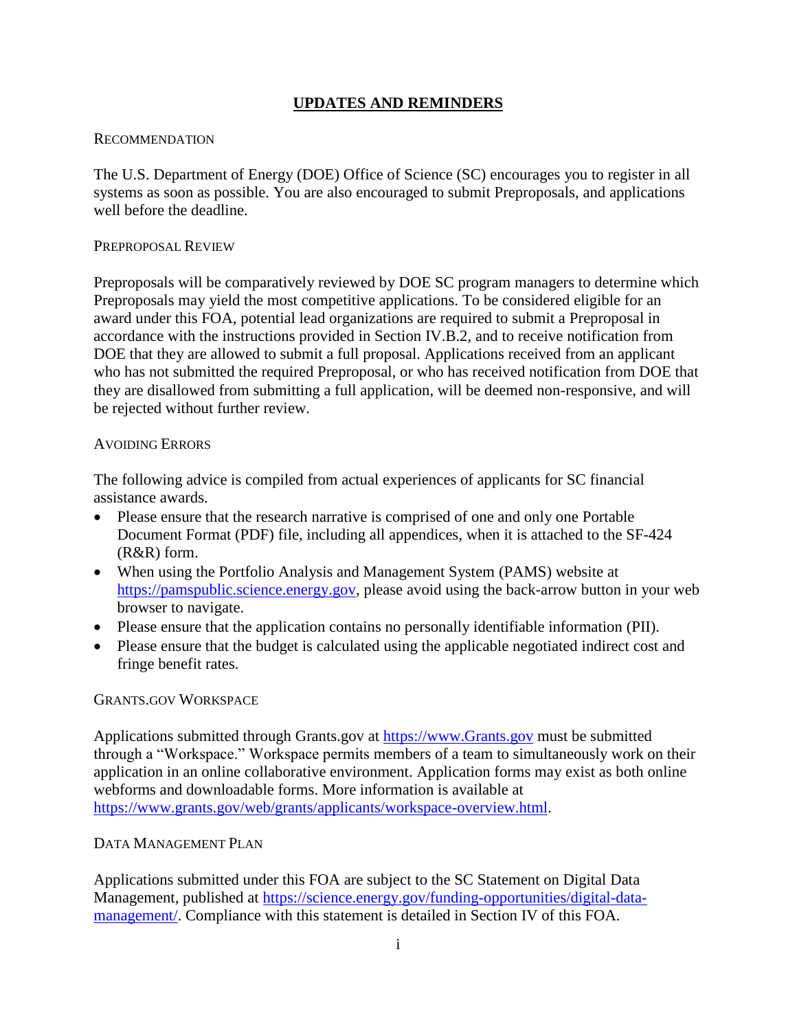## UPDATES AND REMINDERS

### RECOMMENDATION

The U.S. Department of Energy (DOE) Office of Science (SC) encourages you to register in all systems as soon as possible. You are also encouraged to submit Preproposals, and applications well before the deadline.

### PREPROPOSAL REVIEW

Preproposals will be comparatively reviewed by DOE SC program managers to determine which Preproposals may yield the most competitive applications. To be considered eligible for an award under this FOA, potential lead organizations are required to submit a Preproposal in accordance with the instructions provided in Section IV.B.2, and to receive notification from DOE that they are allowed to submit a full proposal. Applications received from an applicant who has not submitted the required Preproposal, or who has received notification from DOE that they are disallowed from submitting a full application, will be deemed non-responsive, and will be rejected without further review.

### AVOIDING ERRORS

The following advice is compiled from actual experiences of applicants for SC financial assistance awards.

- Please ensure that the research narrative is comprised of one and only one Portable Document Format (PDF) file, including all appendices, when it is attached to the SF-424 (R&R) form.
- When using the Portfolio Analysis and Management System (PAMS) website at https://pamspublic.science.energy.gov, please avoid using the back-arrow button in your web browser to navigate.
- Please ensure that the application contains no personally identifiable information (PII).
- Please ensure that the budget is calculated using the applicable negotiated indirect cost and fringe benefit rates.

### GRANTS.GOV WORKSPACE

Applications submitted through Grants.gov at https://www.Grants.gov must be submitted through a "Workspace." Workspace permits members of a team to simultaneously work on their application in an online collaborative environment. Application forms may exist as both online webforms and downloadable forms. More information is available at https://www.grants.gov/web/grants/applicants/workspace-overview.html.

### DATA MANAGEMENT PLAN

Applications submitted under this FOA are subject to the SC Statement on Digital Data Management, published at https://science.energy.gov/funding-opportunities/digital-data-management/. Compliance with this statement is detailed in Section IV of this FOA.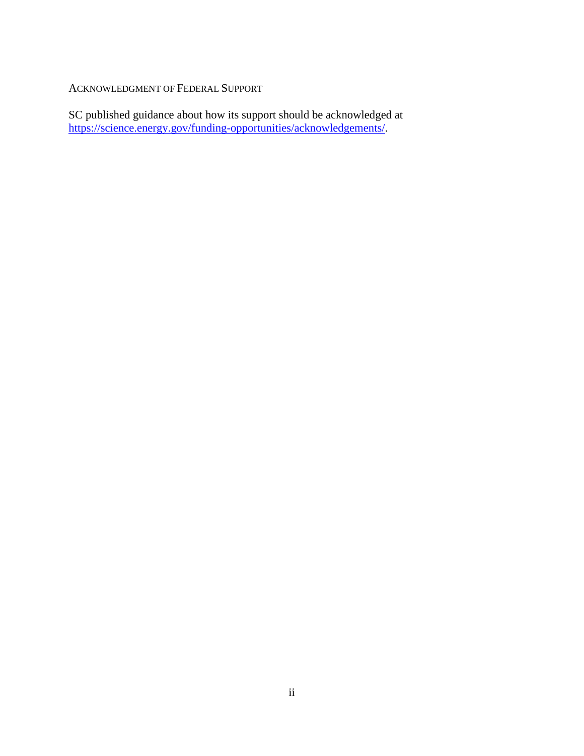## ACKNOWLEDGMENT OF FEDERAL SUPPORT

SC published guidance about how its support should be acknowledged at https://science.energy.gov/funding-opportunities/acknowledgements/.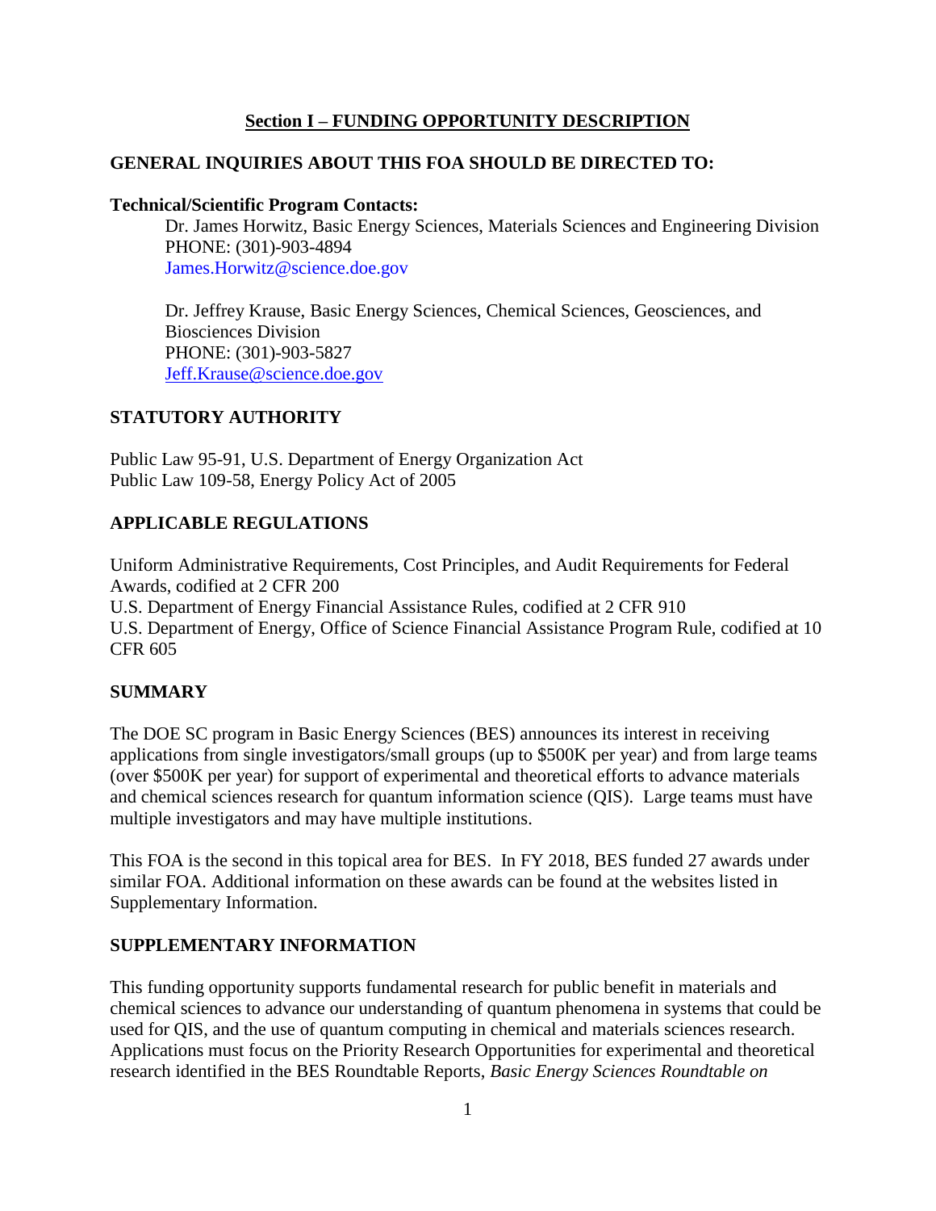## Section I – FUNDING OPPORTUNITY DESCRIPTION

### GENERAL INQUIRIES ABOUT THIS FOA SHOULD BE DIRECTED TO:

**Technical/Scientific Program Contacts:**

Dr. James Horwitz, Basic Energy Sciences, Materials Sciences and Engineering Division
PHONE: (301)-903-4894
James.Horwitz@science.doe.gov

Dr. Jeffrey Krause, Basic Energy Sciences, Chemical Sciences, Geosciences, and Biosciences Division
PHONE: (301)-903-5827
Jeff.Krause@science.doe.gov

### STATUTORY AUTHORITY

Public Law 95-91, U.S. Department of Energy Organization Act
Public Law 109-58, Energy Policy Act of 2005

### APPLICABLE REGULATIONS

Uniform Administrative Requirements, Cost Principles, and Audit Requirements for Federal Awards, codified at 2 CFR 200
U.S. Department of Energy Financial Assistance Rules, codified at 2 CFR 910
U.S. Department of Energy, Office of Science Financial Assistance Program Rule, codified at 10 CFR 605

### SUMMARY

The DOE SC program in Basic Energy Sciences (BES) announces its interest in receiving applications from single investigators/small groups (up to $500K per year) and from large teams (over $500K per year) for support of experimental and theoretical efforts to advance materials and chemical sciences research for quantum information science (QIS). Large teams must have multiple investigators and may have multiple institutions.

This FOA is the second in this topical area for BES. In FY 2018, BES funded 27 awards under similar FOA. Additional information on these awards can be found at the websites listed in Supplementary Information.

### SUPPLEMENTARY INFORMATION

This funding opportunity supports fundamental research for public benefit in materials and chemical sciences to advance our understanding of quantum phenomena in systems that could be used for QIS, and the use of quantum computing in chemical and materials sciences research. Applications must focus on the Priority Research Opportunities for experimental and theoretical research identified in the BES Roundtable Reports, *Basic Energy Sciences Roundtable on*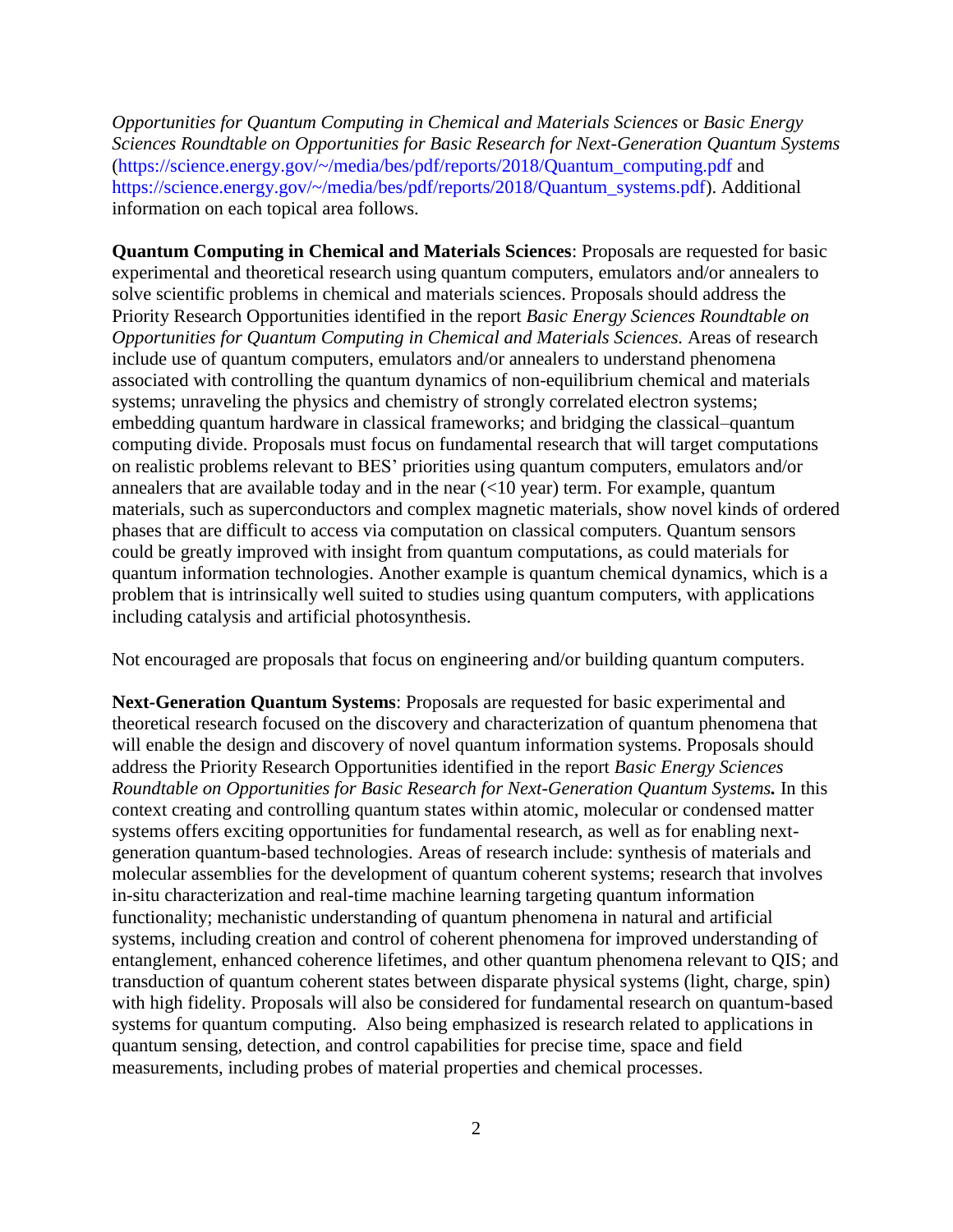*Opportunities for Quantum Computing in Chemical and Materials Sciences* or *Basic Energy Sciences Roundtable on Opportunities for Basic Research for Next-Generation Quantum Systems* (https://science.energy.gov/~/media/bes/pdf/reports/2018/Quantum_computing.pdf and https://science.energy.gov/~/media/bes/pdf/reports/2018/Quantum_systems.pdf). Additional information on each topical area follows.

**Quantum Computing in Chemical and Materials Sciences**: Proposals are requested for basic experimental and theoretical research using quantum computers, emulators and/or annealers to solve scientific problems in chemical and materials sciences. Proposals should address the Priority Research Opportunities identified in the report *Basic Energy Sciences Roundtable on Opportunities for Quantum Computing in Chemical and Materials Sciences.* Areas of research include use of quantum computers, emulators and/or annealers to understand phenomena associated with controlling the quantum dynamics of non-equilibrium chemical and materials systems; unraveling the physics and chemistry of strongly correlated electron systems; embedding quantum hardware in classical frameworks; and bridging the classical–quantum computing divide. Proposals must focus on fundamental research that will target computations on realistic problems relevant to BES' priorities using quantum computers, emulators and/or annealers that are available today and in the near (<10 year) term. For example, quantum materials, such as superconductors and complex magnetic materials, show novel kinds of ordered phases that are difficult to access via computation on classical computers. Quantum sensors could be greatly improved with insight from quantum computations, as could materials for quantum information technologies. Another example is quantum chemical dynamics, which is a problem that is intrinsically well suited to studies using quantum computers, with applications including catalysis and artificial photosynthesis.

Not encouraged are proposals that focus on engineering and/or building quantum computers.

**Next-Generation Quantum Systems**: Proposals are requested for basic experimental and theoretical research focused on the discovery and characterization of quantum phenomena that will enable the design and discovery of novel quantum information systems. Proposals should address the Priority Research Opportunities identified in the report *Basic Energy Sciences Roundtable on Opportunities for Basic Research for Next-Generation Quantum Systems.* In this context creating and controlling quantum states within atomic, molecular or condensed matter systems offers exciting opportunities for fundamental research, as well as for enabling next-generation quantum-based technologies. Areas of research include: synthesis of materials and molecular assemblies for the development of quantum coherent systems; research that involves in-situ characterization and real-time machine learning targeting quantum information functionality; mechanistic understanding of quantum phenomena in natural and artificial systems, including creation and control of coherent phenomena for improved understanding of entanglement, enhanced coherence lifetimes, and other quantum phenomena relevant to QIS; and transduction of quantum coherent states between disparate physical systems (light, charge, spin) with high fidelity. Proposals will also be considered for fundamental research on quantum-based systems for quantum computing. Also being emphasized is research related to applications in quantum sensing, detection, and control capabilities for precise time, space and field measurements, including probes of material properties and chemical processes.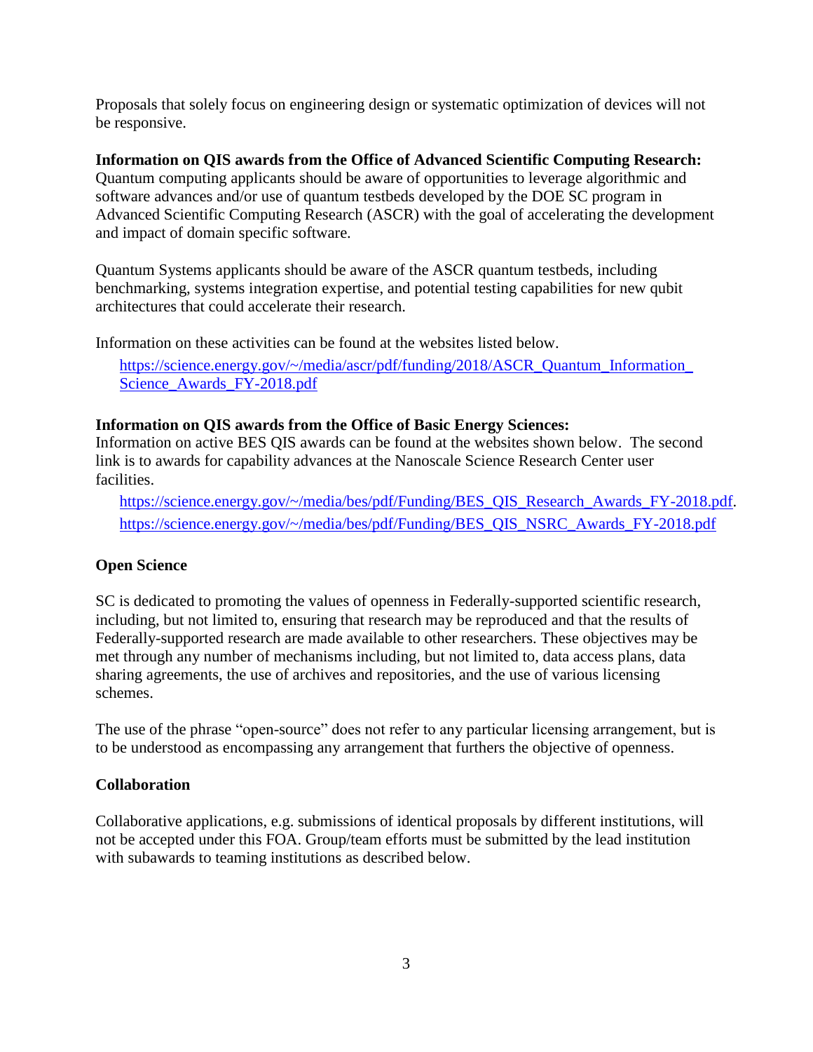Proposals that solely focus on engineering design or systematic optimization of devices will not be responsive.

**Information on QIS awards from the Office of Advanced Scientific Computing Research:**
Quantum computing applicants should be aware of opportunities to leverage algorithmic and software advances and/or use of quantum testbeds developed by the DOE SC program in Advanced Scientific Computing Research (ASCR) with the goal of accelerating the development and impact of domain specific software.

Quantum Systems applicants should be aware of the ASCR quantum testbeds, including benchmarking, systems integration expertise, and potential testing capabilities for new qubit architectures that could accelerate their research.

Information on these activities can be found at the websites listed below.

https://science.energy.gov/~/media/ascr/pdf/funding/2018/ASCR_Quantum_Information_Science_Awards_FY-2018.pdf

**Information on QIS awards from the Office of Basic Energy Sciences:**
Information on active BES QIS awards can be found at the websites shown below. The second link is to awards for capability advances at the Nanoscale Science Research Center user facilities.

https://science.energy.gov/~/media/bes/pdf/Funding/BES_QIS_Research_Awards_FY-2018.pdf.
https://science.energy.gov/~/media/bes/pdf/Funding/BES_QIS_NSRC_Awards_FY-2018.pdf

**Open Science**

SC is dedicated to promoting the values of openness in Federally-supported scientific research, including, but not limited to, ensuring that research may be reproduced and that the results of Federally-supported research are made available to other researchers. These objectives may be met through any number of mechanisms including, but not limited to, data access plans, data sharing agreements, the use of archives and repositories, and the use of various licensing schemes.

The use of the phrase "open-source" does not refer to any particular licensing arrangement, but is to be understood as encompassing any arrangement that furthers the objective of openness.

**Collaboration**

Collaborative applications, e.g. submissions of identical proposals by different institutions, will not be accepted under this FOA. Group/team efforts must be submitted by the lead institution with subawards to teaming institutions as described below.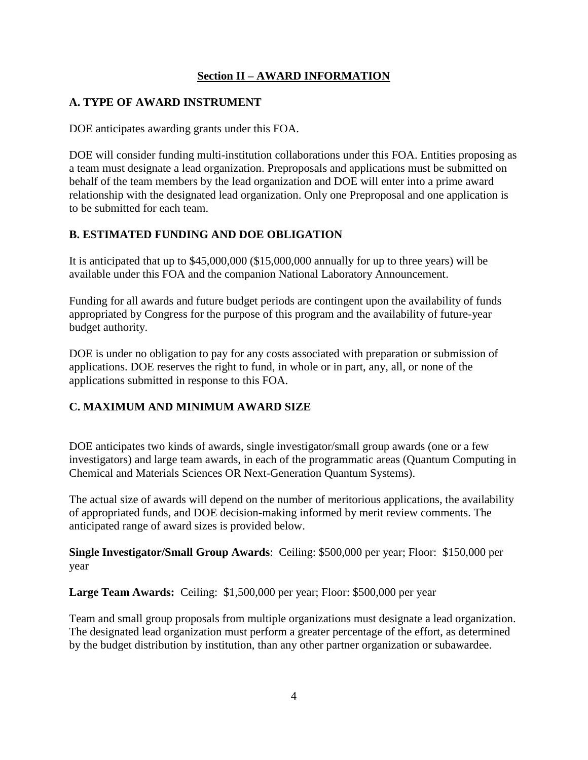## Section II – AWARD INFORMATION

### A. TYPE OF AWARD INSTRUMENT

DOE anticipates awarding grants under this FOA.

DOE will consider funding multi-institution collaborations under this FOA. Entities proposing as a team must designate a lead organization. Preproposals and applications must be submitted on behalf of the team members by the lead organization and DOE will enter into a prime award relationship with the designated lead organization. Only one Preproposal and one application is to be submitted for each team.

### B. ESTIMATED FUNDING AND DOE OBLIGATION

It is anticipated that up to $45,000,000 ($15,000,000 annually for up to three years) will be available under this FOA and the companion National Laboratory Announcement.

Funding for all awards and future budget periods are contingent upon the availability of funds appropriated by Congress for the purpose of this program and the availability of future-year budget authority.

DOE is under no obligation to pay for any costs associated with preparation or submission of applications. DOE reserves the right to fund, in whole or in part, any, all, or none of the applications submitted in response to this FOA.

### C. MAXIMUM AND MINIMUM AWARD SIZE

DOE anticipates two kinds of awards, single investigator/small group awards (one or a few investigators) and large team awards, in each of the programmatic areas (Quantum Computing in Chemical and Materials Sciences OR Next-Generation Quantum Systems).

The actual size of awards will depend on the number of meritorious applications, the availability of appropriated funds, and DOE decision-making informed by merit review comments. The anticipated range of award sizes is provided below.

**Single Investigator/Small Group Awards**: Ceiling: $500,000 per year; Floor: $150,000 per year

**Large Team Awards:** Ceiling: $1,500,000 per year; Floor: $500,000 per year

Team and small group proposals from multiple organizations must designate a lead organization. The designated lead organization must perform a greater percentage of the effort, as determined by the budget distribution by institution, than any other partner organization or subawardee.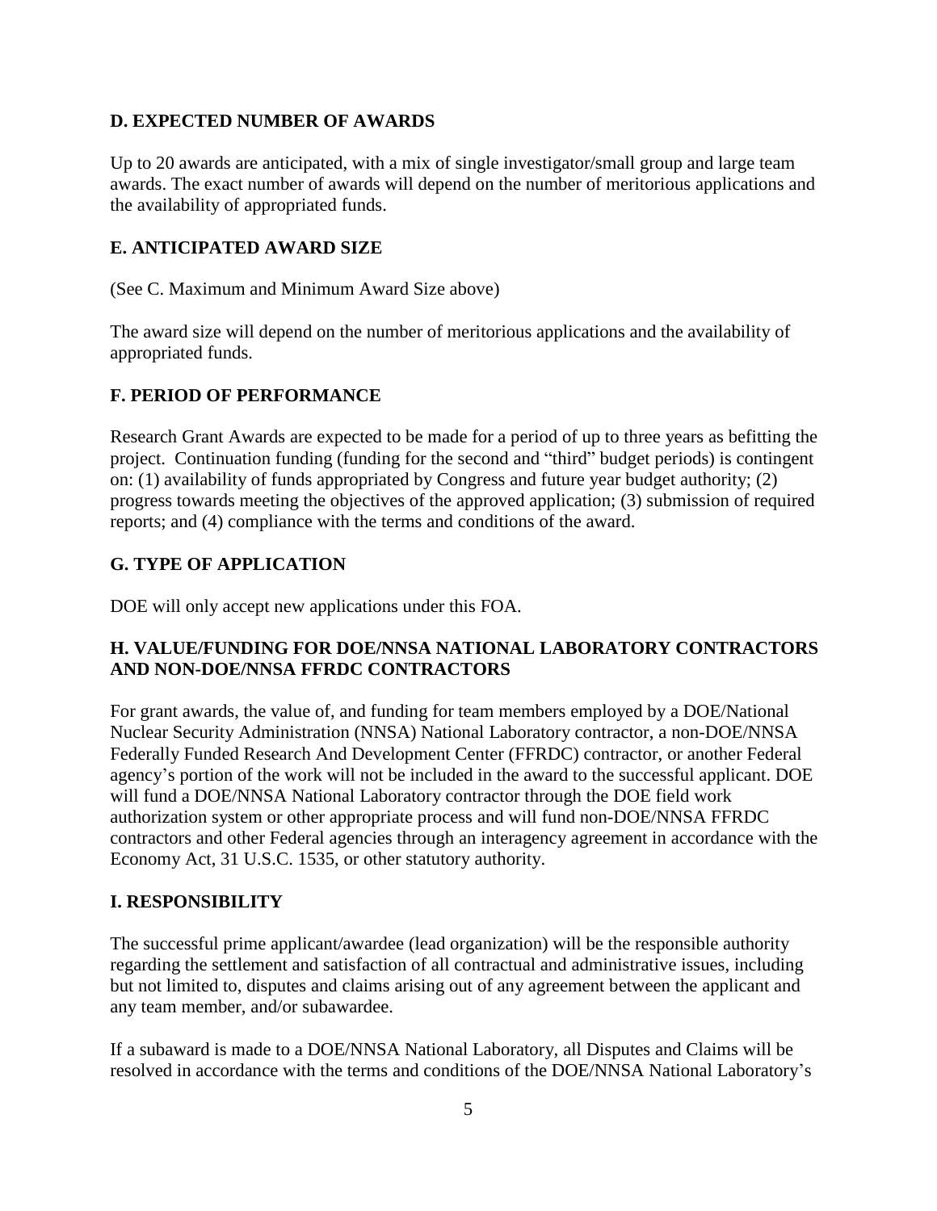## D. EXPECTED NUMBER OF AWARDS

Up to 20 awards are anticipated, with a mix of single investigator/small group and large team awards. The exact number of awards will depend on the number of meritorious applications and the availability of appropriated funds.

## E. ANTICIPATED AWARD SIZE

(See C. Maximum and Minimum Award Size above)

The award size will depend on the number of meritorious applications and the availability of appropriated funds.

## F. PERIOD OF PERFORMANCE

Research Grant Awards are expected to be made for a period of up to three years as befitting the project. Continuation funding (funding for the second and "third" budget periods) is contingent on: (1) availability of funds appropriated by Congress and future year budget authority; (2) progress towards meeting the objectives of the approved application; (3) submission of required reports; and (4) compliance with the terms and conditions of the award.

## G. TYPE OF APPLICATION

DOE will only accept new applications under this FOA.

## H. VALUE/FUNDING FOR DOE/NNSA NATIONAL LABORATORY CONTRACTORS AND NON-DOE/NNSA FFRDC CONTRACTORS

For grant awards, the value of, and funding for team members employed by a DOE/National Nuclear Security Administration (NNSA) National Laboratory contractor, a non-DOE/NNSA Federally Funded Research And Development Center (FFRDC) contractor, or another Federal agency's portion of the work will not be included in the award to the successful applicant. DOE will fund a DOE/NNSA National Laboratory contractor through the DOE field work authorization system or other appropriate process and will fund non-DOE/NNSA FFRDC contractors and other Federal agencies through an interagency agreement in accordance with the Economy Act, 31 U.S.C. 1535, or other statutory authority.

## I. RESPONSIBILITY

The successful prime applicant/awardee (lead organization) will be the responsible authority regarding the settlement and satisfaction of all contractual and administrative issues, including but not limited to, disputes and claims arising out of any agreement between the applicant and any team member, and/or subawardee.

If a subaward is made to a DOE/NNSA National Laboratory, all Disputes and Claims will be resolved in accordance with the terms and conditions of the DOE/NNSA National Laboratory's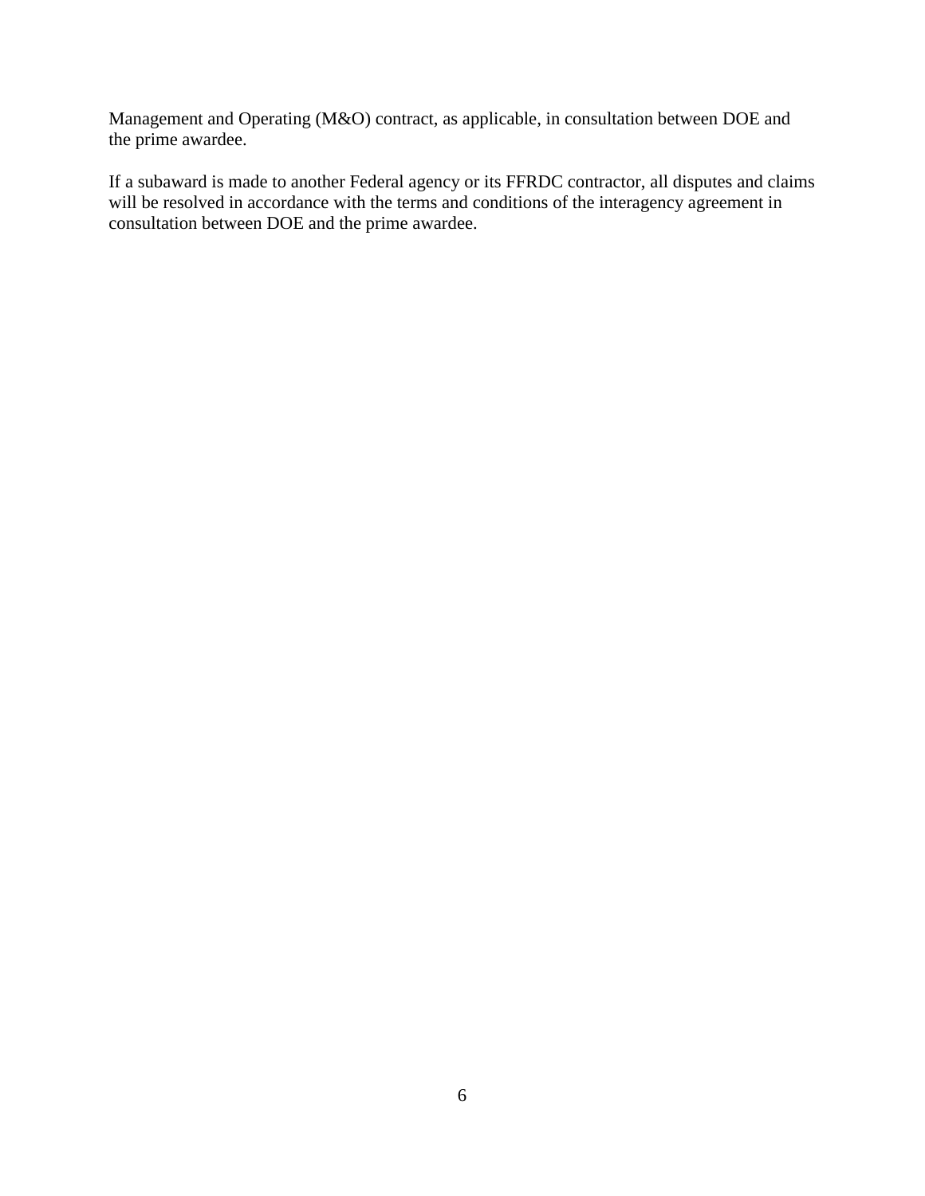Management and Operating (M&O) contract, as applicable, in consultation between DOE and the prime awardee.

If a subaward is made to another Federal agency or its FFRDC contractor, all disputes and claims will be resolved in accordance with the terms and conditions of the interagency agreement in consultation between DOE and the prime awardee.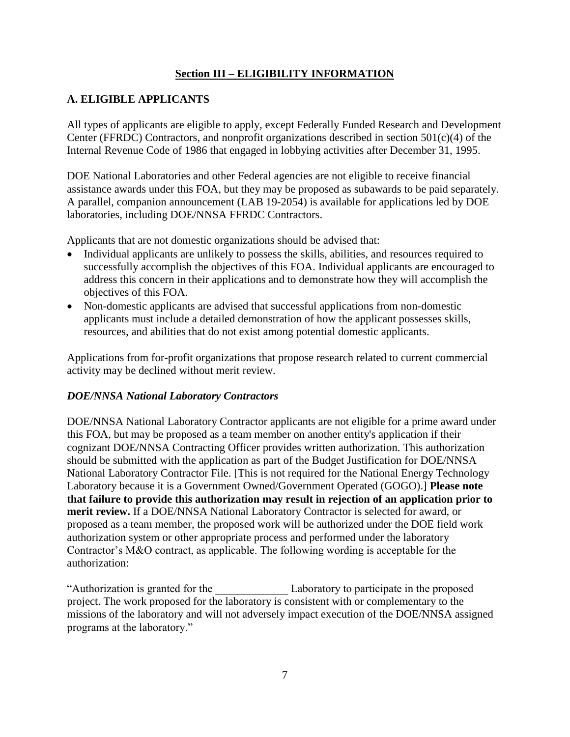## Section III – ELIGIBILITY INFORMATION

### A. ELIGIBLE APPLICANTS

All types of applicants are eligible to apply, except Federally Funded Research and Development Center (FFRDC) Contractors, and nonprofit organizations described in section 501(c)(4) of the Internal Revenue Code of 1986 that engaged in lobbying activities after December 31, 1995.

DOE National Laboratories and other Federal agencies are not eligible to receive financial assistance awards under this FOA, but they may be proposed as subawards to be paid separately. A parallel, companion announcement (LAB 19-2054) is available for applications led by DOE laboratories, including DOE/NNSA FFRDC Contractors.

Applicants that are not domestic organizations should be advised that:

- Individual applicants are unlikely to possess the skills, abilities, and resources required to successfully accomplish the objectives of this FOA. Individual applicants are encouraged to address this concern in their applications and to demonstrate how they will accomplish the objectives of this FOA.
- Non-domestic applicants are advised that successful applications from non-domestic applicants must include a detailed demonstration of how the applicant possesses skills, resources, and abilities that do not exist among potential domestic applicants.

Applications from for-profit organizations that propose research related to current commercial activity may be declined without merit review.

#### *DOE/NNSA National Laboratory Contractors*

DOE/NNSA National Laboratory Contractor applicants are not eligible for a prime award under this FOA, but may be proposed as a team member on another entity's application if their cognizant DOE/NNSA Contracting Officer provides written authorization. This authorization should be submitted with the application as part of the Budget Justification for DOE/NNSA National Laboratory Contractor File. [This is not required for the National Energy Technology Laboratory because it is a Government Owned/Government Operated (GOGO).] **Please note that failure to provide this authorization may result in rejection of an application prior to merit review.** If a DOE/NNSA National Laboratory Contractor is selected for award, or proposed as a team member, the proposed work will be authorized under the DOE field work authorization system or other appropriate process and performed under the laboratory Contractor's M&O contract, as applicable. The following wording is acceptable for the authorization:

"Authorization is granted for the _____________ Laboratory to participate in the proposed project. The work proposed for the laboratory is consistent with or complementary to the missions of the laboratory and will not adversely impact execution of the DOE/NNSA assigned programs at the laboratory."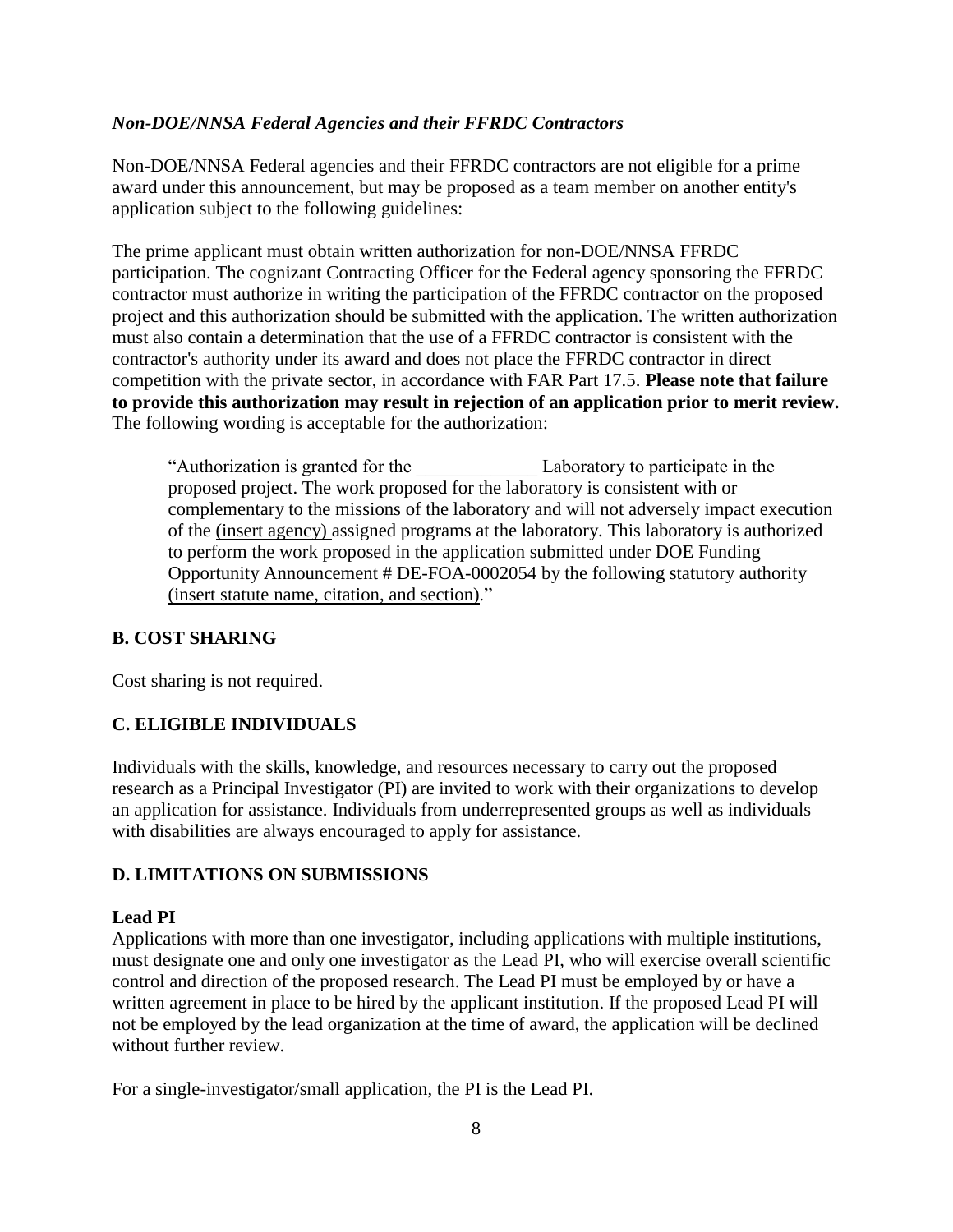***Non-DOE/NNSA Federal Agencies and their FFRDC Contractors***

Non-DOE/NNSA Federal agencies and their FFRDC contractors are not eligible for a prime award under this announcement, but may be proposed as a team member on another entity's application subject to the following guidelines:

The prime applicant must obtain written authorization for non-DOE/NNSA FFRDC participation. The cognizant Contracting Officer for the Federal agency sponsoring the FFRDC contractor must authorize in writing the participation of the FFRDC contractor on the proposed project and this authorization should be submitted with the application. The written authorization must also contain a determination that the use of a FFRDC contractor is consistent with the contractor's authority under its award and does not place the FFRDC contractor in direct competition with the private sector, in accordance with FAR Part 17.5. **Please note that failure to provide this authorization may result in rejection of an application prior to merit review.** The following wording is acceptable for the authorization:

> "Authorization is granted for the _____________ Laboratory to participate in the proposed project. The work proposed for the laboratory is consistent with or complementary to the missions of the laboratory and will not adversely impact execution of the (insert agency) assigned programs at the laboratory. This laboratory is authorized to perform the work proposed in the application submitted under DOE Funding Opportunity Announcement # DE-FOA-0002054 by the following statutory authority (insert statute name, citation, and section)."

## B. COST SHARING

Cost sharing is not required.

## C. ELIGIBLE INDIVIDUALS

Individuals with the skills, knowledge, and resources necessary to carry out the proposed research as a Principal Investigator (PI) are invited to work with their organizations to develop an application for assistance. Individuals from underrepresented groups as well as individuals with disabilities are always encouraged to apply for assistance.

## D. LIMITATIONS ON SUBMISSIONS

### Lead PI

Applications with more than one investigator, including applications with multiple institutions, must designate one and only one investigator as the Lead PI, who will exercise overall scientific control and direction of the proposed research. The Lead PI must be employed by or have a written agreement in place to be hired by the applicant institution. If the proposed Lead PI will not be employed by the lead organization at the time of award, the application will be declined without further review.

For a single-investigator/small application, the PI is the Lead PI.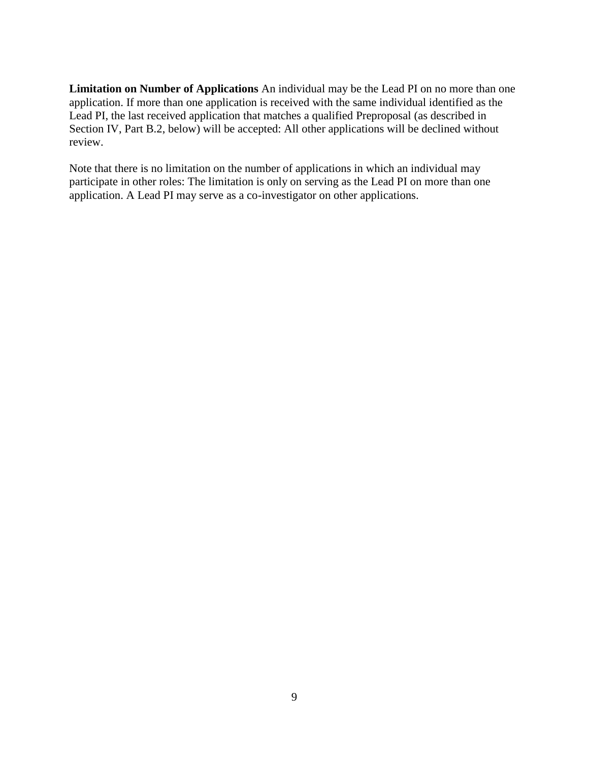**Limitation on Number of Applications** An individual may be the Lead PI on no more than one application. If more than one application is received with the same individual identified as the Lead PI, the last received application that matches a qualified Preproposal (as described in Section IV, Part B.2, below) will be accepted: All other applications will be declined without review.

Note that there is no limitation on the number of applications in which an individual may participate in other roles: The limitation is only on serving as the Lead PI on more than one application. A Lead PI may serve as a co-investigator on other applications.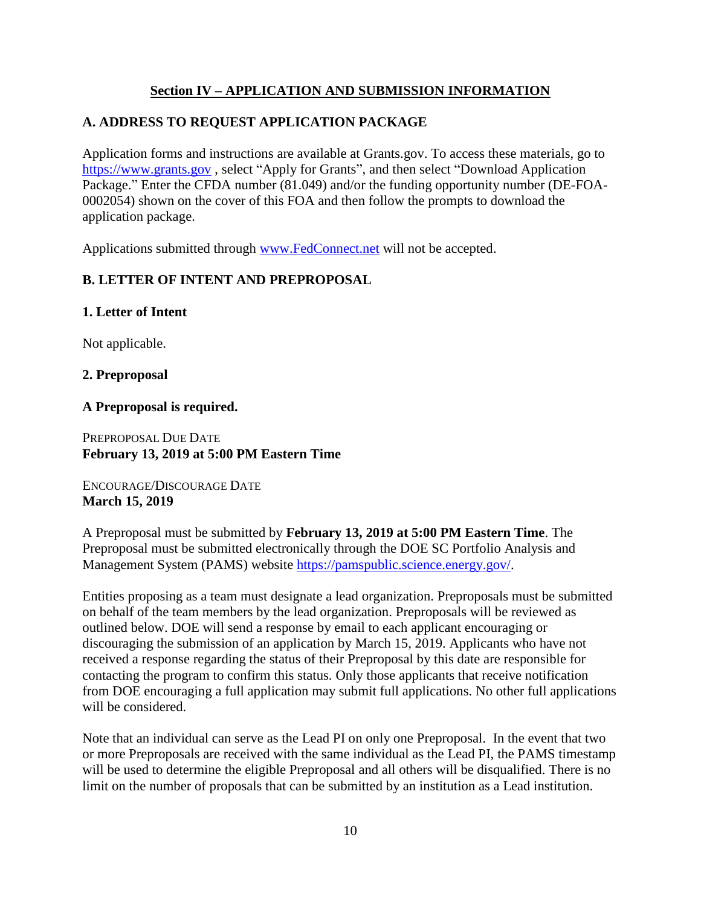## Section IV – APPLICATION AND SUBMISSION INFORMATION

### A. ADDRESS TO REQUEST APPLICATION PACKAGE

Application forms and instructions are available at Grants.gov. To access these materials, go to https://www.grants.gov , select "Apply for Grants", and then select "Download Application Package." Enter the CFDA number (81.049) and/or the funding opportunity number (DE-FOA-0002054) shown on the cover of this FOA and then follow the prompts to download the application package.

Applications submitted through www.FedConnect.net will not be accepted.

### B. LETTER OF INTENT AND PREPROPOSAL

#### 1. Letter of Intent

Not applicable.

#### 2. Preproposal

**A Preproposal is required.**

PREPROPOSAL DUE DATE
**February 13, 2019 at 5:00 PM Eastern Time**

ENCOURAGE/DISCOURAGE DATE
**March 15, 2019**

A Preproposal must be submitted by **February 13, 2019 at 5:00 PM Eastern Time**. The Preproposal must be submitted electronically through the DOE SC Portfolio Analysis and Management System (PAMS) website https://pamspublic.science.energy.gov/.

Entities proposing as a team must designate a lead organization. Preproposals must be submitted on behalf of the team members by the lead organization. Preproposals will be reviewed as outlined below. DOE will send a response by email to each applicant encouraging or discouraging the submission of an application by March 15, 2019. Applicants who have not received a response regarding the status of their Preproposal by this date are responsible for contacting the program to confirm this status. Only those applicants that receive notification from DOE encouraging a full application may submit full applications. No other full applications will be considered.

Note that an individual can serve as the Lead PI on only one Preproposal. In the event that two or more Preproposals are received with the same individual as the Lead PI, the PAMS timestamp will be used to determine the eligible Preproposal and all others will be disqualified. There is no limit on the number of proposals that can be submitted by an institution as a Lead institution.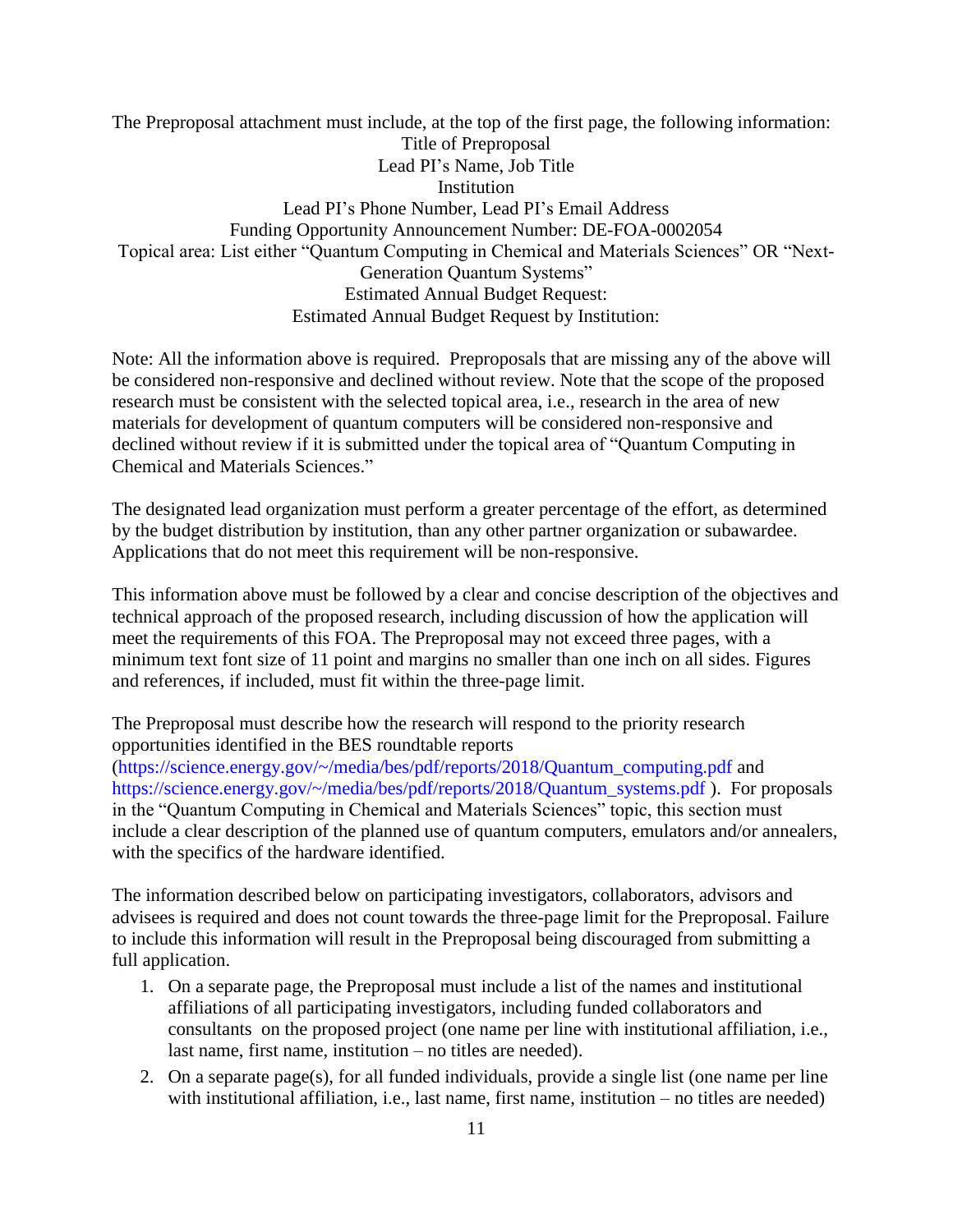The Preproposal attachment must include, at the top of the first page, the following information:

Title of Preproposal
Lead PI's Name, Job Title
Institution
Lead PI's Phone Number, Lead PI's Email Address
Funding Opportunity Announcement Number: DE-FOA-0002054
Topical area: List either "Quantum Computing in Chemical and Materials Sciences" OR "Next-Generation Quantum Systems"
Estimated Annual Budget Request:
Estimated Annual Budget Request by Institution:

Note: All the information above is required. Preproposals that are missing any of the above will be considered non-responsive and declined without review. Note that the scope of the proposed research must be consistent with the selected topical area, i.e., research in the area of new materials for development of quantum computers will be considered non-responsive and declined without review if it is submitted under the topical area of "Quantum Computing in Chemical and Materials Sciences."

The designated lead organization must perform a greater percentage of the effort, as determined by the budget distribution by institution, than any other partner organization or subawardee. Applications that do not meet this requirement will be non-responsive.

This information above must be followed by a clear and concise description of the objectives and technical approach of the proposed research, including discussion of how the application will meet the requirements of this FOA. The Preproposal may not exceed three pages, with a minimum text font size of 11 point and margins no smaller than one inch on all sides. Figures and references, if included, must fit within the three-page limit.

The Preproposal must describe how the research will respond to the priority research opportunities identified in the BES roundtable reports (https://science.energy.gov/~/media/bes/pdf/reports/2018/Quantum_computing.pdf and https://science.energy.gov/~/media/bes/pdf/reports/2018/Quantum_systems.pdf ). For proposals in the "Quantum Computing in Chemical and Materials Sciences" topic, this section must include a clear description of the planned use of quantum computers, emulators and/or annealers, with the specifics of the hardware identified.

The information described below on participating investigators, collaborators, advisors and advisees is required and does not count towards the three-page limit for the Preproposal. Failure to include this information will result in the Preproposal being discouraged from submitting a full application.

1. On a separate page, the Preproposal must include a list of the names and institutional affiliations of all participating investigators, including funded collaborators and consultants on the proposed project (one name per line with institutional affiliation, i.e., last name, first name, institution – no titles are needed).
2. On a separate page(s), for all funded individuals, provide a single list (one name per line with institutional affiliation, i.e., last name, first name, institution – no titles are needed)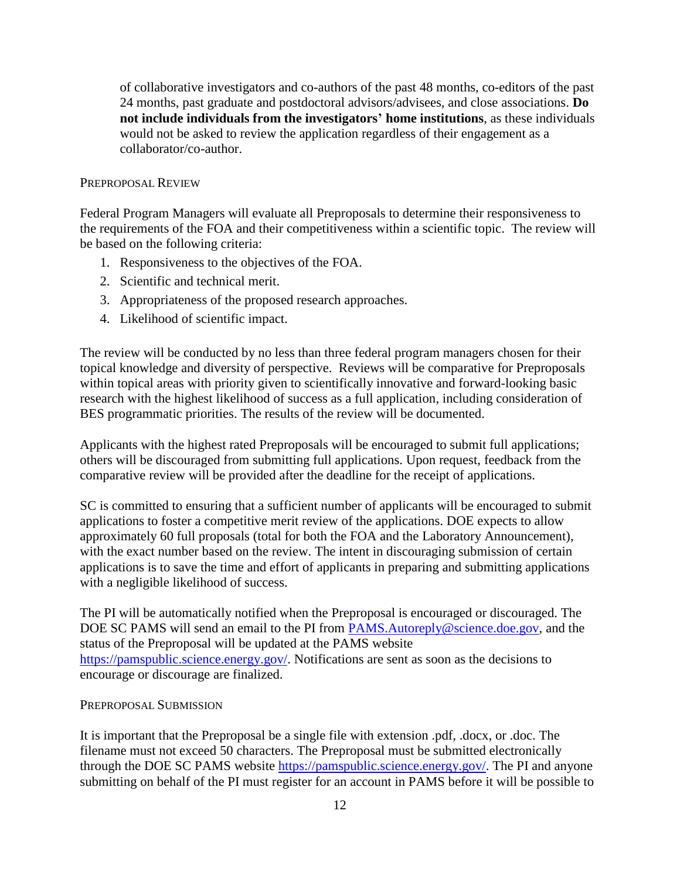of collaborative investigators and co-authors of the past 48 months, co-editors of the past 24 months, past graduate and postdoctoral advisors/advisees, and close associations. **Do not include individuals from the investigators' home institutions**, as these individuals would not be asked to review the application regardless of their engagement as a collaborator/co-author.

#### Preproposal Review

Federal Program Managers will evaluate all Preproposals to determine their responsiveness to the requirements of the FOA and their competitiveness within a scientific topic. The review will be based on the following criteria:

1. Responsiveness to the objectives of the FOA.
2. Scientific and technical merit.
3. Appropriateness of the proposed research approaches.
4. Likelihood of scientific impact.

The review will be conducted by no less than three federal program managers chosen for their topical knowledge and diversity of perspective. Reviews will be comparative for Preproposals within topical areas with priority given to scientifically innovative and forward-looking basic research with the highest likelihood of success as a full application, including consideration of BES programmatic priorities. The results of the review will be documented.

Applicants with the highest rated Preproposals will be encouraged to submit full applications; others will be discouraged from submitting full applications. Upon request, feedback from the comparative review will be provided after the deadline for the receipt of applications.

SC is committed to ensuring that a sufficient number of applicants will be encouraged to submit applications to foster a competitive merit review of the applications. DOE expects to allow approximately 60 full proposals (total for both the FOA and the Laboratory Announcement), with the exact number based on the review. The intent in discouraging submission of certain applications is to save the time and effort of applicants in preparing and submitting applications with a negligible likelihood of success.

The PI will be automatically notified when the Preproposal is encouraged or discouraged. The DOE SC PAMS will send an email to the PI from PAMS.Autoreply@science.doe.gov, and the status of the Preproposal will be updated at the PAMS website https://pamspublic.science.energy.gov/. Notifications are sent as soon as the decisions to encourage or discourage are finalized.

#### Preproposal Submission

It is important that the Preproposal be a single file with extension .pdf, .docx, or .doc. The filename must not exceed 50 characters. The Preproposal must be submitted electronically through the DOE SC PAMS website https://pamspublic.science.energy.gov/. The PI and anyone submitting on behalf of the PI must register for an account in PAMS before it will be possible to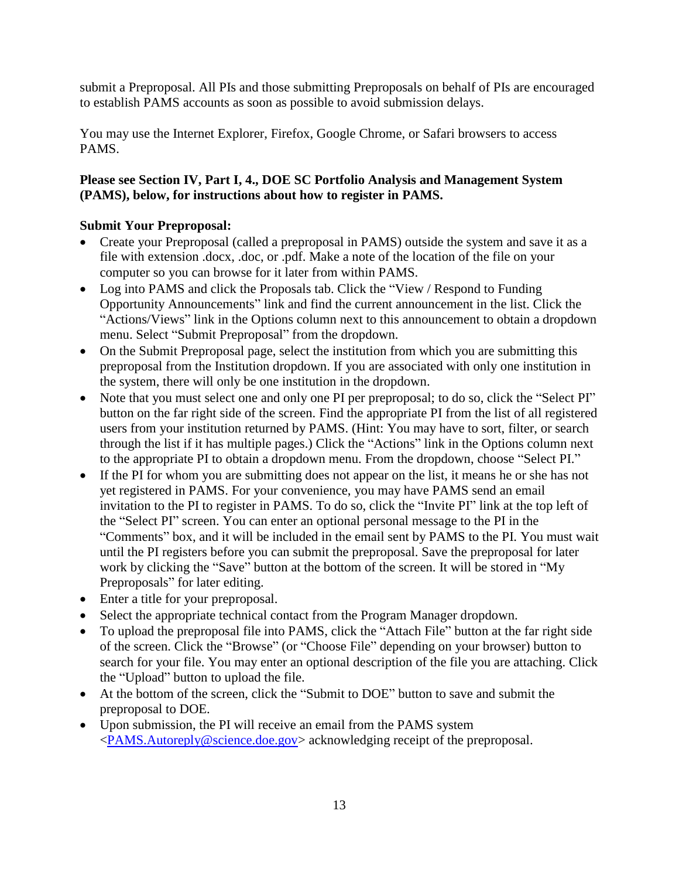submit a Preproposal. All PIs and those submitting Preproposals on behalf of PIs are encouraged to establish PAMS accounts as soon as possible to avoid submission delays.

You may use the Internet Explorer, Firefox, Google Chrome, or Safari browsers to access PAMS.

**Please see Section IV, Part I, 4., DOE SC Portfolio Analysis and Management System (PAMS), below, for instructions about how to register in PAMS.**

**Submit Your Preproposal:**

- Create your Preproposal (called a preproposal in PAMS) outside the system and save it as a file with extension .docx, .doc, or .pdf. Make a note of the location of the file on your computer so you can browse for it later from within PAMS.
- Log into PAMS and click the Proposals tab. Click the "View / Respond to Funding Opportunity Announcements" link and find the current announcement in the list. Click the "Actions/Views" link in the Options column next to this announcement to obtain a dropdown menu. Select "Submit Preproposal" from the dropdown.
- On the Submit Preproposal page, select the institution from which you are submitting this preproposal from the Institution dropdown. If you are associated with only one institution in the system, there will only be one institution in the dropdown.
- Note that you must select one and only one PI per preproposal; to do so, click the "Select PI" button on the far right side of the screen. Find the appropriate PI from the list of all registered users from your institution returned by PAMS. (Hint: You may have to sort, filter, or search through the list if it has multiple pages.) Click the "Actions" link in the Options column next to the appropriate PI to obtain a dropdown menu. From the dropdown, choose "Select PI."
- If the PI for whom you are submitting does not appear on the list, it means he or she has not yet registered in PAMS. For your convenience, you may have PAMS send an email invitation to the PI to register in PAMS. To do so, click the "Invite PI" link at the top left of the "Select PI" screen. You can enter an optional personal message to the PI in the "Comments" box, and it will be included in the email sent by PAMS to the PI. You must wait until the PI registers before you can submit the preproposal. Save the preproposal for later work by clicking the "Save" button at the bottom of the screen. It will be stored in "My Preproposals" for later editing.
- Enter a title for your preproposal.
- Select the appropriate technical contact from the Program Manager dropdown.
- To upload the preproposal file into PAMS, click the "Attach File" button at the far right side of the screen. Click the "Browse" (or "Choose File" depending on your browser) button to search for your file. You may enter an optional description of the file you are attaching. Click the "Upload" button to upload the file.
- At the bottom of the screen, click the "Submit to DOE" button to save and submit the preproposal to DOE.
- Upon submission, the PI will receive an email from the PAMS system <PAMS.Autoreply@science.doe.gov> acknowledging receipt of the preproposal.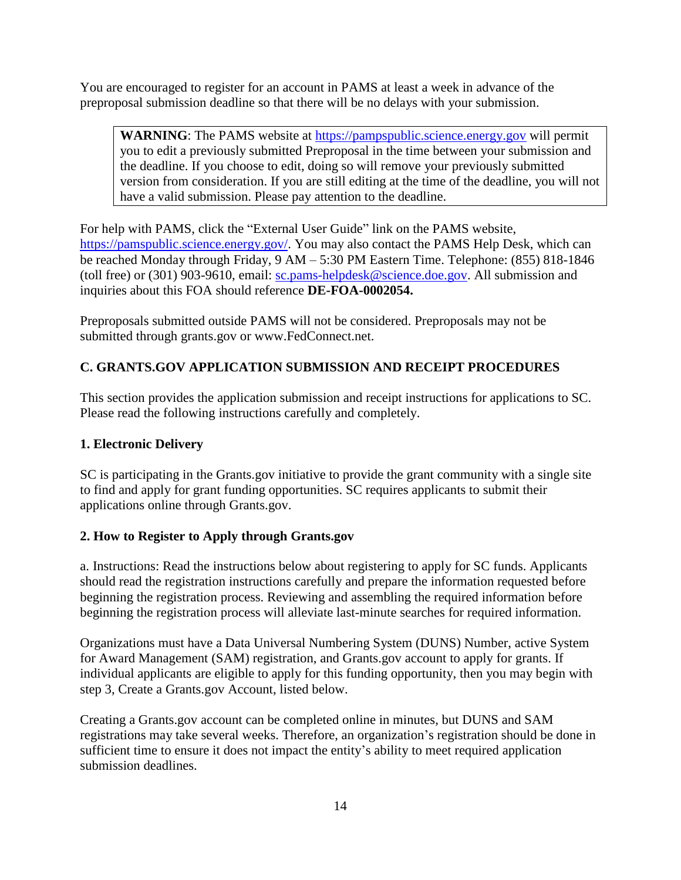You are encouraged to register for an account in PAMS at least a week in advance of the preproposal submission deadline so that there will be no delays with your submission.

> **WARNING**: The PAMS website at https://pampspublic.science.energy.gov will permit you to edit a previously submitted Preproposal in the time between your submission and the deadline. If you choose to edit, doing so will remove your previously submitted version from consideration. If you are still editing at the time of the deadline, you will not have a valid submission. Please pay attention to the deadline.

For help with PAMS, click the "External User Guide" link on the PAMS website, https://pamspublic.science.energy.gov/. You may also contact the PAMS Help Desk, which can be reached Monday through Friday, 9 AM – 5:30 PM Eastern Time. Telephone: (855) 818-1846 (toll free) or (301) 903-9610, email: sc.pams-helpdesk@science.doe.gov. All submission and inquiries about this FOA should reference **DE-FOA-0002054.**

Preproposals submitted outside PAMS will not be considered. Preproposals may not be submitted through grants.gov or www.FedConnect.net.

## C. GRANTS.GOV APPLICATION SUBMISSION AND RECEIPT PROCEDURES

This section provides the application submission and receipt instructions for applications to SC. Please read the following instructions carefully and completely.

### 1. Electronic Delivery

SC is participating in the Grants.gov initiative to provide the grant community with a single site to find and apply for grant funding opportunities. SC requires applicants to submit their applications online through Grants.gov.

### 2. How to Register to Apply through Grants.gov

a. Instructions: Read the instructions below about registering to apply for SC funds. Applicants should read the registration instructions carefully and prepare the information requested before beginning the registration process. Reviewing and assembling the required information before beginning the registration process will alleviate last-minute searches for required information.

Organizations must have a Data Universal Numbering System (DUNS) Number, active System for Award Management (SAM) registration, and Grants.gov account to apply for grants. If individual applicants are eligible to apply for this funding opportunity, then you may begin with step 3, Create a Grants.gov Account, listed below.

Creating a Grants.gov account can be completed online in minutes, but DUNS and SAM registrations may take several weeks. Therefore, an organization's registration should be done in sufficient time to ensure it does not impact the entity's ability to meet required application submission deadlines.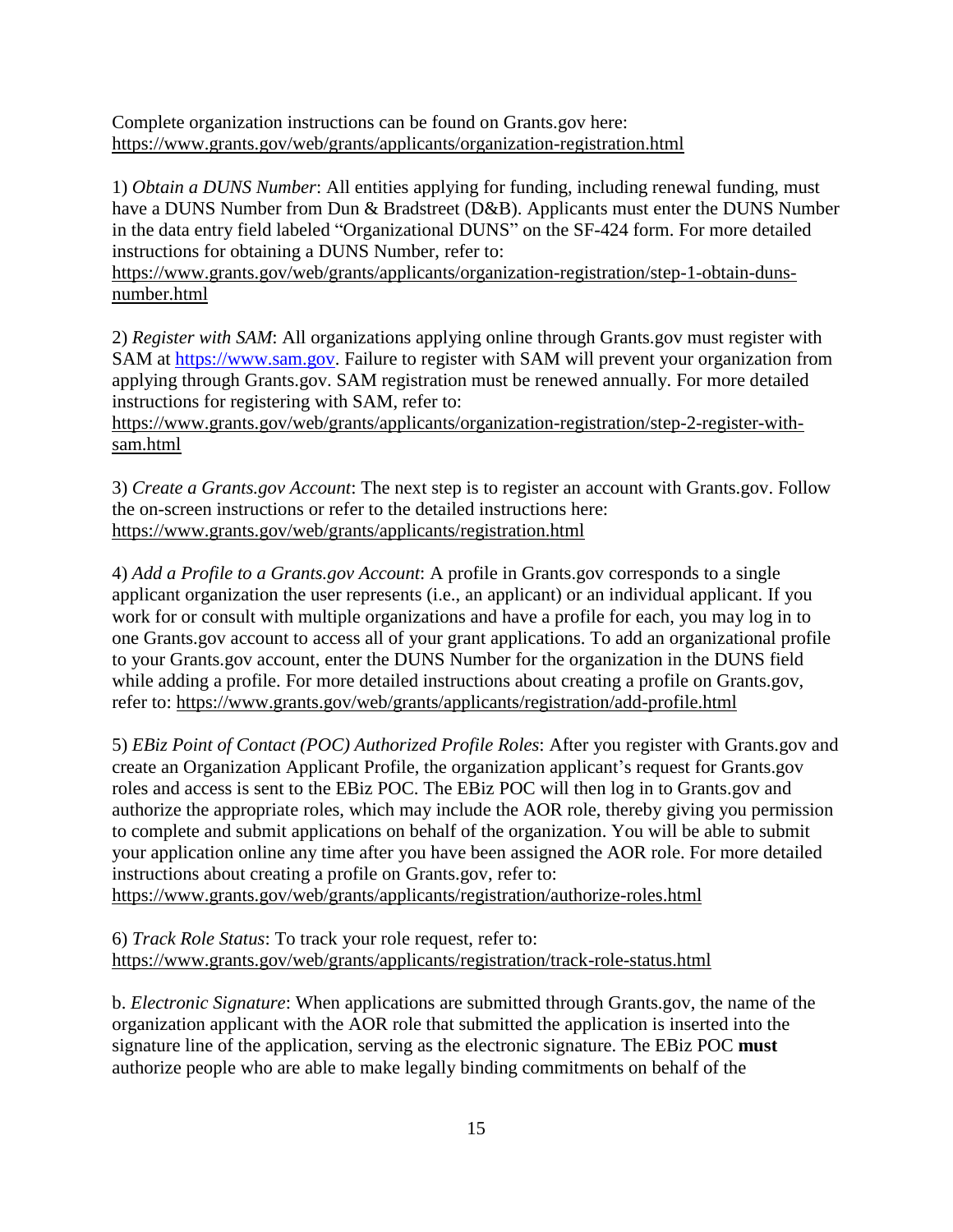Complete organization instructions can be found on Grants.gov here:
https://www.grants.gov/web/grants/applicants/organization-registration.html

1) *Obtain a DUNS Number*: All entities applying for funding, including renewal funding, must have a DUNS Number from Dun & Bradstreet (D&B). Applicants must enter the DUNS Number in the data entry field labeled "Organizational DUNS" on the SF-424 form. For more detailed instructions for obtaining a DUNS Number, refer to:
https://www.grants.gov/web/grants/applicants/organization-registration/step-1-obtain-duns-number.html

2) *Register with SAM*: All organizations applying online through Grants.gov must register with SAM at https://www.sam.gov. Failure to register with SAM will prevent your organization from applying through Grants.gov. SAM registration must be renewed annually. For more detailed instructions for registering with SAM, refer to:
https://www.grants.gov/web/grants/applicants/organization-registration/step-2-register-with-sam.html

3) *Create a Grants.gov Account*: The next step is to register an account with Grants.gov. Follow the on-screen instructions or refer to the detailed instructions here:
https://www.grants.gov/web/grants/applicants/registration.html

4) *Add a Profile to a Grants.gov Account*: A profile in Grants.gov corresponds to a single applicant organization the user represents (i.e., an applicant) or an individual applicant. If you work for or consult with multiple organizations and have a profile for each, you may log in to one Grants.gov account to access all of your grant applications. To add an organizational profile to your Grants.gov account, enter the DUNS Number for the organization in the DUNS field while adding a profile. For more detailed instructions about creating a profile on Grants.gov, refer to: https://www.grants.gov/web/grants/applicants/registration/add-profile.html

5) *EBiz Point of Contact (POC) Authorized Profile Roles*: After you register with Grants.gov and create an Organization Applicant Profile, the organization applicant's request for Grants.gov roles and access is sent to the EBiz POC. The EBiz POC will then log in to Grants.gov and authorize the appropriate roles, which may include the AOR role, thereby giving you permission to complete and submit applications on behalf of the organization. You will be able to submit your application online any time after you have been assigned the AOR role. For more detailed instructions about creating a profile on Grants.gov, refer to:
https://www.grants.gov/web/grants/applicants/registration/authorize-roles.html

6) *Track Role Status*: To track your role request, refer to:
https://www.grants.gov/web/grants/applicants/registration/track-role-status.html

b. *Electronic Signature*: When applications are submitted through Grants.gov, the name of the organization applicant with the AOR role that submitted the application is inserted into the signature line of the application, serving as the electronic signature. The EBiz POC **must** authorize people who are able to make legally binding commitments on behalf of the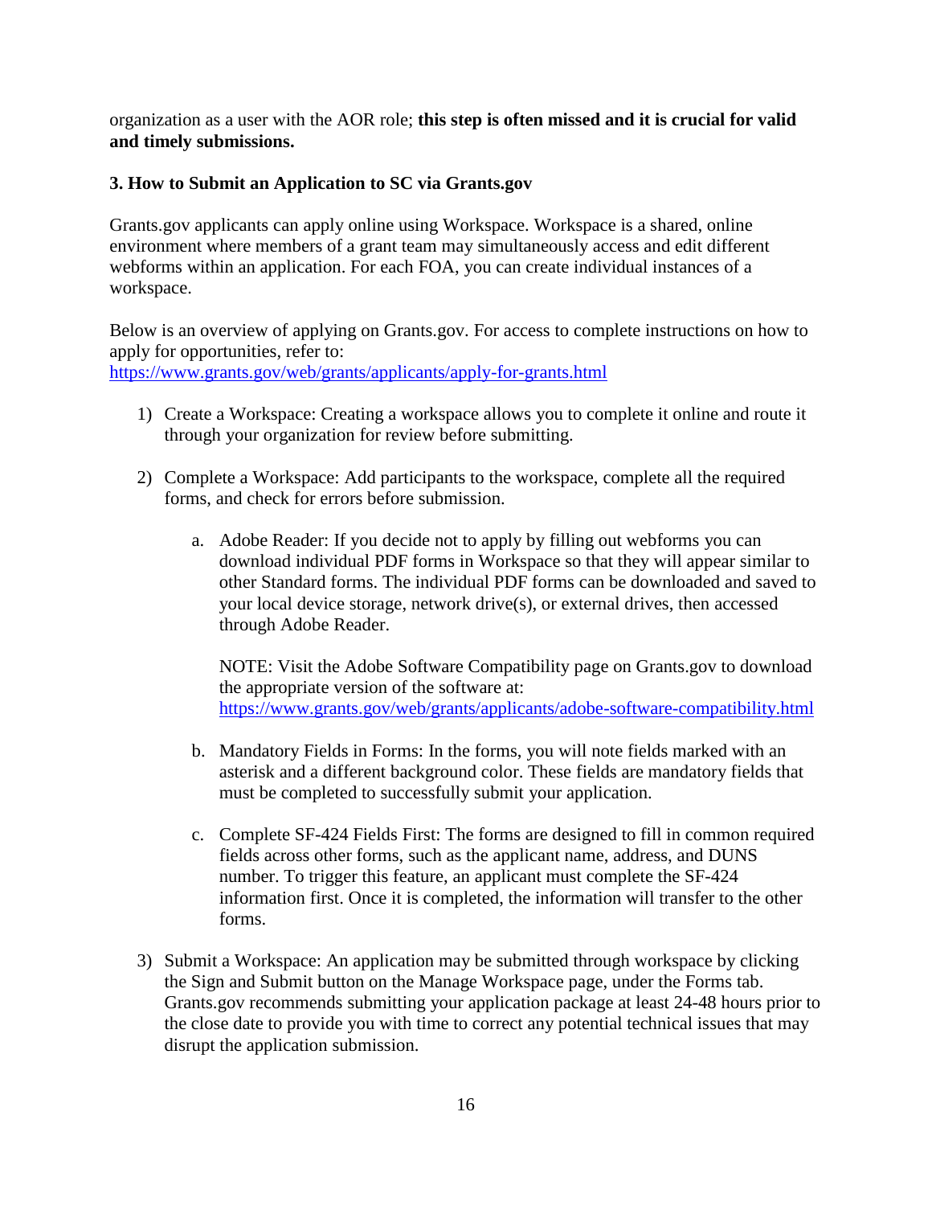organization as a user with the AOR role; **this step is often missed and it is crucial for valid and timely submissions.**

### 3. How to Submit an Application to SC via Grants.gov

Grants.gov applicants can apply online using Workspace. Workspace is a shared, online environment where members of a grant team may simultaneously access and edit different webforms within an application. For each FOA, you can create individual instances of a workspace.

Below is an overview of applying on Grants.gov. For access to complete instructions on how to apply for opportunities, refer to: https://www.grants.gov/web/grants/applicants/apply-for-grants.html

1) Create a Workspace: Creating a workspace allows you to complete it online and route it through your organization for review before submitting.

2) Complete a Workspace: Add participants to the workspace, complete all the required forms, and check for errors before submission.

    a. Adobe Reader: If you decide not to apply by filling out webforms you can download individual PDF forms in Workspace so that they will appear similar to other Standard forms. The individual PDF forms can be downloaded and saved to your local device storage, network drive(s), or external drives, then accessed through Adobe Reader.

       NOTE: Visit the Adobe Software Compatibility page on Grants.gov to download the appropriate version of the software at: https://www.grants.gov/web/grants/applicants/adobe-software-compatibility.html

    b. Mandatory Fields in Forms: In the forms, you will note fields marked with an asterisk and a different background color. These fields are mandatory fields that must be completed to successfully submit your application.

    c. Complete SF-424 Fields First: The forms are designed to fill in common required fields across other forms, such as the applicant name, address, and DUNS number. To trigger this feature, an applicant must complete the SF-424 information first. Once it is completed, the information will transfer to the other forms.

3) Submit a Workspace: An application may be submitted through workspace by clicking the Sign and Submit button on the Manage Workspace page, under the Forms tab. Grants.gov recommends submitting your application package at least 24-48 hours prior to the close date to provide you with time to correct any potential technical issues that may disrupt the application submission.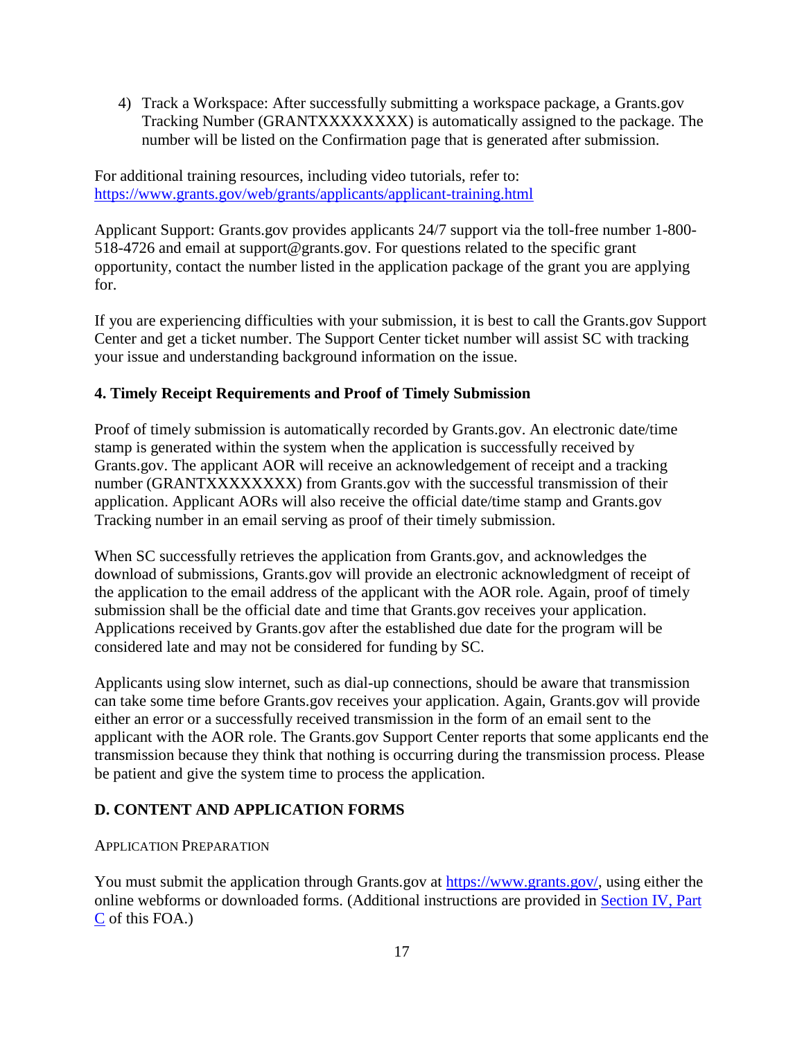4) Track a Workspace: After successfully submitting a workspace package, a Grants.gov Tracking Number (GRANTXXXXXXXX) is automatically assigned to the package. The number will be listed on the Confirmation page that is generated after submission.

For additional training resources, including video tutorials, refer to: [https://www.grants.gov/web/grants/applicants/applicant-training.html](https://www.grants.gov/web/grants/applicants/applicant-training.html)

Applicant Support: Grants.gov provides applicants 24/7 support via the toll-free number 1-800-518-4726 and email at support@grants.gov. For questions related to the specific grant opportunity, contact the number listed in the application package of the grant you are applying for.

If you are experiencing difficulties with your submission, it is best to call the Grants.gov Support Center and get a ticket number. The Support Center ticket number will assist SC with tracking your issue and understanding background information on the issue.

### 4. Timely Receipt Requirements and Proof of Timely Submission

Proof of timely submission is automatically recorded by Grants.gov. An electronic date/time stamp is generated within the system when the application is successfully received by Grants.gov. The applicant AOR will receive an acknowledgement of receipt and a tracking number (GRANTXXXXXXXX) from Grants.gov with the successful transmission of their application. Applicant AORs will also receive the official date/time stamp and Grants.gov Tracking number in an email serving as proof of their timely submission.

When SC successfully retrieves the application from Grants.gov, and acknowledges the download of submissions, Grants.gov will provide an electronic acknowledgment of receipt of the application to the email address of the applicant with the AOR role. Again, proof of timely submission shall be the official date and time that Grants.gov receives your application. Applications received by Grants.gov after the established due date for the program will be considered late and may not be considered for funding by SC.

Applicants using slow internet, such as dial-up connections, should be aware that transmission can take some time before Grants.gov receives your application. Again, Grants.gov will provide either an error or a successfully received transmission in the form of an email sent to the applicant with the AOR role. The Grants.gov Support Center reports that some applicants end the transmission because they think that nothing is occurring during the transmission process. Please be patient and give the system time to process the application.

## D. CONTENT AND APPLICATION FORMS

APPLICATION PREPARATION

You must submit the application through Grants.gov at [https://www.grants.gov/](https://www.grants.gov/), using either the online webforms or downloaded forms. (Additional instructions are provided in Section IV, Part C of this FOA.)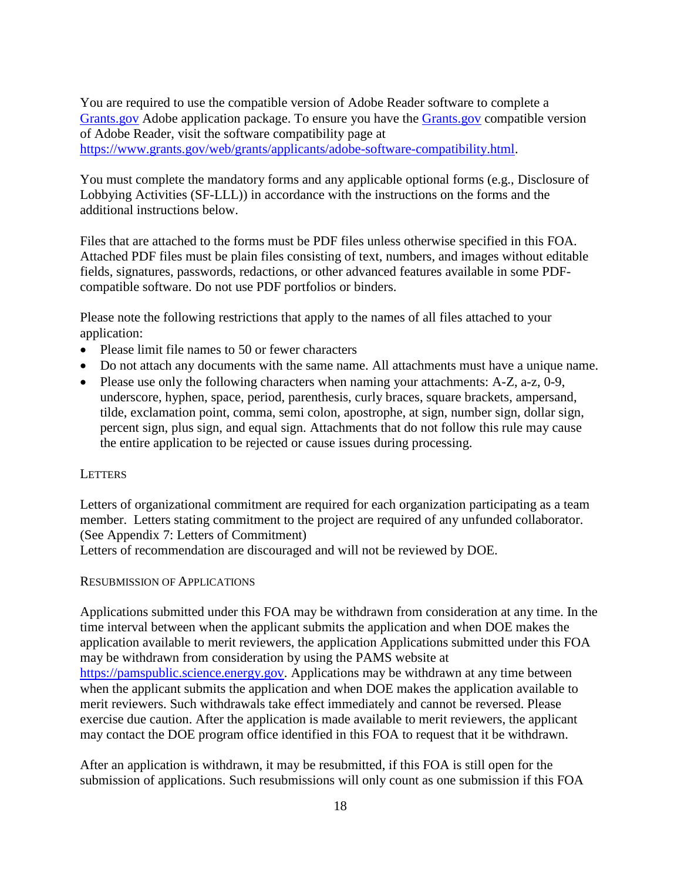You are required to use the compatible version of Adobe Reader software to complete a [Grants.gov](https://www.grants.gov) Adobe application package. To ensure you have the [Grants.gov](https://www.grants.gov) compatible version of Adobe Reader, visit the software compatibility page at https://www.grants.gov/web/grants/applicants/adobe-software-compatibility.html.

You must complete the mandatory forms and any applicable optional forms (e.g., Disclosure of Lobbying Activities (SF-LLL)) in accordance with the instructions on the forms and the additional instructions below.

Files that are attached to the forms must be PDF files unless otherwise specified in this FOA. Attached PDF files must be plain files consisting of text, numbers, and images without editable fields, signatures, passwords, redactions, or other advanced features available in some PDF-compatible software. Do not use PDF portfolios or binders.

Please note the following restrictions that apply to the names of all files attached to your application:

- Please limit file names to 50 or fewer characters
- Do not attach any documents with the same name. All attachments must have a unique name.
- Please use only the following characters when naming your attachments: A-Z, a-z, 0-9, underscore, hyphen, space, period, parenthesis, curly braces, square brackets, ampersand, tilde, exclamation point, comma, semi colon, apostrophe, at sign, number sign, dollar sign, percent sign, plus sign, and equal sign. Attachments that do not follow this rule may cause the entire application to be rejected or cause issues during processing.

#### LETTERS

Letters of organizational commitment are required for each organization participating as a team member. Letters stating commitment to the project are required of any unfunded collaborator. (See Appendix 7: Letters of Commitment)
Letters of recommendation are discouraged and will not be reviewed by DOE.

#### RESUBMISSION OF APPLICATIONS

Applications submitted under this FOA may be withdrawn from consideration at any time. In the time interval between when the applicant submits the application and when DOE makes the application available to merit reviewers, the application Applications submitted under this FOA may be withdrawn from consideration by using the PAMS website at https://pamspublic.science.energy.gov. Applications may be withdrawn at any time between when the applicant submits the application and when DOE makes the application available to merit reviewers. Such withdrawals take effect immediately and cannot be reversed. Please exercise due caution. After the application is made available to merit reviewers, the applicant may contact the DOE program office identified in this FOA to request that it be withdrawn.

After an application is withdrawn, it may be resubmitted, if this FOA is still open for the submission of applications. Such resubmissions will only count as one submission if this FOA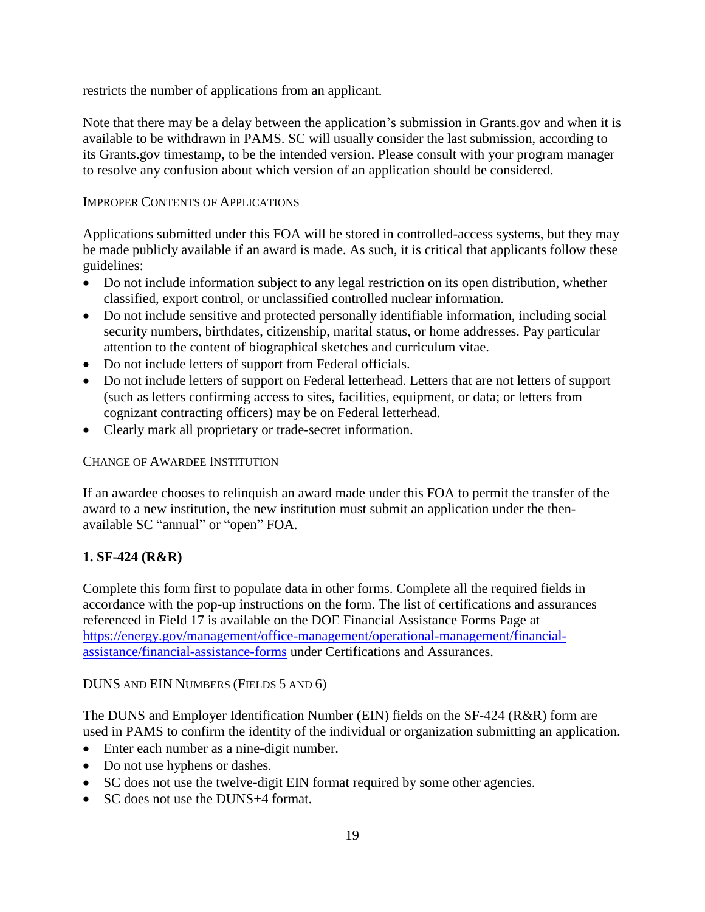restricts the number of applications from an applicant.

Note that there may be a delay between the application's submission in Grants.gov and when it is available to be withdrawn in PAMS. SC will usually consider the last submission, according to its Grants.gov timestamp, to be the intended version. Please consult with your program manager to resolve any confusion about which version of an application should be considered.

#### IMPROPER CONTENTS OF APPLICATIONS

Applications submitted under this FOA will be stored in controlled-access systems, but they may be made publicly available if an award is made. As such, it is critical that applicants follow these guidelines:

- Do not include information subject to any legal restriction on its open distribution, whether classified, export control, or unclassified controlled nuclear information.
- Do not include sensitive and protected personally identifiable information, including social security numbers, birthdates, citizenship, marital status, or home addresses. Pay particular attention to the content of biographical sketches and curriculum vitae.
- Do not include letters of support from Federal officials.
- Do not include letters of support on Federal letterhead. Letters that are not letters of support (such as letters confirming access to sites, facilities, equipment, or data; or letters from cognizant contracting officers) may be on Federal letterhead.
- Clearly mark all proprietary or trade-secret information.

#### CHANGE OF AWARDEE INSTITUTION

If an awardee chooses to relinquish an award made under this FOA to permit the transfer of the award to a new institution, the new institution must submit an application under the then-available SC "annual" or "open" FOA.

### 1. SF-424 (R&R)

Complete this form first to populate data in other forms. Complete all the required fields in accordance with the pop-up instructions on the form. The list of certifications and assurances referenced in Field 17 is available on the DOE Financial Assistance Forms Page at [https://energy.gov/management/office-management/operational-management/financial-assistance/financial-assistance-forms](https://energy.gov/management/office-management/operational-management/financial-assistance/financial-assistance-forms) under Certifications and Assurances.

#### DUNS AND EIN NUMBERS (FIELDS 5 AND 6)

The DUNS and Employer Identification Number (EIN) fields on the SF-424 (R&R) form are used in PAMS to confirm the identity of the individual or organization submitting an application.

- Enter each number as a nine-digit number.
- Do not use hyphens or dashes.
- SC does not use the twelve-digit EIN format required by some other agencies.
- SC does not use the DUNS+4 format.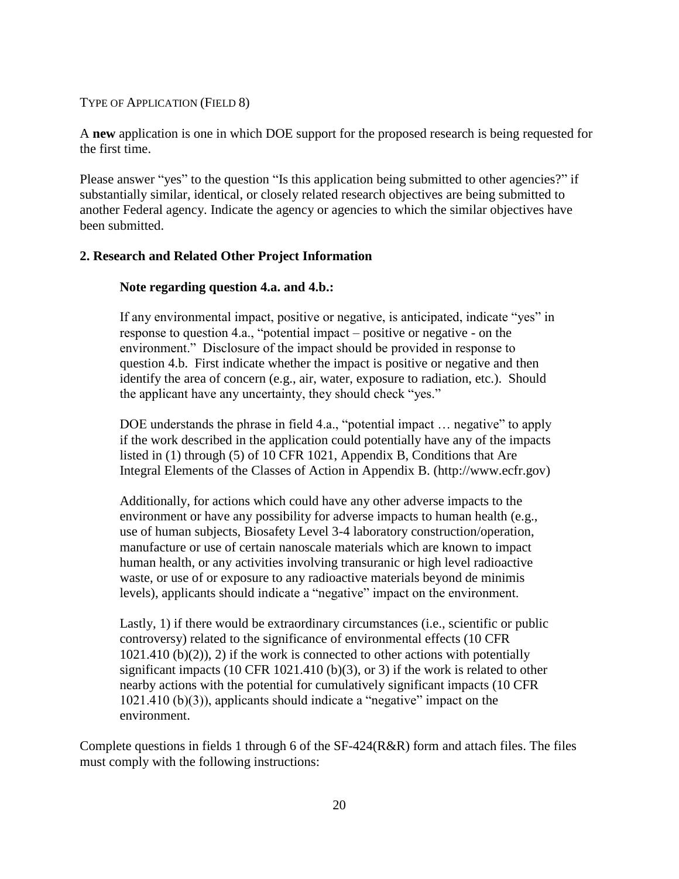TYPE OF APPLICATION (FIELD 8)

A **new** application is one in which DOE support for the proposed research is being requested for the first time.

Please answer "yes" to the question "Is this application being submitted to other agencies?" if substantially similar, identical, or closely related research objectives are being submitted to another Federal agency. Indicate the agency or agencies to which the similar objectives have been submitted.

**2. Research and Related Other Project Information**

> **Note regarding question 4.a. and 4.b.:**
>
> If any environmental impact, positive or negative, is anticipated, indicate "yes" in response to question 4.a., "potential impact – positive or negative - on the environment." Disclosure of the impact should be provided in response to question 4.b. First indicate whether the impact is positive or negative and then identify the area of concern (e.g., air, water, exposure to radiation, etc.). Should the applicant have any uncertainty, they should check "yes."
>
> DOE understands the phrase in field 4.a., "potential impact … negative" to apply if the work described in the application could potentially have any of the impacts listed in (1) through (5) of 10 CFR 1021, Appendix B, Conditions that Are Integral Elements of the Classes of Action in Appendix B. (http://www.ecfr.gov)
>
> Additionally, for actions which could have any other adverse impacts to the environment or have any possibility for adverse impacts to human health (e.g., use of human subjects, Biosafety Level 3-4 laboratory construction/operation, manufacture or use of certain nanoscale materials which are known to impact human health, or any activities involving transuranic or high level radioactive waste, or use of or exposure to any radioactive materials beyond de minimis levels), applicants should indicate a "negative" impact on the environment.
>
> Lastly, 1) if there would be extraordinary circumstances (i.e., scientific or public controversy) related to the significance of environmental effects (10 CFR 1021.410 (b)(2)), 2) if the work is connected to other actions with potentially significant impacts (10 CFR 1021.410 (b)(3), or 3) if the work is related to other nearby actions with the potential for cumulatively significant impacts (10 CFR 1021.410 (b)(3)), applicants should indicate a "negative" impact on the environment.

Complete questions in fields 1 through 6 of the SF-424(R&R) form and attach files. The files must comply with the following instructions: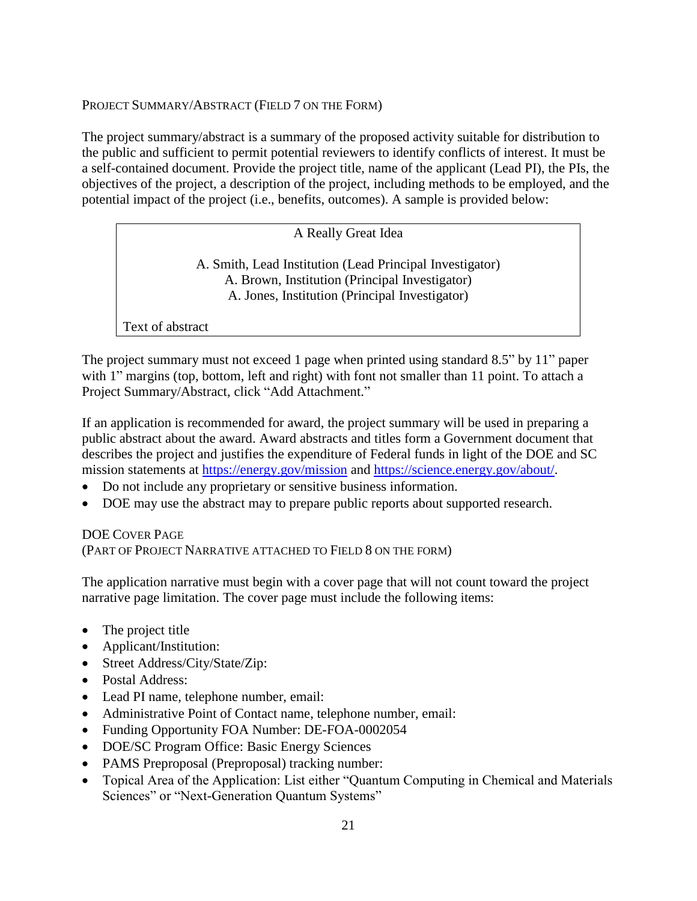### Project Summary/Abstract (Field 7 on the Form)

The project summary/abstract is a summary of the proposed activity suitable for distribution to the public and sufficient to permit potential reviewers to identify conflicts of interest. It must be a self-contained document. Provide the project title, name of the applicant (Lead PI), the PIs, the objectives of the project, a description of the project, including methods to be employed, and the potential impact of the project (i.e., benefits, outcomes). A sample is provided below:

> A Really Great Idea
>
> A. Smith, Lead Institution (Lead Principal Investigator)
> A. Brown, Institution (Principal Investigator)
> A. Jones, Institution (Principal Investigator)
>
> Text of abstract

The project summary must not exceed 1 page when printed using standard 8.5" by 11" paper with 1" margins (top, bottom, left and right) with font not smaller than 11 point. To attach a Project Summary/Abstract, click "Add Attachment."

If an application is recommended for award, the project summary will be used in preparing a public abstract about the award. Award abstracts and titles form a Government document that describes the project and justifies the expenditure of Federal funds in light of the DOE and SC mission statements at https://energy.gov/mission and https://science.energy.gov/about/.

- Do not include any proprietary or sensitive business information.
- DOE may use the abstract may to prepare public reports about supported research.

### DOE Cover Page
(Part of Project Narrative attached to Field 8 on the Form)

The application narrative must begin with a cover page that will not count toward the project narrative page limitation. The cover page must include the following items:

- The project title
- Applicant/Institution:
- Street Address/City/State/Zip:
- Postal Address:
- Lead PI name, telephone number, email:
- Administrative Point of Contact name, telephone number, email:
- Funding Opportunity FOA Number: DE-FOA-0002054
- DOE/SC Program Office: Basic Energy Sciences
- PAMS Preproposal (Preproposal) tracking number:
- Topical Area of the Application: List either "Quantum Computing in Chemical and Materials Sciences" or "Next-Generation Quantum Systems"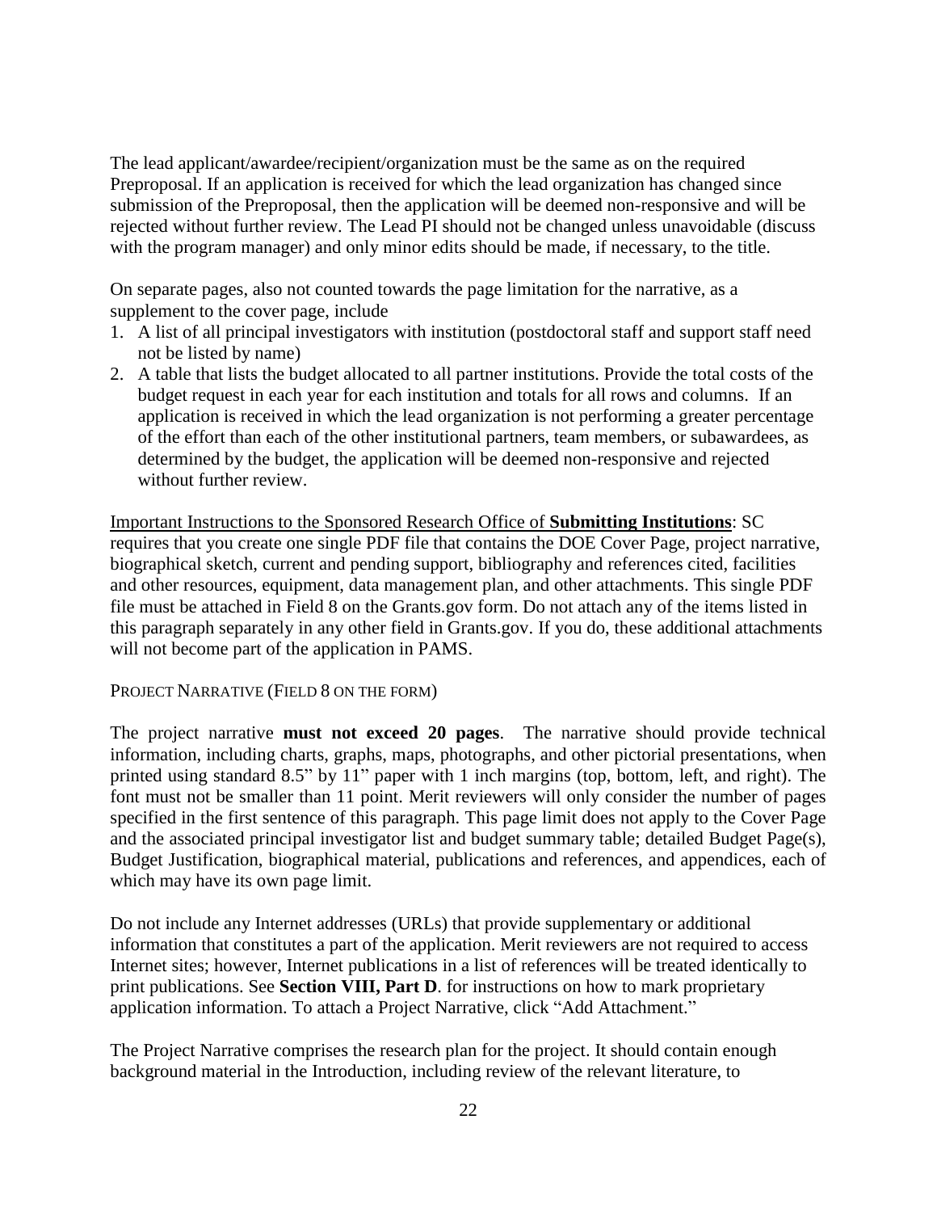The lead applicant/awardee/recipient/organization must be the same as on the required Preproposal. If an application is received for which the lead organization has changed since submission of the Preproposal, then the application will be deemed non-responsive and will be rejected without further review. The Lead PI should not be changed unless unavoidable (discuss with the program manager) and only minor edits should be made, if necessary, to the title.

On separate pages, also not counted towards the page limitation for the narrative, as a supplement to the cover page, include

1. A list of all principal investigators with institution (postdoctoral staff and support staff need not be listed by name)
2. A table that lists the budget allocated to all partner institutions. Provide the total costs of the budget request in each year for each institution and totals for all rows and columns. If an application is received in which the lead organization is not performing a greater percentage of the effort than each of the other institutional partners, team members, or subawardees, as determined by the budget, the application will be deemed non-responsive and rejected without further review.

Important Instructions to the Sponsored Research Office of **Submitting Institutions**: SC requires that you create one single PDF file that contains the DOE Cover Page, project narrative, biographical sketch, current and pending support, bibliography and references cited, facilities and other resources, equipment, data management plan, and other attachments. This single PDF file must be attached in Field 8 on the Grants.gov form. Do not attach any of the items listed in this paragraph separately in any other field in Grants.gov. If you do, these additional attachments will not become part of the application in PAMS.

### PROJECT NARRATIVE (FIELD 8 ON THE FORM)

The project narrative **must not exceed 20 pages**. The narrative should provide technical information, including charts, graphs, maps, photographs, and other pictorial presentations, when printed using standard 8.5" by 11" paper with 1 inch margins (top, bottom, left, and right). The font must not be smaller than 11 point. Merit reviewers will only consider the number of pages specified in the first sentence of this paragraph. This page limit does not apply to the Cover Page and the associated principal investigator list and budget summary table; detailed Budget Page(s), Budget Justification, biographical material, publications and references, and appendices, each of which may have its own page limit.

Do not include any Internet addresses (URLs) that provide supplementary or additional information that constitutes a part of the application. Merit reviewers are not required to access Internet sites; however, Internet publications in a list of references will be treated identically to print publications. See **Section VIII, Part D**. for instructions on how to mark proprietary application information. To attach a Project Narrative, click "Add Attachment."

The Project Narrative comprises the research plan for the project. It should contain enough background material in the Introduction, including review of the relevant literature, to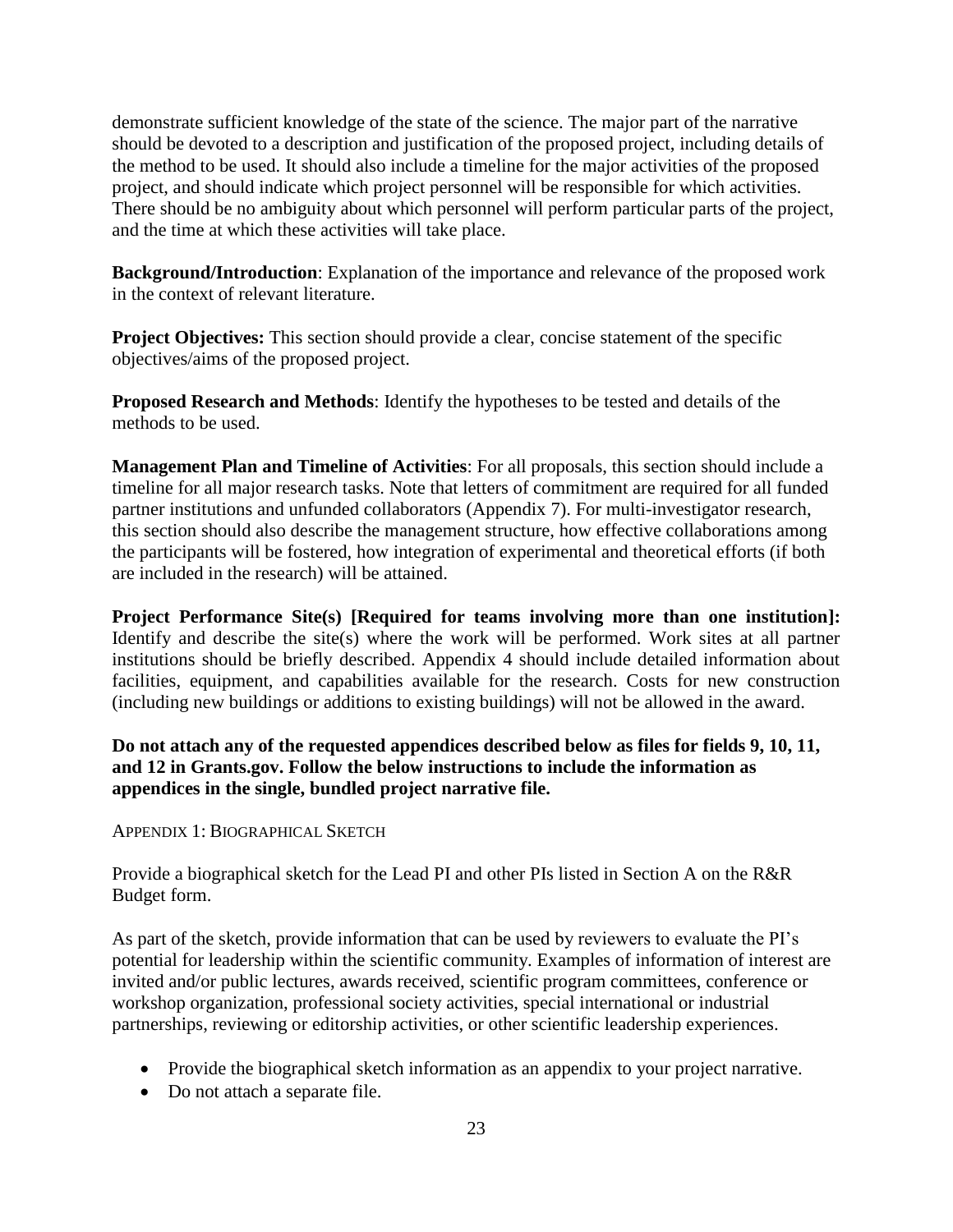demonstrate sufficient knowledge of the state of the science. The major part of the narrative should be devoted to a description and justification of the proposed project, including details of the method to be used. It should also include a timeline for the major activities of the proposed project, and should indicate which project personnel will be responsible for which activities. There should be no ambiguity about which personnel will perform particular parts of the project, and the time at which these activities will take place.

**Background/Introduction**: Explanation of the importance and relevance of the proposed work in the context of relevant literature.

**Project Objectives:** This section should provide a clear, concise statement of the specific objectives/aims of the proposed project.

**Proposed Research and Methods**: Identify the hypotheses to be tested and details of the methods to be used.

**Management Plan and Timeline of Activities**: For all proposals, this section should include a timeline for all major research tasks. Note that letters of commitment are required for all funded partner institutions and unfunded collaborators (Appendix 7). For multi-investigator research, this section should also describe the management structure, how effective collaborations among the participants will be fostered, how integration of experimental and theoretical efforts (if both are included in the research) will be attained.

**Project Performance Site(s) [Required for teams involving more than one institution]:** Identify and describe the site(s) where the work will be performed. Work sites at all partner institutions should be briefly described. Appendix 4 should include detailed information about facilities, equipment, and capabilities available for the research. Costs for new construction (including new buildings or additions to existing buildings) will not be allowed in the award.

**Do not attach any of the requested appendices described below as files for fields 9, 10, 11, and 12 in Grants.gov. Follow the below instructions to include the information as appendices in the single, bundled project narrative file.**

APPENDIX 1: BIOGRAPHICAL SKETCH

Provide a biographical sketch for the Lead PI and other PIs listed in Section A on the R&R Budget form.

As part of the sketch, provide information that can be used by reviewers to evaluate the PI's potential for leadership within the scientific community. Examples of information of interest are invited and/or public lectures, awards received, scientific program committees, conference or workshop organization, professional society activities, special international or industrial partnerships, reviewing or editorship activities, or other scientific leadership experiences.

- Provide the biographical sketch information as an appendix to your project narrative.
- Do not attach a separate file.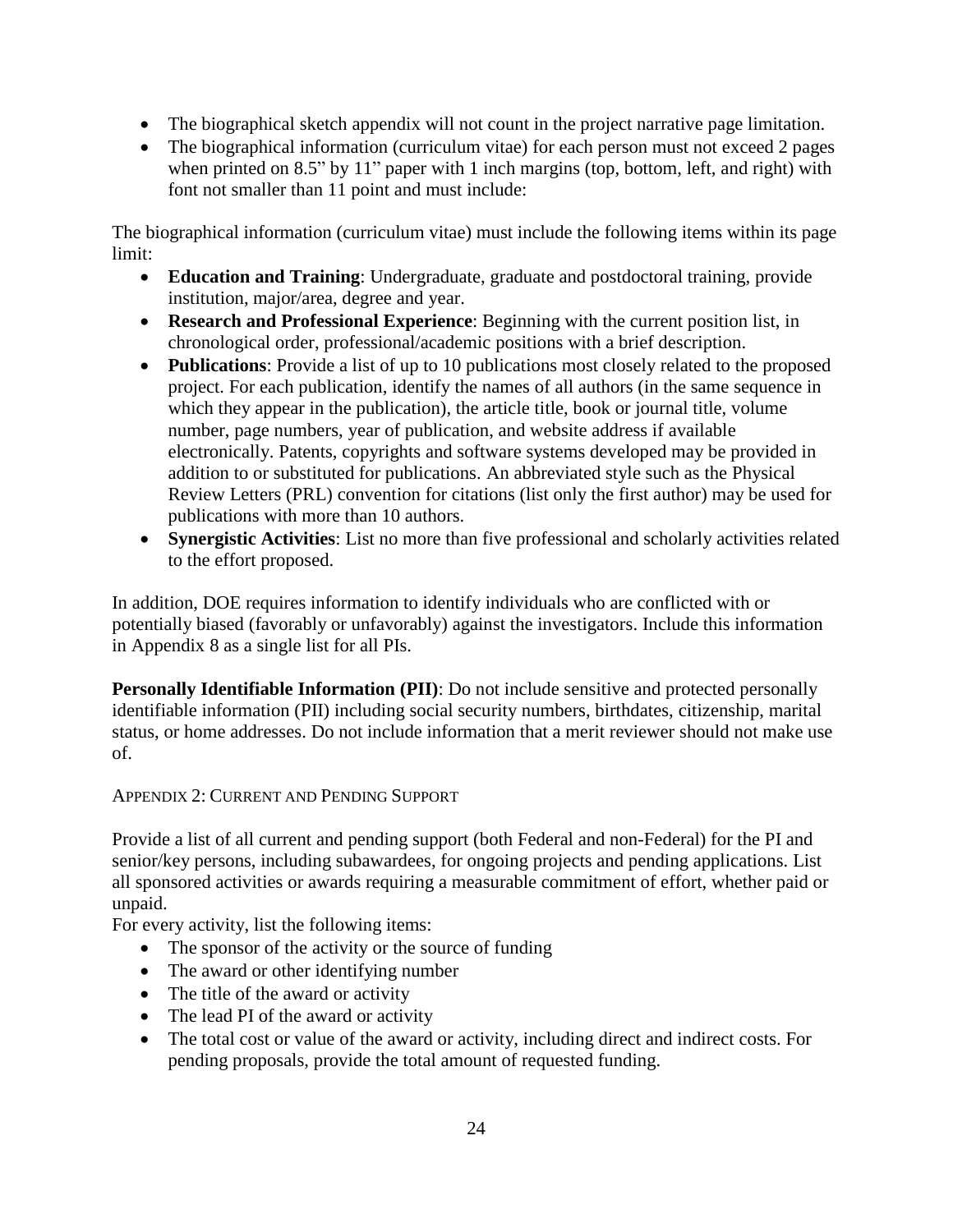- The biographical sketch appendix will not count in the project narrative page limitation.
- The biographical information (curriculum vitae) for each person must not exceed 2 pages when printed on 8.5" by 11" paper with 1 inch margins (top, bottom, left, and right) with font not smaller than 11 point and must include:

The biographical information (curriculum vitae) must include the following items within its page limit:

- **Education and Training**: Undergraduate, graduate and postdoctoral training, provide institution, major/area, degree and year.
- **Research and Professional Experience**: Beginning with the current position list, in chronological order, professional/academic positions with a brief description.
- **Publications**: Provide a list of up to 10 publications most closely related to the proposed project. For each publication, identify the names of all authors (in the same sequence in which they appear in the publication), the article title, book or journal title, volume number, page numbers, year of publication, and website address if available electronically. Patents, copyrights and software systems developed may be provided in addition to or substituted for publications. An abbreviated style such as the Physical Review Letters (PRL) convention for citations (list only the first author) may be used for publications with more than 10 authors.
- **Synergistic Activities**: List no more than five professional and scholarly activities related to the effort proposed.

In addition, DOE requires information to identify individuals who are conflicted with or potentially biased (favorably or unfavorably) against the investigators. Include this information in Appendix 8 as a single list for all PIs.

**Personally Identifiable Information (PII)**: Do not include sensitive and protected personally identifiable information (PII) including social security numbers, birthdates, citizenship, marital status, or home addresses. Do not include information that a merit reviewer should not make use of.

## APPENDIX 2: CURRENT AND PENDING SUPPORT

Provide a list of all current and pending support (both Federal and non-Federal) for the PI and senior/key persons, including subawardees, for ongoing projects and pending applications. List all sponsored activities or awards requiring a measurable commitment of effort, whether paid or unpaid.

For every activity, list the following items:

- The sponsor of the activity or the source of funding
- The award or other identifying number
- The title of the award or activity
- The lead PI of the award or activity
- The total cost or value of the award or activity, including direct and indirect costs. For pending proposals, provide the total amount of requested funding.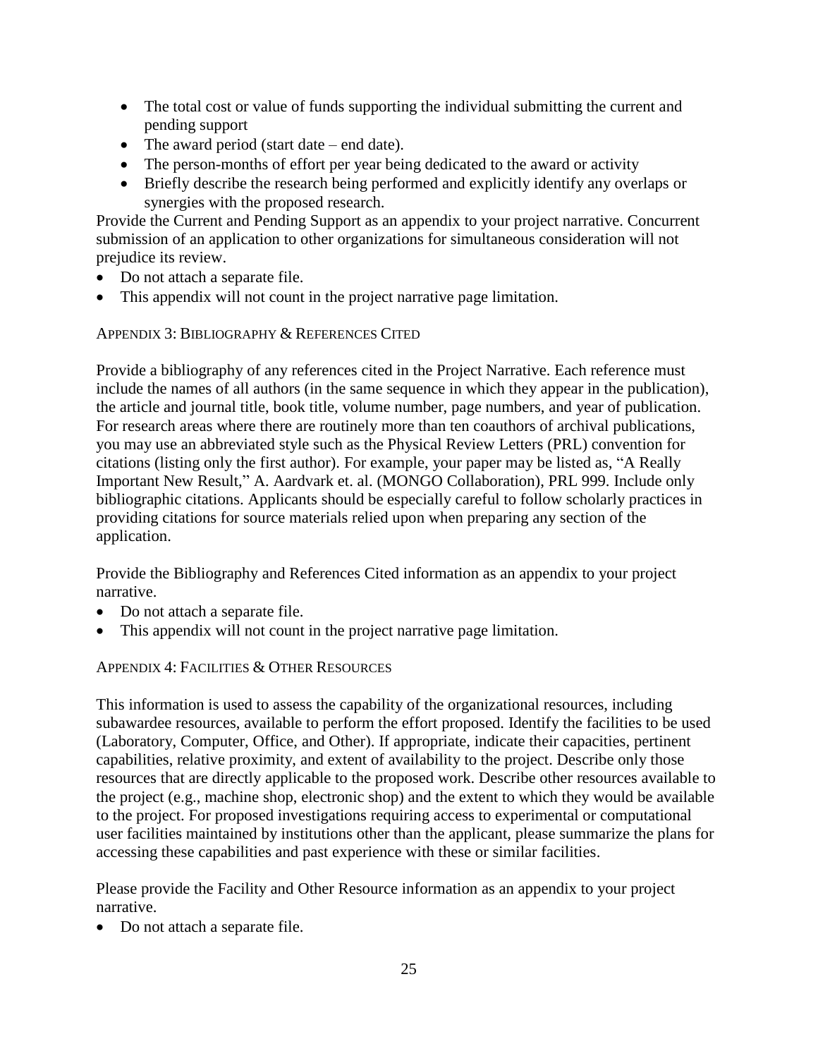- The total cost or value of funds supporting the individual submitting the current and pending support
- The award period (start date – end date).
- The person-months of effort per year being dedicated to the award or activity
- Briefly describe the research being performed and explicitly identify any overlaps or synergies with the proposed research.

Provide the Current and Pending Support as an appendix to your project narrative. Concurrent submission of an application to other organizations for simultaneous consideration will not prejudice its review.

- Do not attach a separate file.
- This appendix will not count in the project narrative page limitation.

### Appendix 3: Bibliography & References Cited

Provide a bibliography of any references cited in the Project Narrative. Each reference must include the names of all authors (in the same sequence in which they appear in the publication), the article and journal title, book title, volume number, page numbers, and year of publication. For research areas where there are routinely more than ten coauthors of archival publications, you may use an abbreviated style such as the Physical Review Letters (PRL) convention for citations (listing only the first author). For example, your paper may be listed as, "A Really Important New Result," A. Aardvark et. al. (MONGO Collaboration), PRL 999. Include only bibliographic citations. Applicants should be especially careful to follow scholarly practices in providing citations for source materials relied upon when preparing any section of the application.

Provide the Bibliography and References Cited information as an appendix to your project narrative.

- Do not attach a separate file.
- This appendix will not count in the project narrative page limitation.

### Appendix 4: Facilities & Other Resources

This information is used to assess the capability of the organizational resources, including subawardee resources, available to perform the effort proposed. Identify the facilities to be used (Laboratory, Computer, Office, and Other). If appropriate, indicate their capacities, pertinent capabilities, relative proximity, and extent of availability to the project. Describe only those resources that are directly applicable to the proposed work. Describe other resources available to the project (e.g., machine shop, electronic shop) and the extent to which they would be available to the project. For proposed investigations requiring access to experimental or computational user facilities maintained by institutions other than the applicant, please summarize the plans for accessing these capabilities and past experience with these or similar facilities.

Please provide the Facility and Other Resource information as an appendix to your project narrative.

- Do not attach a separate file.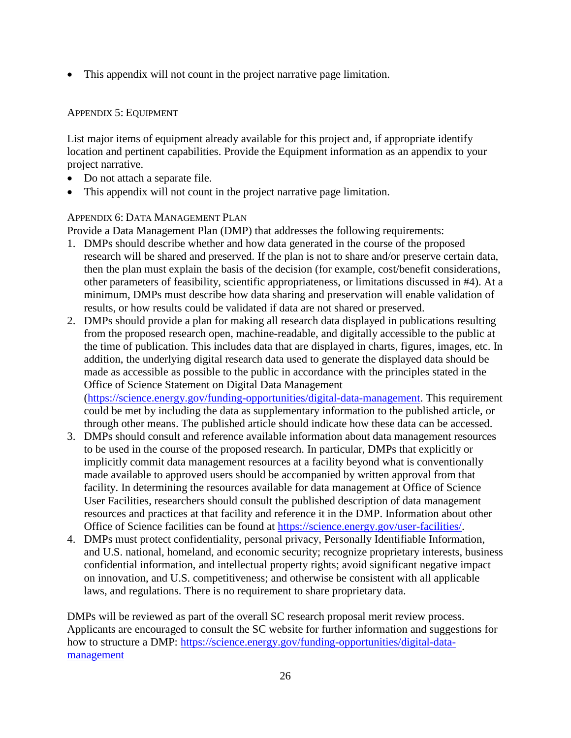- This appendix will not count in the project narrative page limitation.

### Appendix 5: Equipment

List major items of equipment already available for this project and, if appropriate identify location and pertinent capabilities. Provide the Equipment information as an appendix to your project narrative.

- Do not attach a separate file.
- This appendix will not count in the project narrative page limitation.

### Appendix 6: Data Management Plan

Provide a Data Management Plan (DMP) that addresses the following requirements:

1. DMPs should describe whether and how data generated in the course of the proposed research will be shared and preserved. If the plan is not to share and/or preserve certain data, then the plan must explain the basis of the decision (for example, cost/benefit considerations, other parameters of feasibility, scientific appropriateness, or limitations discussed in #4). At a minimum, DMPs must describe how data sharing and preservation will enable validation of results, or how results could be validated if data are not shared or preserved.
2. DMPs should provide a plan for making all research data displayed in publications resulting from the proposed research open, machine-readable, and digitally accessible to the public at the time of publication. This includes data that are displayed in charts, figures, images, etc. In addition, the underlying digital research data used to generate the displayed data should be made as accessible as possible to the public in accordance with the principles stated in the Office of Science Statement on Digital Data Management (https://science.energy.gov/funding-opportunities/digital-data-management. This requirement could be met by including the data as supplementary information to the published article, or through other means. The published article should indicate how these data can be accessed.
3. DMPs should consult and reference available information about data management resources to be used in the course of the proposed research. In particular, DMPs that explicitly or implicitly commit data management resources at a facility beyond what is conventionally made available to approved users should be accompanied by written approval from that facility. In determining the resources available for data management at Office of Science User Facilities, researchers should consult the published description of data management resources and practices at that facility and reference it in the DMP. Information about other Office of Science facilities can be found at https://science.energy.gov/user-facilities/.
4. DMPs must protect confidentiality, personal privacy, Personally Identifiable Information, and U.S. national, homeland, and economic security; recognize proprietary interests, business confidential information, and intellectual property rights; avoid significant negative impact on innovation, and U.S. competitiveness; and otherwise be consistent with all applicable laws, and regulations. There is no requirement to share proprietary data.

DMPs will be reviewed as part of the overall SC research proposal merit review process. Applicants are encouraged to consult the SC website for further information and suggestions for how to structure a DMP: https://science.energy.gov/funding-opportunities/digital-data-management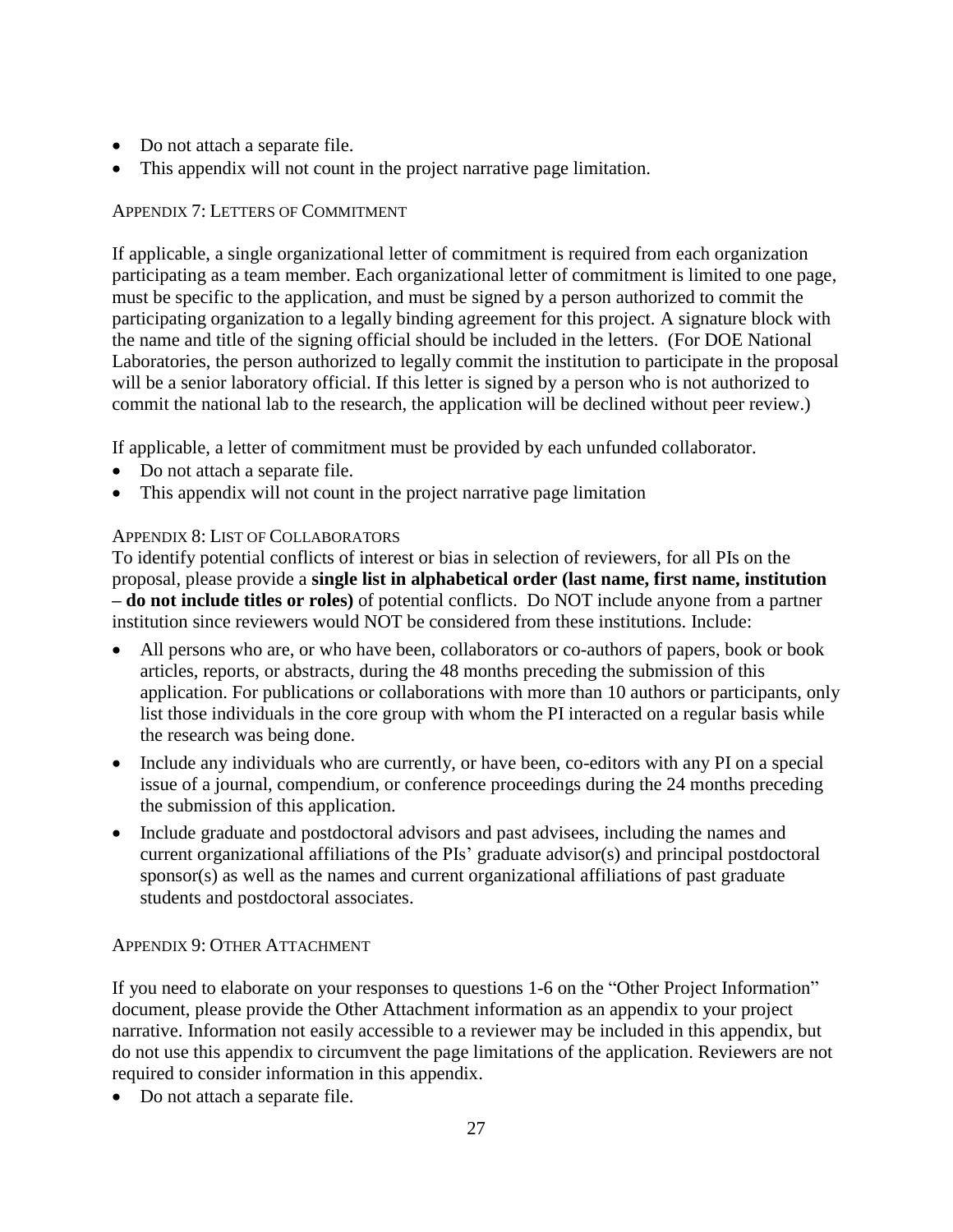- Do not attach a separate file.
- This appendix will not count in the project narrative page limitation.

### APPENDIX 7: LETTERS OF COMMITMENT

If applicable, a single organizational letter of commitment is required from each organization participating as a team member. Each organizational letter of commitment is limited to one page, must be specific to the application, and must be signed by a person authorized to commit the participating organization to a legally binding agreement for this project. A signature block with the name and title of the signing official should be included in the letters. (For DOE National Laboratories, the person authorized to legally commit the institution to participate in the proposal will be a senior laboratory official. If this letter is signed by a person who is not authorized to commit the national lab to the research, the application will be declined without peer review.)

If applicable, a letter of commitment must be provided by each unfunded collaborator.

- Do not attach a separate file.
- This appendix will not count in the project narrative page limitation

### APPENDIX 8: LIST OF COLLABORATORS

To identify potential conflicts of interest or bias in selection of reviewers, for all PIs on the proposal, please provide a **single list in alphabetical order (last name, first name, institution – do not include titles or roles)** of potential conflicts. Do NOT include anyone from a partner institution since reviewers would NOT be considered from these institutions. Include:

- All persons who are, or who have been, collaborators or co-authors of papers, book or book articles, reports, or abstracts, during the 48 months preceding the submission of this application. For publications or collaborations with more than 10 authors or participants, only list those individuals in the core group with whom the PI interacted on a regular basis while the research was being done.
- Include any individuals who are currently, or have been, co-editors with any PI on a special issue of a journal, compendium, or conference proceedings during the 24 months preceding the submission of this application.
- Include graduate and postdoctoral advisors and past advisees, including the names and current organizational affiliations of the PIs' graduate advisor(s) and principal postdoctoral sponsor(s) as well as the names and current organizational affiliations of past graduate students and postdoctoral associates.

### APPENDIX 9: OTHER ATTACHMENT

If you need to elaborate on your responses to questions 1-6 on the "Other Project Information" document, please provide the Other Attachment information as an appendix to your project narrative. Information not easily accessible to a reviewer may be included in this appendix, but do not use this appendix to circumvent the page limitations of the application. Reviewers are not required to consider information in this appendix.

- Do not attach a separate file.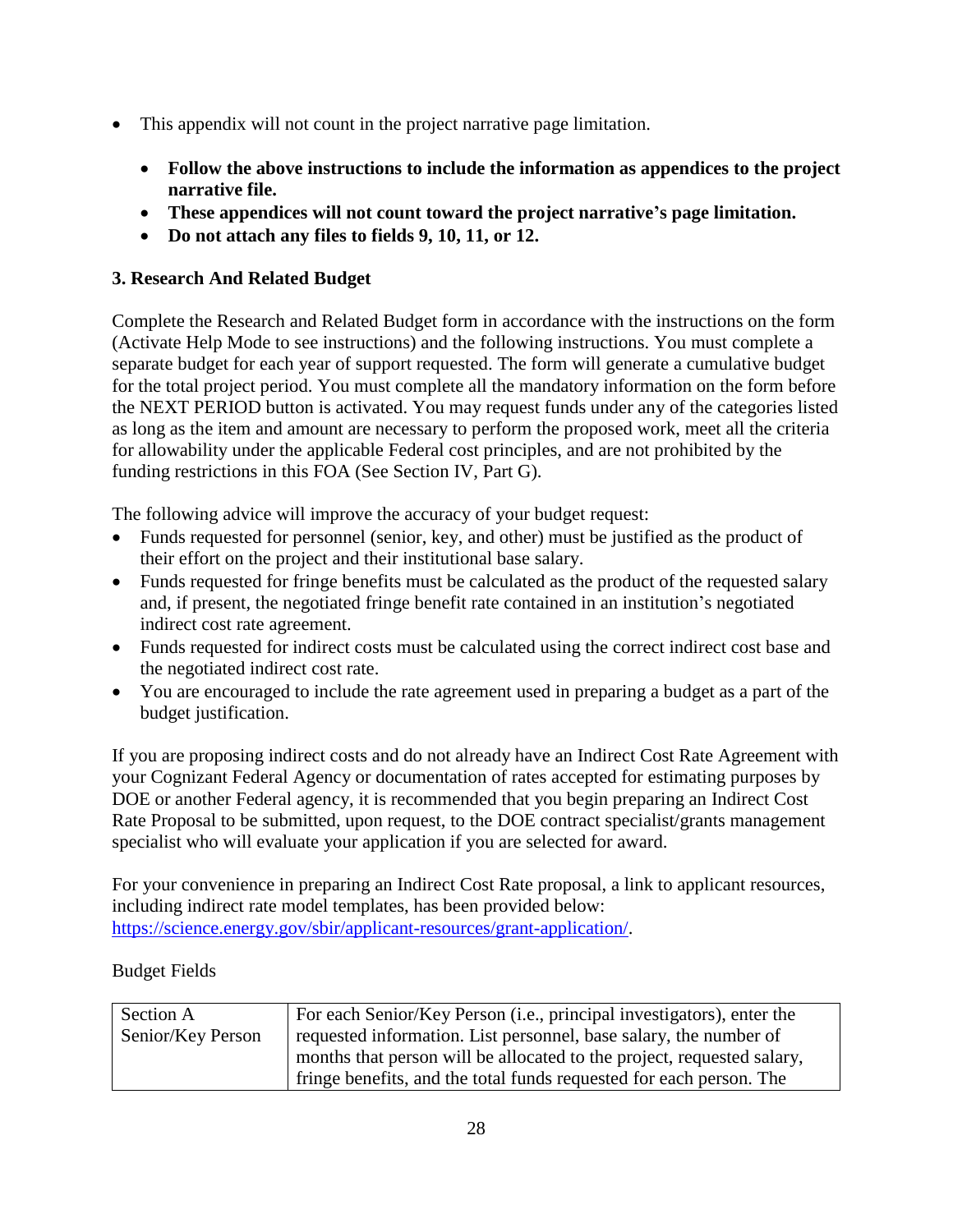- This appendix will not count in the project narrative page limitation.

  - **Follow the above instructions to include the information as appendices to the project narrative file.**
  - **These appendices will not count toward the project narrative's page limitation.**
  - **Do not attach any files to fields 9, 10, 11, or 12.**

### 3. Research And Related Budget

Complete the Research and Related Budget form in accordance with the instructions on the form (Activate Help Mode to see instructions) and the following instructions. You must complete a separate budget for each year of support requested. The form will generate a cumulative budget for the total project period. You must complete all the mandatory information on the form before the NEXT PERIOD button is activated. You may request funds under any of the categories listed as long as the item and amount are necessary to perform the proposed work, meet all the criteria for allowability under the applicable Federal cost principles, and are not prohibited by the funding restrictions in this FOA (See Section IV, Part G).

The following advice will improve the accuracy of your budget request:

- Funds requested for personnel (senior, key, and other) must be justified as the product of their effort on the project and their institutional base salary.
- Funds requested for fringe benefits must be calculated as the product of the requested salary and, if present, the negotiated fringe benefit rate contained in an institution's negotiated indirect cost rate agreement.
- Funds requested for indirect costs must be calculated using the correct indirect cost base and the negotiated indirect cost rate.
- You are encouraged to include the rate agreement used in preparing a budget as a part of the budget justification.

If you are proposing indirect costs and do not already have an Indirect Cost Rate Agreement with your Cognizant Federal Agency or documentation of rates accepted for estimating purposes by DOE or another Federal agency, it is recommended that you begin preparing an Indirect Cost Rate Proposal to be submitted, upon request, to the DOE contract specialist/grants management specialist who will evaluate your application if you are selected for award.

For your convenience in preparing an Indirect Cost Rate proposal, a link to applicant resources, including indirect rate model templates, has been provided below: [https://science.energy.gov/sbir/applicant-resources/grant-application/](https://science.energy.gov/sbir/applicant-resources/grant-application/).

Budget Fields

| | |
|---|---|
| Section A Senior/Key Person | For each Senior/Key Person (i.e., principal investigators), enter the requested information. List personnel, base salary, the number of months that person will be allocated to the project, requested salary, fringe benefits, and the total funds requested for each person. The |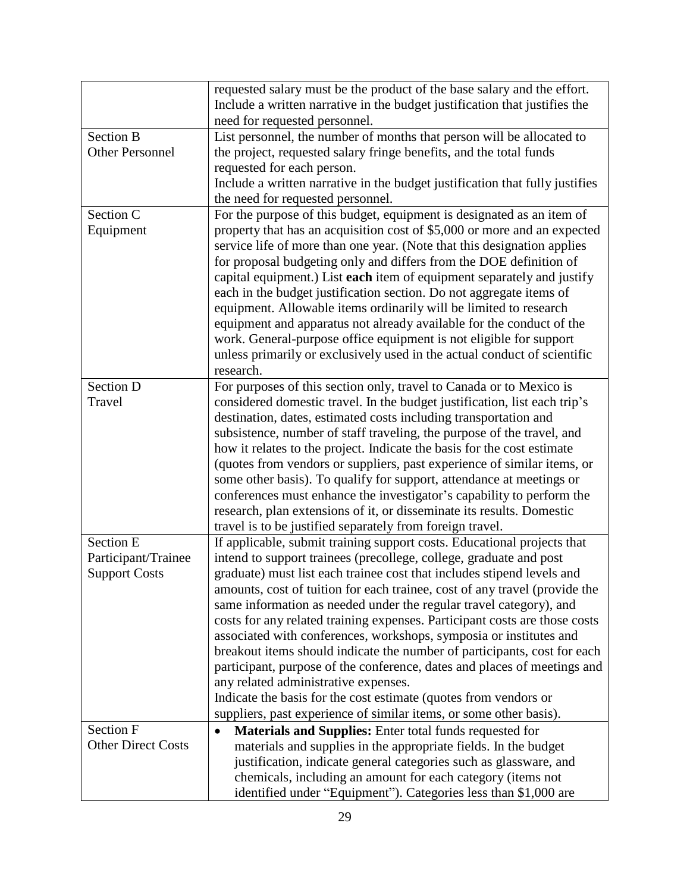| | |
|---|---|
| | requested salary must be the product of the base salary and the effort. Include a written narrative in the budget justification that justifies the need for requested personnel. |
| Section B<br>Other Personnel | List personnel, the number of months that person will be allocated to the project, requested salary fringe benefits, and the total funds requested for each person.<br>Include a written narrative in the budget justification that fully justifies the need for requested personnel. |
| Section C<br>Equipment | For the purpose of this budget, equipment is designated as an item of property that has an acquisition cost of $5,000 or more and an expected service life of more than one year. (Note that this designation applies for proposal budgeting only and differs from the DOE definition of capital equipment.) List **each** item of equipment separately and justify each in the budget justification section. Do not aggregate items of equipment. Allowable items ordinarily will be limited to research equipment and apparatus not already available for the conduct of the work. General-purpose office equipment is not eligible for support unless primarily or exclusively used in the actual conduct of scientific research. |
| Section D<br>Travel | For purposes of this section only, travel to Canada or to Mexico is considered domestic travel. In the budget justification, list each trip's destination, dates, estimated costs including transportation and subsistence, number of staff traveling, the purpose of the travel, and how it relates to the project. Indicate the basis for the cost estimate (quotes from vendors or suppliers, past experience of similar items, or some other basis). To qualify for support, attendance at meetings or conferences must enhance the investigator's capability to perform the research, plan extensions of it, or disseminate its results. Domestic travel is to be justified separately from foreign travel. |
| Section E<br>Participant/Trainee Support Costs | If applicable, submit training support costs. Educational projects that intend to support trainees (precollege, college, graduate and post graduate) must list each trainee cost that includes stipend levels and amounts, cost of tuition for each trainee, cost of any travel (provide the same information as needed under the regular travel category), and costs for any related training expenses. Participant costs are those costs associated with conferences, workshops, symposia or institutes and breakout items should indicate the number of participants, cost for each participant, purpose of the conference, dates and places of meetings and any related administrative expenses.<br>Indicate the basis for the cost estimate (quotes from vendors or suppliers, past experience of similar items, or some other basis). |
| Section F<br>Other Direct Costs | • **Materials and Supplies:** Enter total funds requested for materials and supplies in the appropriate fields. In the budget justification, indicate general categories such as glassware, and chemicals, including an amount for each category (items not identified under "Equipment"). Categories less than $1,000 are |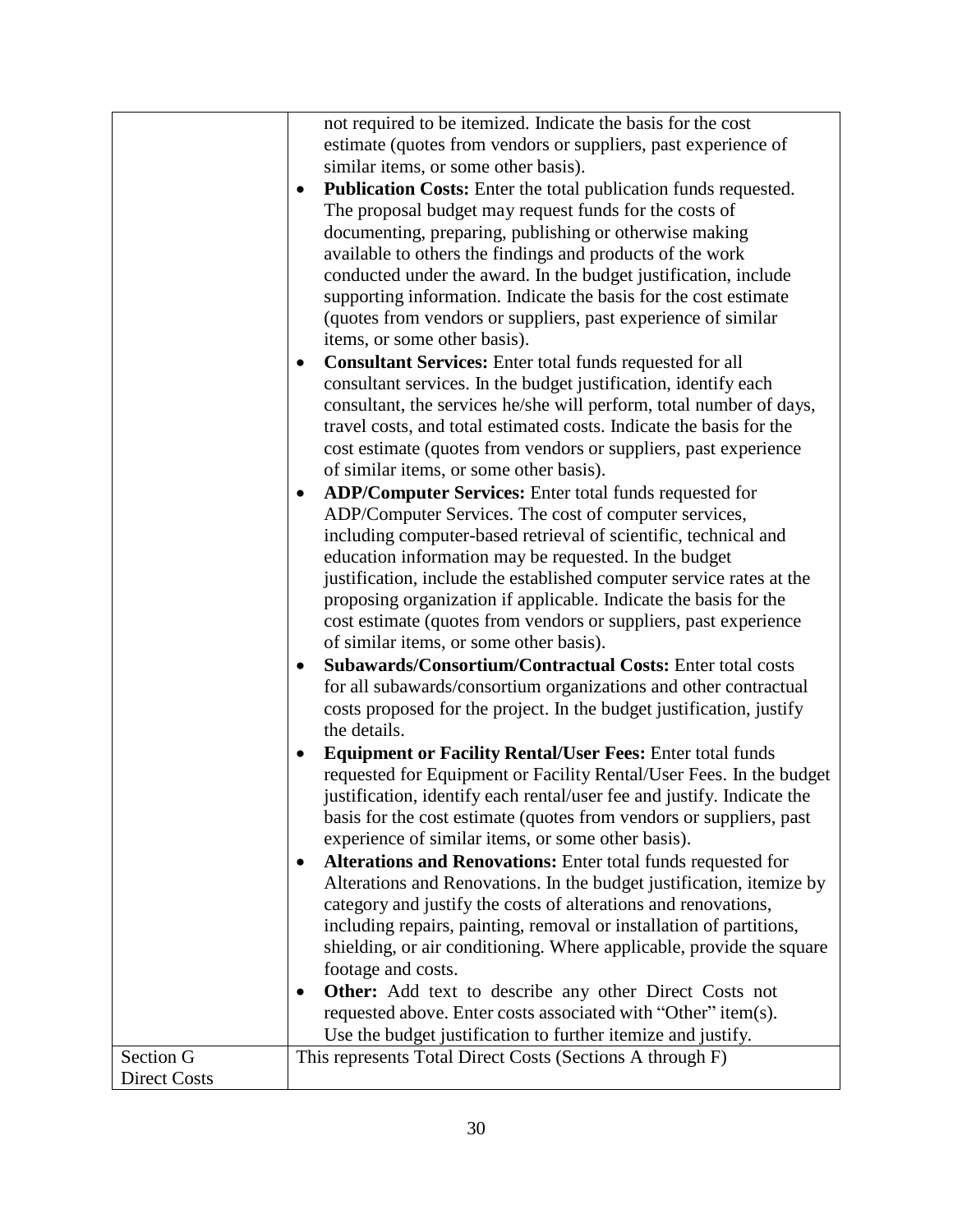| | |
|---|---|
| | not required to be itemized. Indicate the basis for the cost estimate (quotes from vendors or suppliers, past experience of similar items, or some other basis).<br>• **Publication Costs:** Enter the total publication funds requested. The proposal budget may request funds for the costs of documenting, preparing, publishing or otherwise making available to others the findings and products of the work conducted under the award. In the budget justification, include supporting information. Indicate the basis for the cost estimate (quotes from vendors or suppliers, past experience of similar items, or some other basis).<br>• **Consultant Services:** Enter total funds requested for all consultant services. In the budget justification, identify each consultant, the services he/she will perform, total number of days, travel costs, and total estimated costs. Indicate the basis for the cost estimate (quotes from vendors or suppliers, past experience of similar items, or some other basis).<br>• **ADP/Computer Services:** Enter total funds requested for ADP/Computer Services. The cost of computer services, including computer-based retrieval of scientific, technical and education information may be requested. In the budget justification, include the established computer service rates at the proposing organization if applicable. Indicate the basis for the cost estimate (quotes from vendors or suppliers, past experience of similar items, or some other basis).<br>• **Subawards/Consortium/Contractual Costs:** Enter total costs for all subawards/consortium organizations and other contractual costs proposed for the project. In the budget justification, justify the details.<br>• **Equipment or Facility Rental/User Fees:** Enter total funds requested for Equipment or Facility Rental/User Fees. In the budget justification, identify each rental/user fee and justify. Indicate the basis for the cost estimate (quotes from vendors or suppliers, past experience of similar items, or some other basis).<br>• **Alterations and Renovations:** Enter total funds requested for Alterations and Renovations. In the budget justification, itemize by category and justify the costs of alterations and renovations, including repairs, painting, removal or installation of partitions, shielding, or air conditioning. Where applicable, provide the square footage and costs.<br>• **Other:** Add text to describe any other Direct Costs not requested above. Enter costs associated with "Other" item(s). Use the budget justification to further itemize and justify. |
| Section G Direct Costs | This represents Total Direct Costs (Sections A through F) |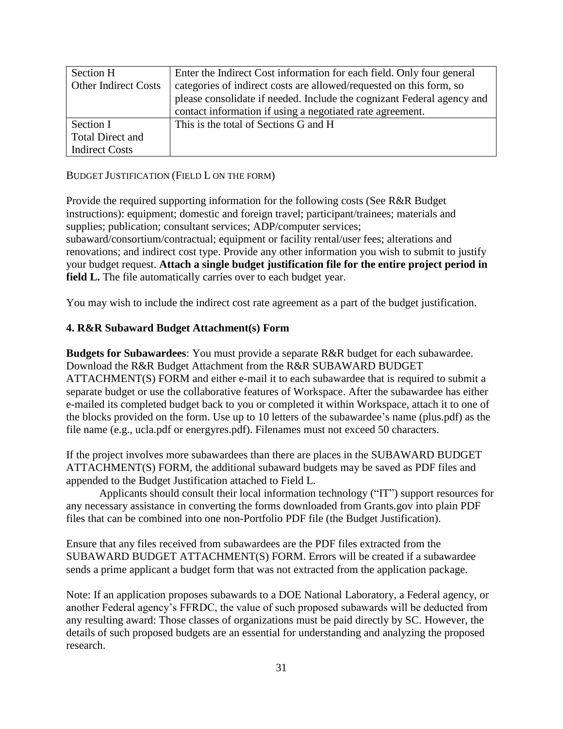| Section H<br>Other Indirect Costs | Enter the Indirect Cost information for each field. Only four general categories of indirect costs are allowed/requested on this form, so please consolidate if needed. Include the cognizant Federal agency and contact information if using a negotiated rate agreement. |
|---|---|
| Section I<br>Total Direct and Indirect Costs | This is the total of Sections G and H |

BUDGET JUSTIFICATION (FIELD L ON THE FORM)

Provide the required supporting information for the following costs (See R&R Budget instructions): equipment; domestic and foreign travel; participant/trainees; materials and supplies; publication; consultant services; ADP/computer services; subaward/consortium/contractual; equipment or facility rental/user fees; alterations and renovations; and indirect cost type. Provide any other information you wish to submit to justify your budget request. **Attach a single budget justification file for the entire project period in field L.** The file automatically carries over to each budget year.

You may wish to include the indirect cost rate agreement as a part of the budget justification.

### 4. R&R Subaward Budget Attachment(s) Form

**Budgets for Subawardees**: You must provide a separate R&R budget for each subawardee. Download the R&R Budget Attachment from the R&R SUBAWARD BUDGET ATTACHMENT(S) FORM and either e-mail it to each subawardee that is required to submit a separate budget or use the collaborative features of Workspace. After the subawardee has either e-mailed its completed budget back to you or completed it within Workspace, attach it to one of the blocks provided on the form. Use up to 10 letters of the subawardee's name (plus.pdf) as the file name (e.g., ucla.pdf or energyres.pdf). Filenames must not exceed 50 characters.

If the project involves more subawardees than there are places in the SUBAWARD BUDGET ATTACHMENT(S) FORM, the additional subaward budgets may be saved as PDF files and appended to the Budget Justification attached to Field L.

Applicants should consult their local information technology ("IT") support resources for any necessary assistance in converting the forms downloaded from Grants.gov into plain PDF files that can be combined into one non-Portfolio PDF file (the Budget Justification).

Ensure that any files received from subawardees are the PDF files extracted from the SUBAWARD BUDGET ATTACHMENT(S) FORM. Errors will be created if a subawardee sends a prime applicant a budget form that was not extracted from the application package.

Note: If an application proposes subawards to a DOE National Laboratory, a Federal agency, or another Federal agency's FFRDC, the value of such proposed subawards will be deducted from any resulting award: Those classes of organizations must be paid directly by SC. However, the details of such proposed budgets are an essential for understanding and analyzing the proposed research.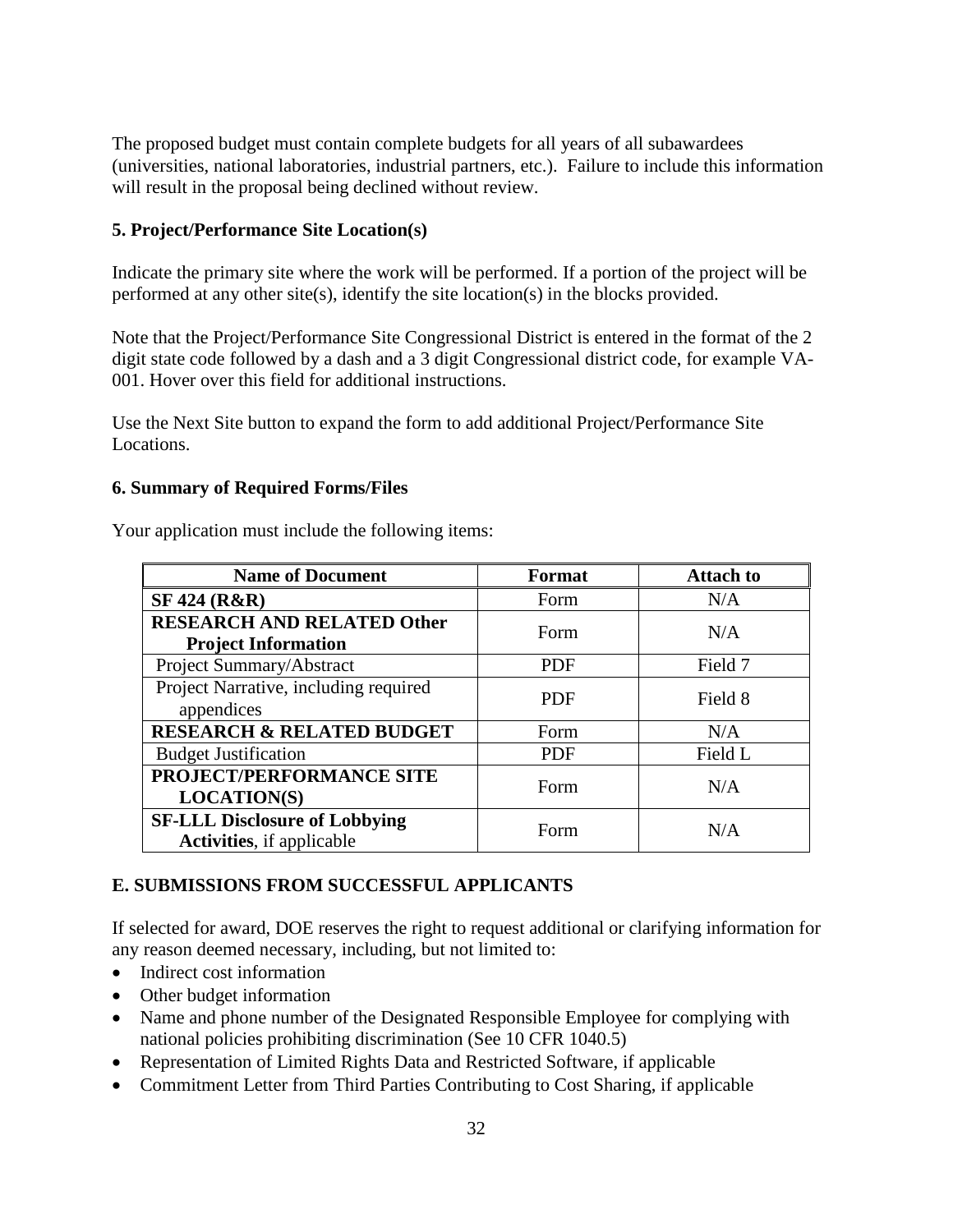The proposed budget must contain complete budgets for all years of all subawardees (universities, national laboratories, industrial partners, etc.). Failure to include this information will result in the proposal being declined without review.

### 5. Project/Performance Site Location(s)

Indicate the primary site where the work will be performed. If a portion of the project will be performed at any other site(s), identify the site location(s) in the blocks provided.

Note that the Project/Performance Site Congressional District is entered in the format of the 2 digit state code followed by a dash and a 3 digit Congressional district code, for example VA-001. Hover over this field for additional instructions.

Use the Next Site button to expand the form to add additional Project/Performance Site Locations.

### 6. Summary of Required Forms/Files

Your application must include the following items:

| Name of Document | Format | Attach to |
|---|---|---|
| **SF 424 (R&R)** | Form | N/A |
| **RESEARCH AND RELATED Other Project Information** | Form | N/A |
| Project Summary/Abstract | PDF | Field 7 |
| Project Narrative, including required appendices | PDF | Field 8 |
| **RESEARCH & RELATED BUDGET** | Form | N/A |
| Budget Justification | PDF | Field L |
| **PROJECT/PERFORMANCE SITE LOCATION(S)** | Form | N/A |
| **SF-LLL Disclosure of Lobbying Activities**, if applicable | Form | N/A |

## E. SUBMISSIONS FROM SUCCESSFUL APPLICANTS

If selected for award, DOE reserves the right to request additional or clarifying information for any reason deemed necessary, including, but not limited to:

- Indirect cost information
- Other budget information
- Name and phone number of the Designated Responsible Employee for complying with national policies prohibiting discrimination (See 10 CFR 1040.5)
- Representation of Limited Rights Data and Restricted Software, if applicable
- Commitment Letter from Third Parties Contributing to Cost Sharing, if applicable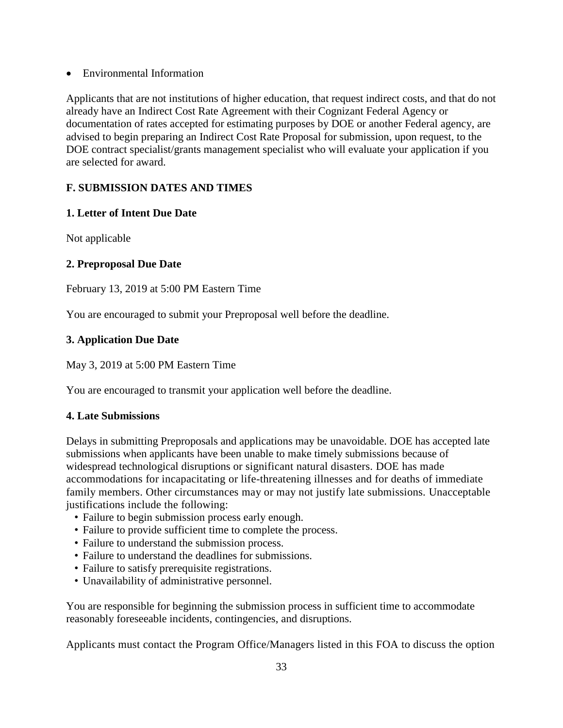- Environmental Information

Applicants that are not institutions of higher education, that request indirect costs, and that do not already have an Indirect Cost Rate Agreement with their Cognizant Federal Agency or documentation of rates accepted for estimating purposes by DOE or another Federal agency, are advised to begin preparing an Indirect Cost Rate Proposal for submission, upon request, to the DOE contract specialist/grants management specialist who will evaluate your application if you are selected for award.

## F. SUBMISSION DATES AND TIMES

### 1. Letter of Intent Due Date

Not applicable

### 2. Preproposal Due Date

February 13, 2019 at 5:00 PM Eastern Time

You are encouraged to submit your Preproposal well before the deadline.

### 3. Application Due Date

May 3, 2019 at 5:00 PM Eastern Time

You are encouraged to transmit your application well before the deadline.

### 4. Late Submissions

Delays in submitting Preproposals and applications may be unavoidable. DOE has accepted late submissions when applicants have been unable to make timely submissions because of widespread technological disruptions or significant natural disasters. DOE has made accommodations for incapacitating or life-threatening illnesses and for deaths of immediate family members. Other circumstances may or may not justify late submissions. Unacceptable justifications include the following:

- Failure to begin submission process early enough.
- Failure to provide sufficient time to complete the process.
- Failure to understand the submission process.
- Failure to understand the deadlines for submissions.
- Failure to satisfy prerequisite registrations.
- Unavailability of administrative personnel.

You are responsible for beginning the submission process in sufficient time to accommodate reasonably foreseeable incidents, contingencies, and disruptions.

Applicants must contact the Program Office/Managers listed in this FOA to discuss the option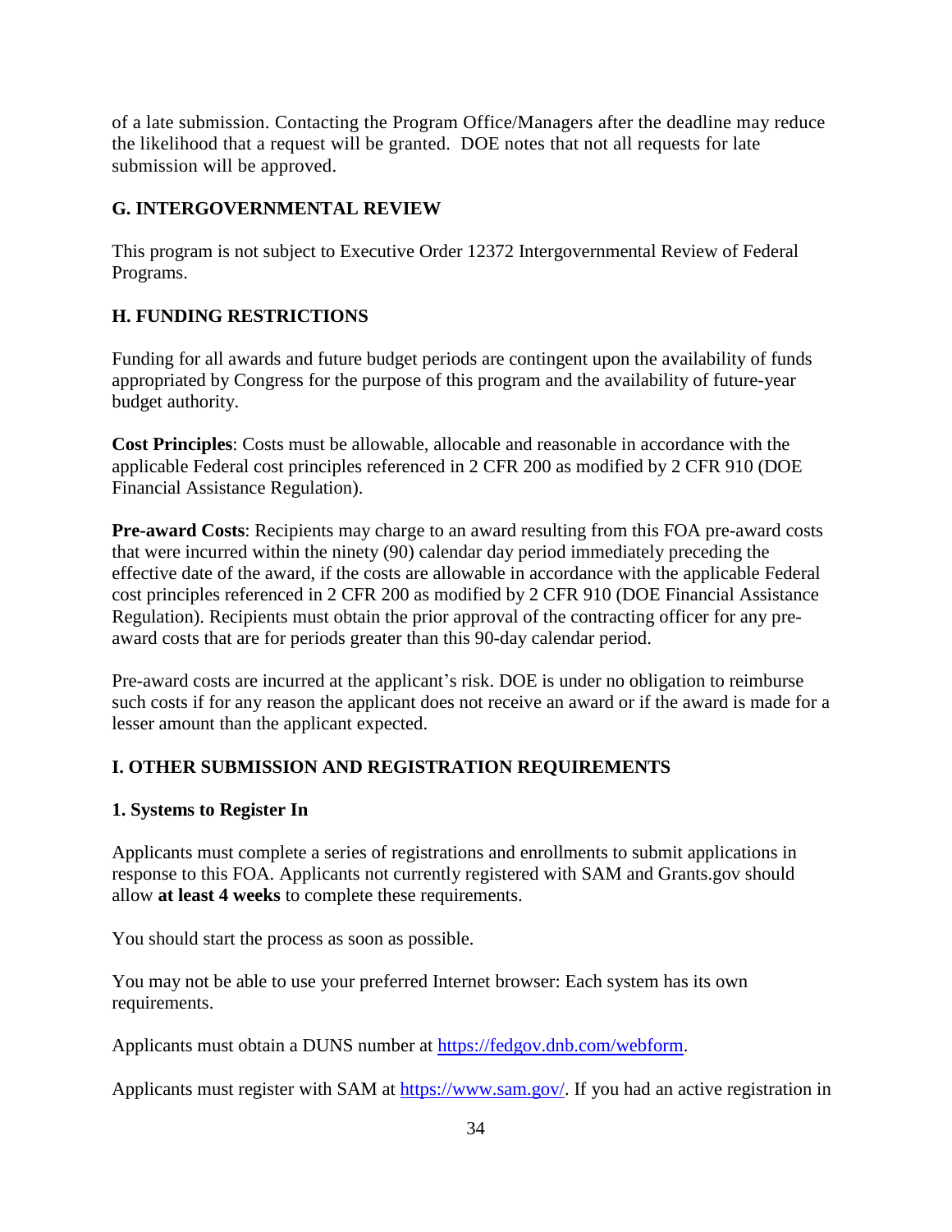of a late submission. Contacting the Program Office/Managers after the deadline may reduce the likelihood that a request will be granted. DOE notes that not all requests for late submission will be approved.

## G. INTERGOVERNMENTAL REVIEW

This program is not subject to Executive Order 12372 Intergovernmental Review of Federal Programs.

## H. FUNDING RESTRICTIONS

Funding for all awards and future budget periods are contingent upon the availability of funds appropriated by Congress for the purpose of this program and the availability of future-year budget authority.

**Cost Principles**: Costs must be allowable, allocable and reasonable in accordance with the applicable Federal cost principles referenced in 2 CFR 200 as modified by 2 CFR 910 (DOE Financial Assistance Regulation).

**Pre-award Costs**: Recipients may charge to an award resulting from this FOA pre-award costs that were incurred within the ninety (90) calendar day period immediately preceding the effective date of the award, if the costs are allowable in accordance with the applicable Federal cost principles referenced in 2 CFR 200 as modified by 2 CFR 910 (DOE Financial Assistance Regulation). Recipients must obtain the prior approval of the contracting officer for any pre-award costs that are for periods greater than this 90-day calendar period.

Pre-award costs are incurred at the applicant's risk. DOE is under no obligation to reimburse such costs if for any reason the applicant does not receive an award or if the award is made for a lesser amount than the applicant expected.

## I. OTHER SUBMISSION AND REGISTRATION REQUIREMENTS

### 1. Systems to Register In

Applicants must complete a series of registrations and enrollments to submit applications in response to this FOA. Applicants not currently registered with SAM and Grants.gov should allow **at least 4 weeks** to complete these requirements.

You should start the process as soon as possible.

You may not be able to use your preferred Internet browser: Each system has its own requirements.

Applicants must obtain a DUNS number at [https://fedgov.dnb.com/webform](https://fedgov.dnb.com/webform).

Applicants must register with SAM at [https://www.sam.gov/](https://www.sam.gov/). If you had an active registration in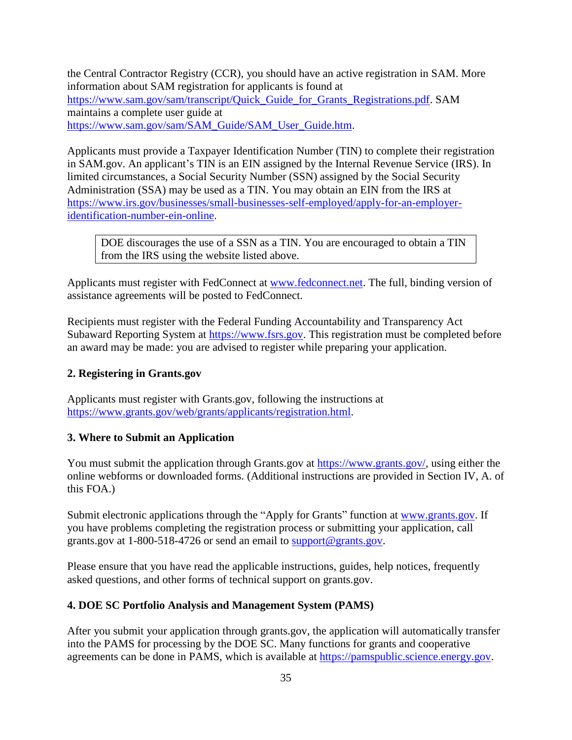the Central Contractor Registry (CCR), you should have an active registration in SAM. More information about SAM registration for applicants is found at https://www.sam.gov/sam/transcript/Quick_Guide_for_Grants_Registrations.pdf. SAM maintains a complete user guide at https://www.sam.gov/sam/SAM_Guide/SAM_User_Guide.htm.

Applicants must provide a Taxpayer Identification Number (TIN) to complete their registration in SAM.gov. An applicant's TIN is an EIN assigned by the Internal Revenue Service (IRS). In limited circumstances, a Social Security Number (SSN) assigned by the Social Security Administration (SSA) may be used as a TIN. You may obtain an EIN from the IRS at https://www.irs.gov/businesses/small-businesses-self-employed/apply-for-an-employer-identification-number-ein-online.

> DOE discourages the use of a SSN as a TIN. You are encouraged to obtain a TIN from the IRS using the website listed above.

Applicants must register with FedConnect at www.fedconnect.net. The full, binding version of assistance agreements will be posted to FedConnect.

Recipients must register with the Federal Funding Accountability and Transparency Act Subaward Reporting System at https://www.fsrs.gov. This registration must be completed before an award may be made: you are advised to register while preparing your application.

**2. Registering in Grants.gov**

Applicants must register with Grants.gov, following the instructions at https://www.grants.gov/web/grants/applicants/registration.html.

**3. Where to Submit an Application**

You must submit the application through Grants.gov at https://www.grants.gov/, using either the online webforms or downloaded forms. (Additional instructions are provided in Section IV, A. of this FOA.)

Submit electronic applications through the "Apply for Grants" function at www.grants.gov. If you have problems completing the registration process or submitting your application, call grants.gov at 1-800-518-4726 or send an email to support@grants.gov.

Please ensure that you have read the applicable instructions, guides, help notices, frequently asked questions, and other forms of technical support on grants.gov.

**4. DOE SC Portfolio Analysis and Management System (PAMS)**

After you submit your application through grants.gov, the application will automatically transfer into the PAMS for processing by the DOE SC. Many functions for grants and cooperative agreements can be done in PAMS, which is available at https://pamspublic.science.energy.gov.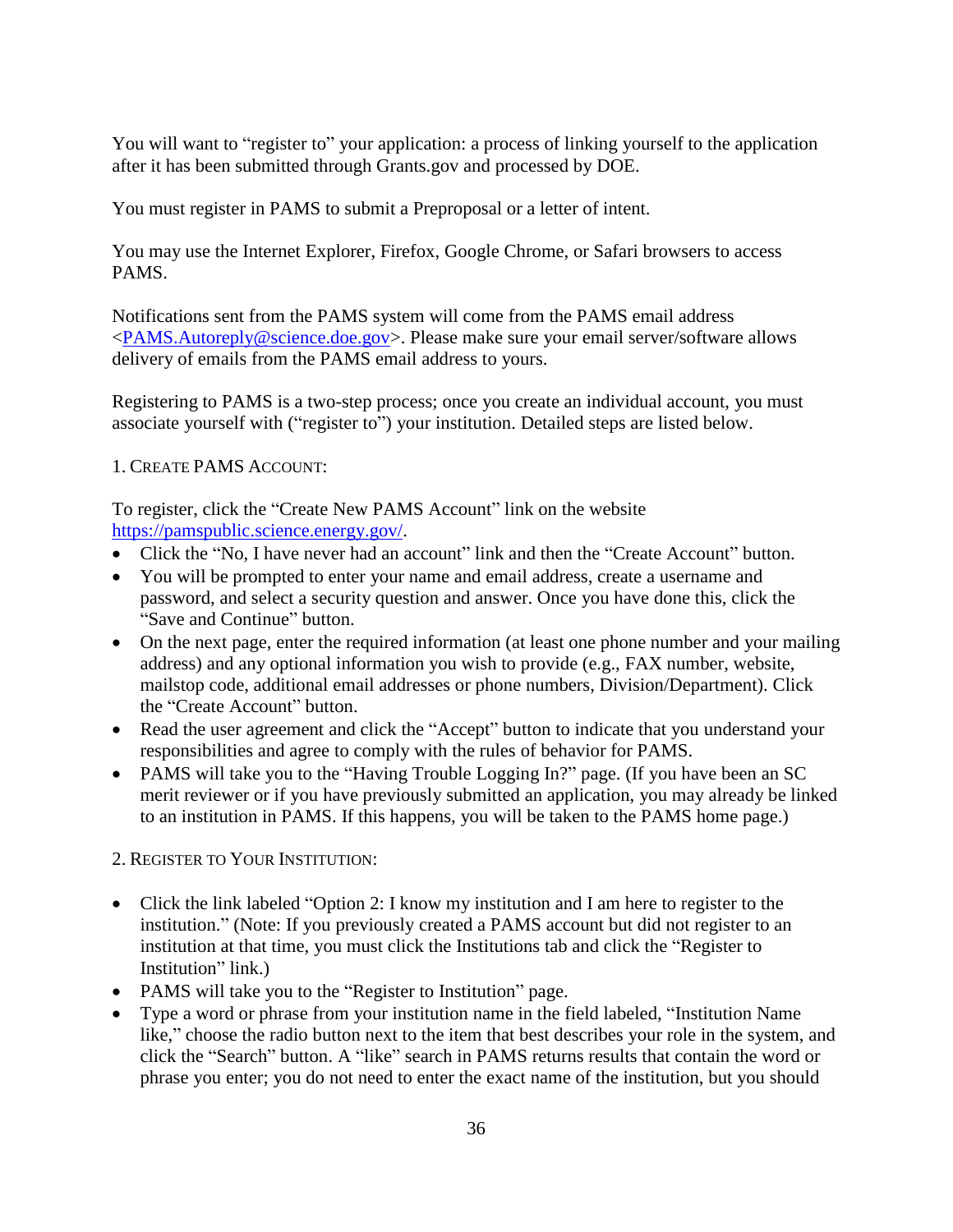You will want to "register to" your application: a process of linking yourself to the application after it has been submitted through Grants.gov and processed by DOE.

You must register in PAMS to submit a Preproposal or a letter of intent.

You may use the Internet Explorer, Firefox, Google Chrome, or Safari browsers to access PAMS.

Notifications sent from the PAMS system will come from the PAMS email address <PAMS.Autoreply@science.doe.gov>. Please make sure your email server/software allows delivery of emails from the PAMS email address to yours.

Registering to PAMS is a two-step process; once you create an individual account, you must associate yourself with ("register to") your institution. Detailed steps are listed below.

1. CREATE PAMS ACCOUNT:

To register, click the "Create New PAMS Account" link on the website https://pamspublic.science.energy.gov/.

- Click the "No, I have never had an account" link and then the "Create Account" button.
- You will be prompted to enter your name and email address, create a username and password, and select a security question and answer. Once you have done this, click the "Save and Continue" button.
- On the next page, enter the required information (at least one phone number and your mailing address) and any optional information you wish to provide (e.g., FAX number, website, mailstop code, additional email addresses or phone numbers, Division/Department). Click the "Create Account" button.
- Read the user agreement and click the "Accept" button to indicate that you understand your responsibilities and agree to comply with the rules of behavior for PAMS.
- PAMS will take you to the "Having Trouble Logging In?" page. (If you have been an SC merit reviewer or if you have previously submitted an application, you may already be linked to an institution in PAMS. If this happens, you will be taken to the PAMS home page.)

2. REGISTER TO YOUR INSTITUTION:

- Click the link labeled "Option 2: I know my institution and I am here to register to the institution." (Note: If you previously created a PAMS account but did not register to an institution at that time, you must click the Institutions tab and click the "Register to Institution" link.)
- PAMS will take you to the "Register to Institution" page.
- Type a word or phrase from your institution name in the field labeled, "Institution Name like," choose the radio button next to the item that best describes your role in the system, and click the "Search" button. A "like" search in PAMS returns results that contain the word or phrase you enter; you do not need to enter the exact name of the institution, but you should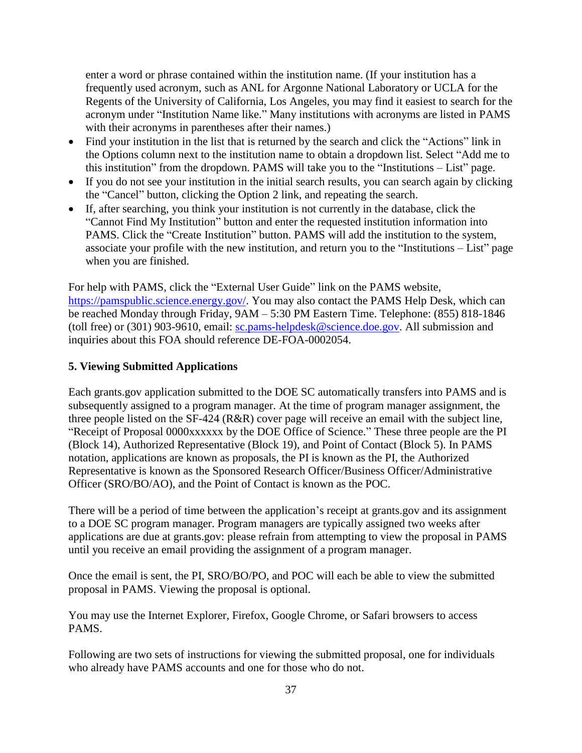enter a word or phrase contained within the institution name. (If your institution has a frequently used acronym, such as ANL for Argonne National Laboratory or UCLA for the Regents of the University of California, Los Angeles, you may find it easiest to search for the acronym under "Institution Name like." Many institutions with acronyms are listed in PAMS with their acronyms in parentheses after their names.)

- Find your institution in the list that is returned by the search and click the "Actions" link in the Options column next to the institution name to obtain a dropdown list. Select "Add me to this institution" from the dropdown. PAMS will take you to the "Institutions – List" page.
- If you do not see your institution in the initial search results, you can search again by clicking the "Cancel" button, clicking the Option 2 link, and repeating the search.
- If, after searching, you think your institution is not currently in the database, click the "Cannot Find My Institution" button and enter the requested institution information into PAMS. Click the "Create Institution" button. PAMS will add the institution to the system, associate your profile with the new institution, and return you to the "Institutions – List" page when you are finished.

For help with PAMS, click the "External User Guide" link on the PAMS website, https://pamspublic.science.energy.gov/. You may also contact the PAMS Help Desk, which can be reached Monday through Friday, 9AM – 5:30 PM Eastern Time. Telephone: (855) 818-1846 (toll free) or (301) 903-9610, email: sc.pams-helpdesk@science.doe.gov. All submission and inquiries about this FOA should reference DE-FOA-0002054.

**5. Viewing Submitted Applications**

Each grants.gov application submitted to the DOE SC automatically transfers into PAMS and is subsequently assigned to a program manager. At the time of program manager assignment, the three people listed on the SF-424 (R&R) cover page will receive an email with the subject line, "Receipt of Proposal 0000xxxxxx by the DOE Office of Science." These three people are the PI (Block 14), Authorized Representative (Block 19), and Point of Contact (Block 5). In PAMS notation, applications are known as proposals, the PI is known as the PI, the Authorized Representative is known as the Sponsored Research Officer/Business Officer/Administrative Officer (SRO/BO/AO), and the Point of Contact is known as the POC.

There will be a period of time between the application's receipt at grants.gov and its assignment to a DOE SC program manager. Program managers are typically assigned two weeks after applications are due at grants.gov: please refrain from attempting to view the proposal in PAMS until you receive an email providing the assignment of a program manager.

Once the email is sent, the PI, SRO/BO/PO, and POC will each be able to view the submitted proposal in PAMS. Viewing the proposal is optional.

You may use the Internet Explorer, Firefox, Google Chrome, or Safari browsers to access PAMS.

Following are two sets of instructions for viewing the submitted proposal, one for individuals who already have PAMS accounts and one for those who do not.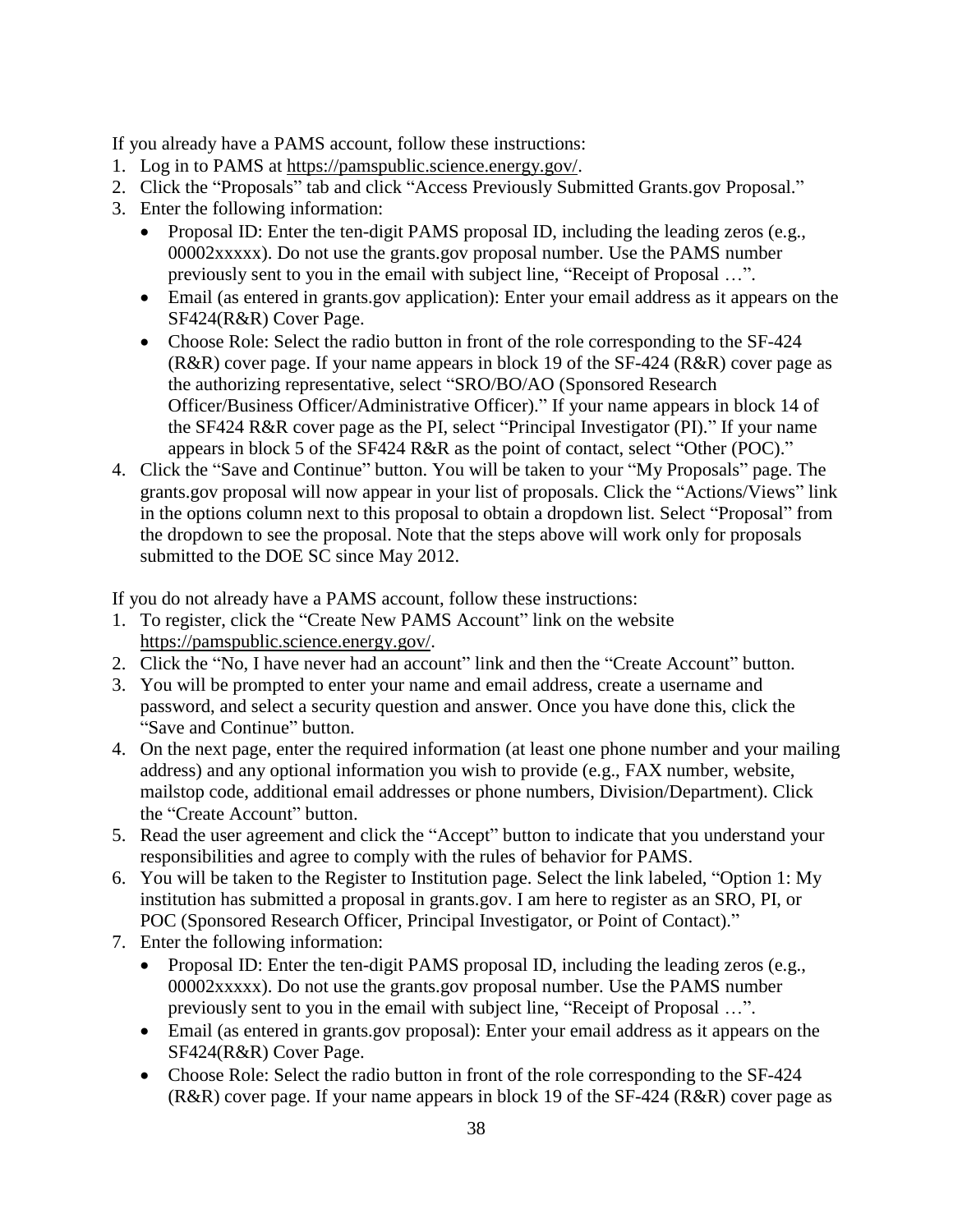If you already have a PAMS account, follow these instructions:

1. Log in to PAMS at https://pamspublic.science.energy.gov/.
2. Click the "Proposals" tab and click "Access Previously Submitted Grants.gov Proposal."
3. Enter the following information:
   - Proposal ID: Enter the ten-digit PAMS proposal ID, including the leading zeros (e.g., 00002xxxxx). Do not use the grants.gov proposal number. Use the PAMS number previously sent to you in the email with subject line, "Receipt of Proposal …".
   - Email (as entered in grants.gov application): Enter your email address as it appears on the SF424(R&R) Cover Page.
   - Choose Role: Select the radio button in front of the role corresponding to the SF-424 (R&R) cover page. If your name appears in block 19 of the SF-424 (R&R) cover page as the authorizing representative, select "SRO/BO/AO (Sponsored Research Officer/Business Officer/Administrative Officer)." If your name appears in block 14 of the SF424 R&R cover page as the PI, select "Principal Investigator (PI)." If your name appears in block 5 of the SF424 R&R as the point of contact, select "Other (POC)."
4. Click the "Save and Continue" button. You will be taken to your "My Proposals" page. The grants.gov proposal will now appear in your list of proposals. Click the "Actions/Views" link in the options column next to this proposal to obtain a dropdown list. Select "Proposal" from the dropdown to see the proposal. Note that the steps above will work only for proposals submitted to the DOE SC since May 2012.

If you do not already have a PAMS account, follow these instructions:

1. To register, click the "Create New PAMS Account" link on the website https://pamspublic.science.energy.gov/.
2. Click the "No, I have never had an account" link and then the "Create Account" button.
3. You will be prompted to enter your name and email address, create a username and password, and select a security question and answer. Once you have done this, click the "Save and Continue" button.
4. On the next page, enter the required information (at least one phone number and your mailing address) and any optional information you wish to provide (e.g., FAX number, website, mailstop code, additional email addresses or phone numbers, Division/Department). Click the "Create Account" button.
5. Read the user agreement and click the "Accept" button to indicate that you understand your responsibilities and agree to comply with the rules of behavior for PAMS.
6. You will be taken to the Register to Institution page. Select the link labeled, "Option 1: My institution has submitted a proposal in grants.gov. I am here to register as an SRO, PI, or POC (Sponsored Research Officer, Principal Investigator, or Point of Contact)."
7. Enter the following information:
   - Proposal ID: Enter the ten-digit PAMS proposal ID, including the leading zeros (e.g., 00002xxxxx). Do not use the grants.gov proposal number. Use the PAMS number previously sent to you in the email with subject line, "Receipt of Proposal …".
   - Email (as entered in grants.gov proposal): Enter your email address as it appears on the SF424(R&R) Cover Page.
   - Choose Role: Select the radio button in front of the role corresponding to the SF-424 (R&R) cover page. If your name appears in block 19 of the SF-424 (R&R) cover page as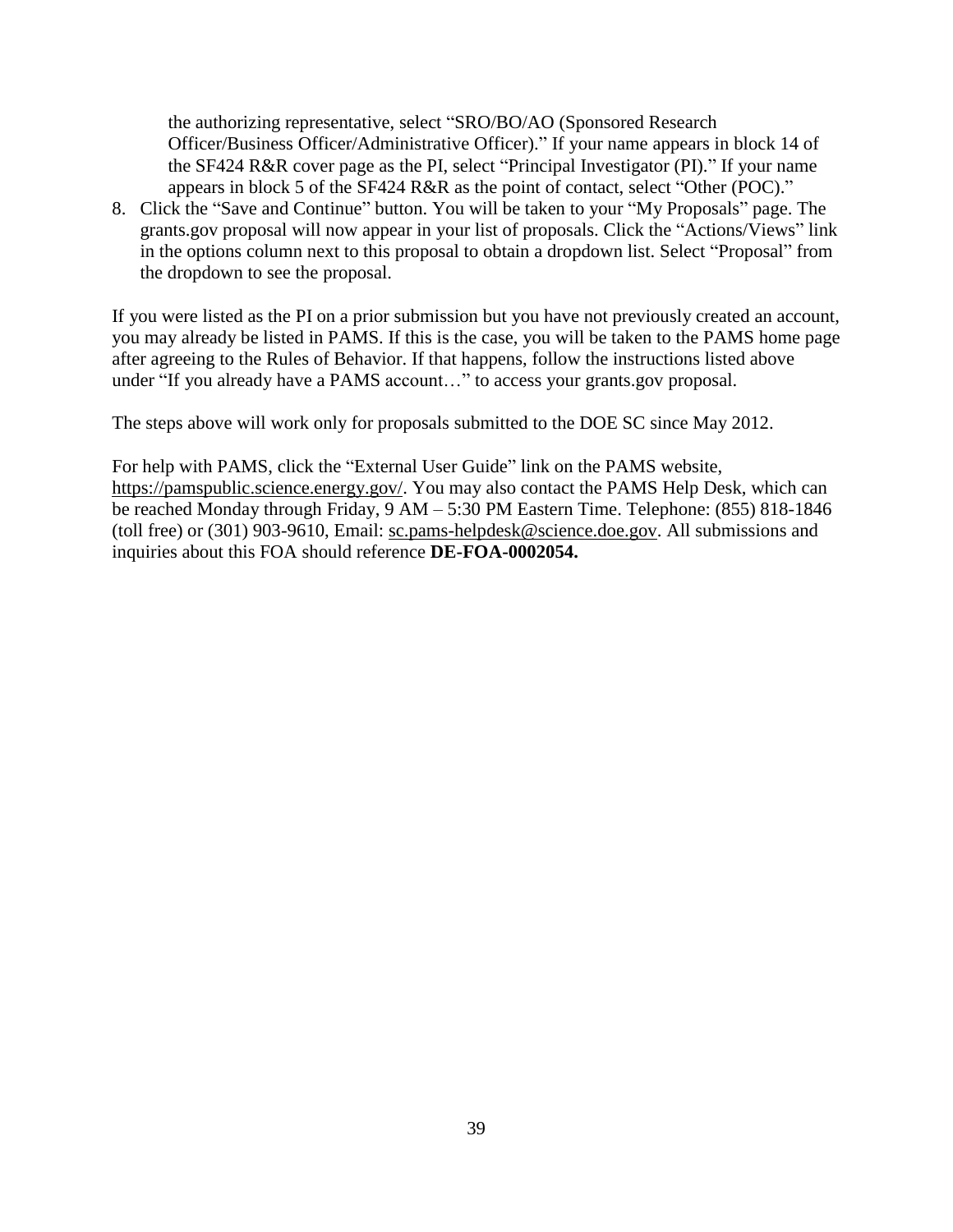the authorizing representative, select "SRO/BO/AO (Sponsored Research Officer/Business Officer/Administrative Officer)." If your name appears in block 14 of the SF424 R&R cover page as the PI, select "Principal Investigator (PI)." If your name appears in block 5 of the SF424 R&R as the point of contact, select "Other (POC)."

8. Click the "Save and Continue" button. You will be taken to your "My Proposals" page. The grants.gov proposal will now appear in your list of proposals. Click the "Actions/Views" link in the options column next to this proposal to obtain a dropdown list. Select "Proposal" from the dropdown to see the proposal.

If you were listed as the PI on a prior submission but you have not previously created an account, you may already be listed in PAMS. If this is the case, you will be taken to the PAMS home page after agreeing to the Rules of Behavior. If that happens, follow the instructions listed above under "If you already have a PAMS account…" to access your grants.gov proposal.

The steps above will work only for proposals submitted to the DOE SC since May 2012.

For help with PAMS, click the "External User Guide" link on the PAMS website, https://pamspublic.science.energy.gov/. You may also contact the PAMS Help Desk, which can be reached Monday through Friday, 9 AM – 5:30 PM Eastern Time. Telephone: (855) 818-1846 (toll free) or (301) 903-9610, Email: sc.pams-helpdesk@science.doe.gov. All submissions and inquiries about this FOA should reference **DE-FOA-0002054.**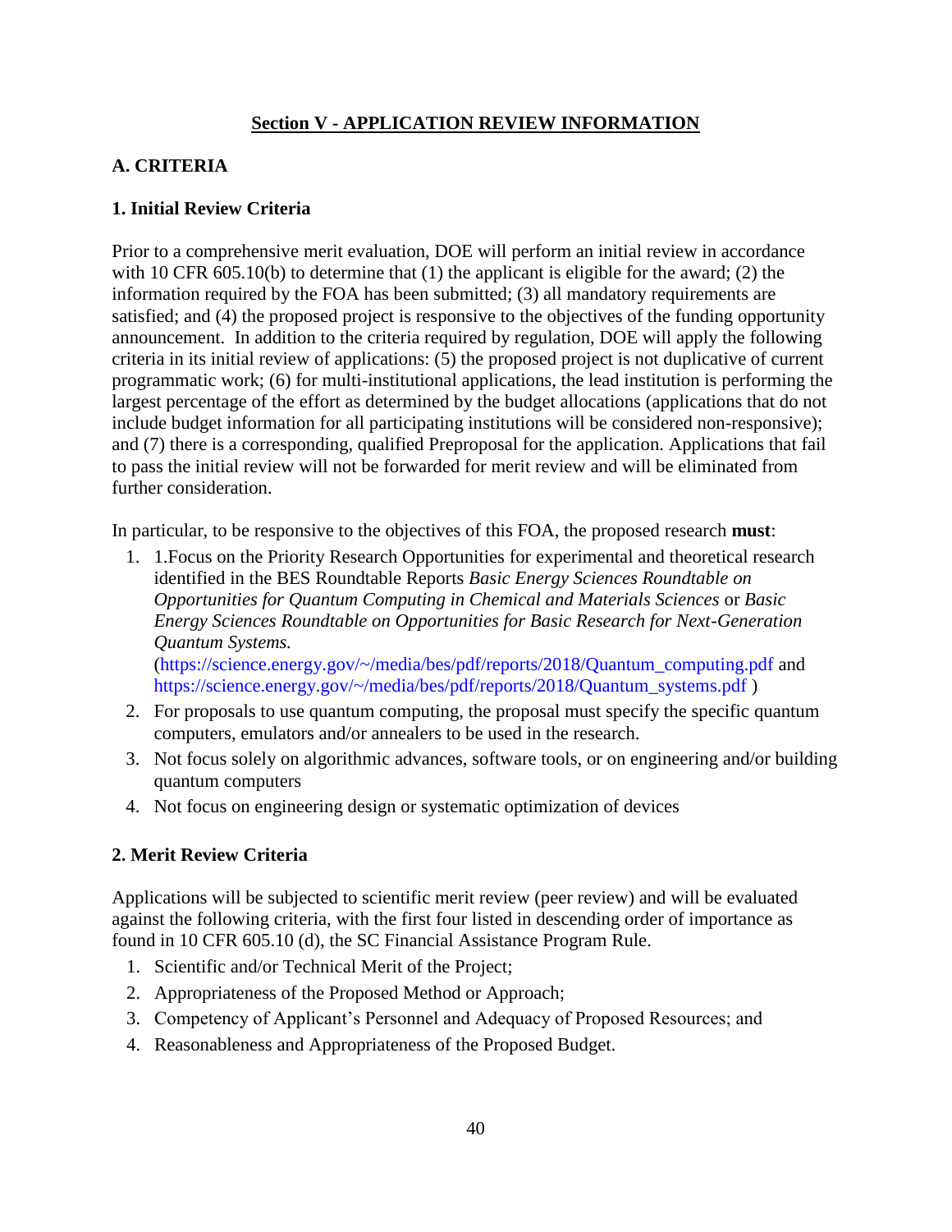## Section V - APPLICATION REVIEW INFORMATION

### A. CRITERIA

#### 1. Initial Review Criteria

Prior to a comprehensive merit evaluation, DOE will perform an initial review in accordance with 10 CFR 605.10(b) to determine that (1) the applicant is eligible for the award; (2) the information required by the FOA has been submitted; (3) all mandatory requirements are satisfied; and (4) the proposed project is responsive to the objectives of the funding opportunity announcement. In addition to the criteria required by regulation, DOE will apply the following criteria in its initial review of applications: (5) the proposed project is not duplicative of current programmatic work; (6) for multi-institutional applications, the lead institution is performing the largest percentage of the effort as determined by the budget allocations (applications that do not include budget information for all participating institutions will be considered non-responsive); and (7) there is a corresponding, qualified Preproposal for the application. Applications that fail to pass the initial review will not be forwarded for merit review and will be eliminated from further consideration.

In particular, to be responsive to the objectives of this FOA, the proposed research **must**:

1. 1.Focus on the Priority Research Opportunities for experimental and theoretical research identified in the BES Roundtable Reports *Basic Energy Sciences Roundtable on Opportunities for Quantum Computing in Chemical and Materials Sciences* or *Basic Energy Sciences Roundtable on Opportunities for Basic Research for Next-Generation Quantum Systems*.
(https://science.energy.gov/~/media/bes/pdf/reports/2018/Quantum_computing.pdf and https://science.energy.gov/~/media/bes/pdf/reports/2018/Quantum_systems.pdf )
2. For proposals to use quantum computing, the proposal must specify the specific quantum computers, emulators and/or annealers to be used in the research.
3. Not focus solely on algorithmic advances, software tools, or on engineering and/or building quantum computers
4. Not focus on engineering design or systematic optimization of devices

#### 2. Merit Review Criteria

Applications will be subjected to scientific merit review (peer review) and will be evaluated against the following criteria, with the first four listed in descending order of importance as found in 10 CFR 605.10 (d), the SC Financial Assistance Program Rule.

1. Scientific and/or Technical Merit of the Project;
2. Appropriateness of the Proposed Method or Approach;
3. Competency of Applicant's Personnel and Adequacy of Proposed Resources; and
4. Reasonableness and Appropriateness of the Proposed Budget.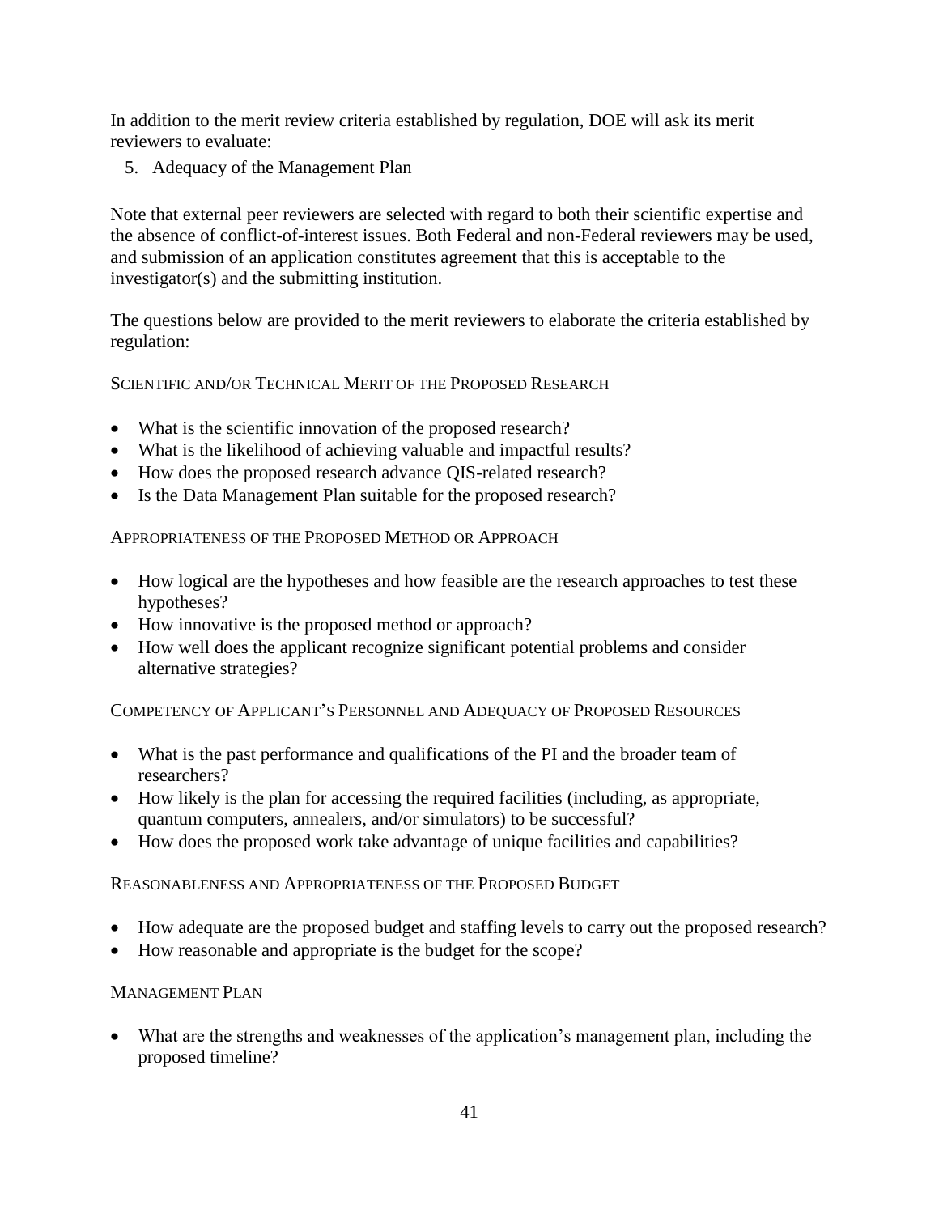In addition to the merit review criteria established by regulation, DOE will ask its merit reviewers to evaluate:

5. Adequacy of the Management Plan

Note that external peer reviewers are selected with regard to both their scientific expertise and the absence of conflict-of-interest issues. Both Federal and non-Federal reviewers may be used, and submission of an application constitutes agreement that this is acceptable to the investigator(s) and the submitting institution.

The questions below are provided to the merit reviewers to elaborate the criteria established by regulation:

#### SCIENTIFIC AND/OR TECHNICAL MERIT OF THE PROPOSED RESEARCH

- What is the scientific innovation of the proposed research?
- What is the likelihood of achieving valuable and impactful results?
- How does the proposed research advance QIS-related research?
- Is the Data Management Plan suitable for the proposed research?

#### APPROPRIATENESS OF THE PROPOSED METHOD OR APPROACH

- How logical are the hypotheses and how feasible are the research approaches to test these hypotheses?
- How innovative is the proposed method or approach?
- How well does the applicant recognize significant potential problems and consider alternative strategies?

#### COMPETENCY OF APPLICANT'S PERSONNEL AND ADEQUACY OF PROPOSED RESOURCES

- What is the past performance and qualifications of the PI and the broader team of researchers?
- How likely is the plan for accessing the required facilities (including, as appropriate, quantum computers, annealers, and/or simulators) to be successful?
- How does the proposed work take advantage of unique facilities and capabilities?

#### REASONABLENESS AND APPROPRIATENESS OF THE PROPOSED BUDGET

- How adequate are the proposed budget and staffing levels to carry out the proposed research?
- How reasonable and appropriate is the budget for the scope?

#### MANAGEMENT PLAN

- What are the strengths and weaknesses of the application's management plan, including the proposed timeline?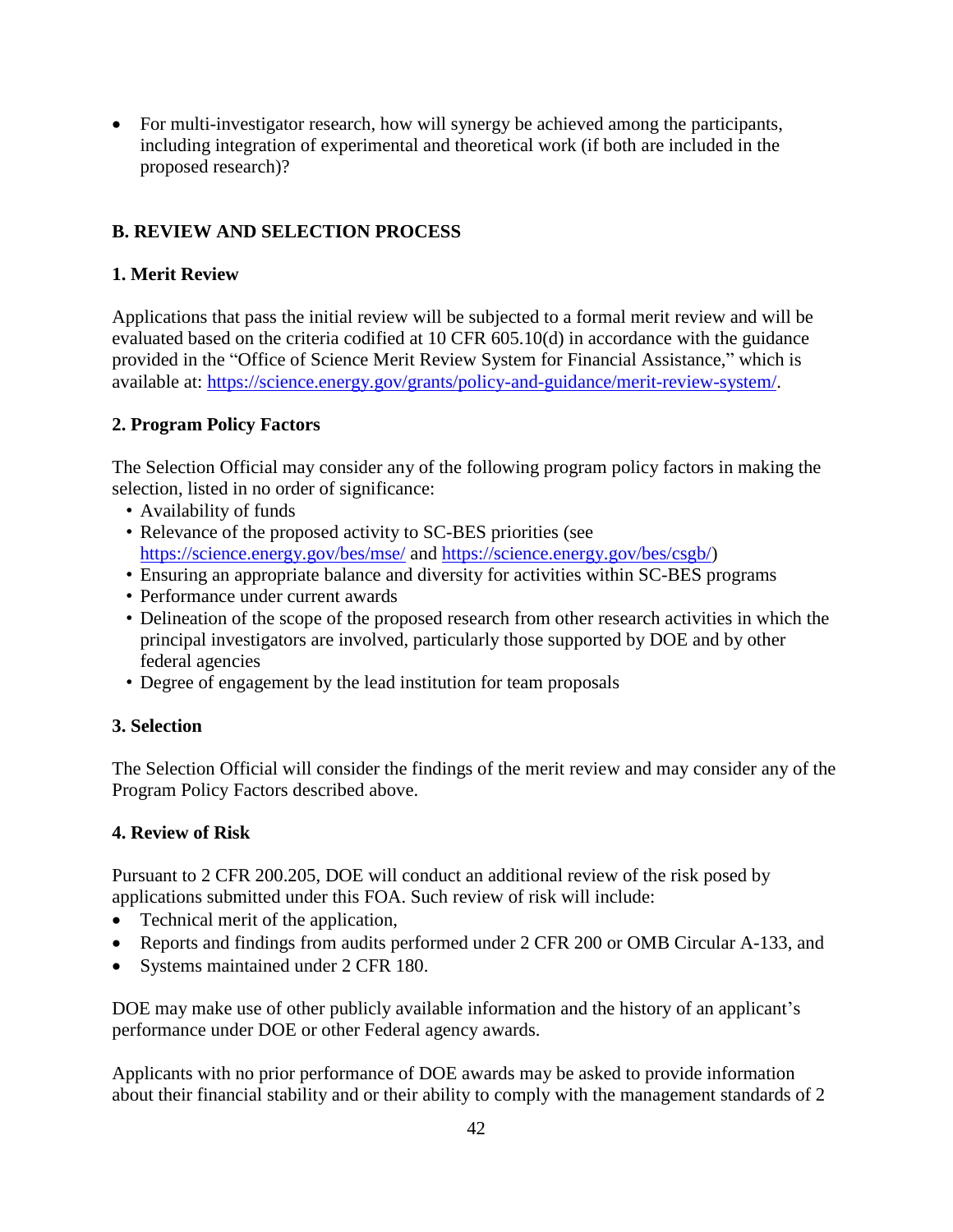- For multi-investigator research, how will synergy be achieved among the participants, including integration of experimental and theoretical work (if both are included in the proposed research)?

## B. REVIEW AND SELECTION PROCESS

### 1. Merit Review

Applications that pass the initial review will be subjected to a formal merit review and will be evaluated based on the criteria codified at 10 CFR 605.10(d) in accordance with the guidance provided in the "Office of Science Merit Review System for Financial Assistance," which is available at: https://science.energy.gov/grants/policy-and-guidance/merit-review-system/.

### 2. Program Policy Factors

The Selection Official may consider any of the following program policy factors in making the selection, listed in no order of significance:

- Availability of funds
- Relevance of the proposed activity to SC-BES priorities (see https://science.energy.gov/bes/mse/ and https://science.energy.gov/bes/csgb/)
- Ensuring an appropriate balance and diversity for activities within SC-BES programs
- Performance under current awards
- Delineation of the scope of the proposed research from other research activities in which the principal investigators are involved, particularly those supported by DOE and by other federal agencies
- Degree of engagement by the lead institution for team proposals

### 3. Selection

The Selection Official will consider the findings of the merit review and may consider any of the Program Policy Factors described above.

### 4. Review of Risk

Pursuant to 2 CFR 200.205, DOE will conduct an additional review of the risk posed by applications submitted under this FOA. Such review of risk will include:

- Technical merit of the application,
- Reports and findings from audits performed under 2 CFR 200 or OMB Circular A-133, and
- Systems maintained under 2 CFR 180.

DOE may make use of other publicly available information and the history of an applicant's performance under DOE or other Federal agency awards.

Applicants with no prior performance of DOE awards may be asked to provide information about their financial stability and or their ability to comply with the management standards of 2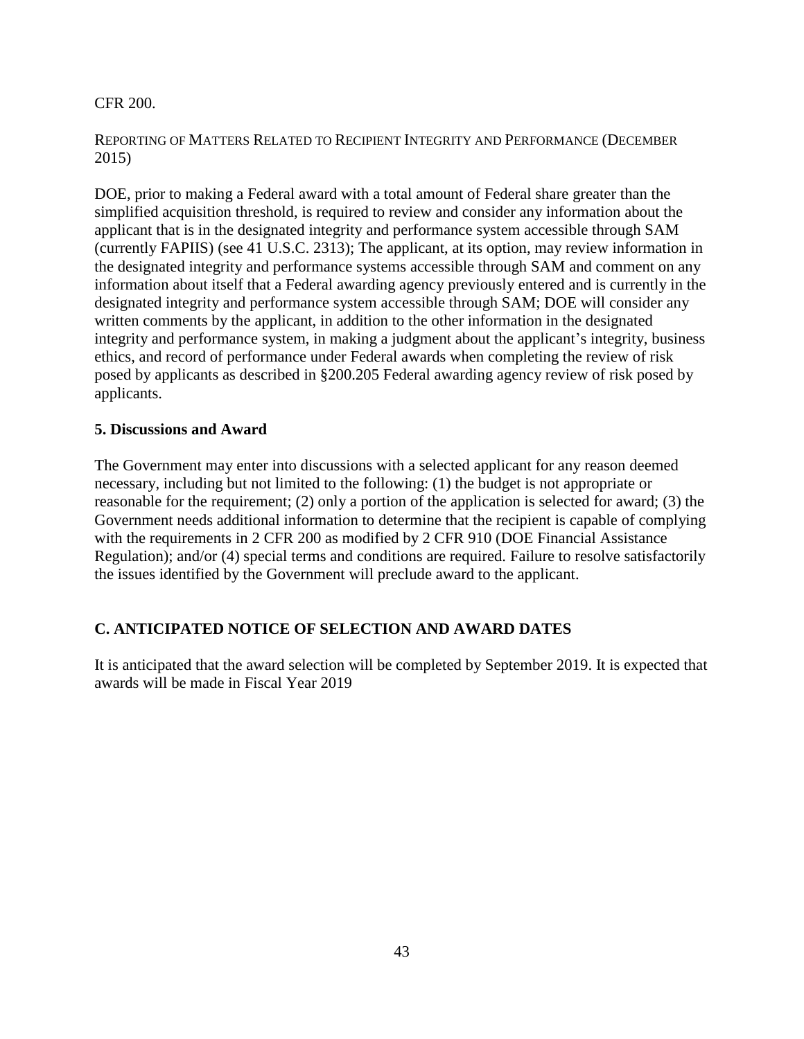CFR 200.

REPORTING OF MATTERS RELATED TO RECIPIENT INTEGRITY AND PERFORMANCE (DECEMBER 2015)

DOE, prior to making a Federal award with a total amount of Federal share greater than the simplified acquisition threshold, is required to review and consider any information about the applicant that is in the designated integrity and performance system accessible through SAM (currently FAPIIS) (see 41 U.S.C. 2313); The applicant, at its option, may review information in the designated integrity and performance systems accessible through SAM and comment on any information about itself that a Federal awarding agency previously entered and is currently in the designated integrity and performance system accessible through SAM; DOE will consider any written comments by the applicant, in addition to the other information in the designated integrity and performance system, in making a judgment about the applicant's integrity, business ethics, and record of performance under Federal awards when completing the review of risk posed by applicants as described in §200.205 Federal awarding agency review of risk posed by applicants.

**5. Discussions and Award**

The Government may enter into discussions with a selected applicant for any reason deemed necessary, including but not limited to the following: (1) the budget is not appropriate or reasonable for the requirement; (2) only a portion of the application is selected for award; (3) the Government needs additional information to determine that the recipient is capable of complying with the requirements in 2 CFR 200 as modified by 2 CFR 910 (DOE Financial Assistance Regulation); and/or (4) special terms and conditions are required. Failure to resolve satisfactorily the issues identified by the Government will preclude award to the applicant.

## C. ANTICIPATED NOTICE OF SELECTION AND AWARD DATES

It is anticipated that the award selection will be completed by September 2019. It is expected that awards will be made in Fiscal Year 2019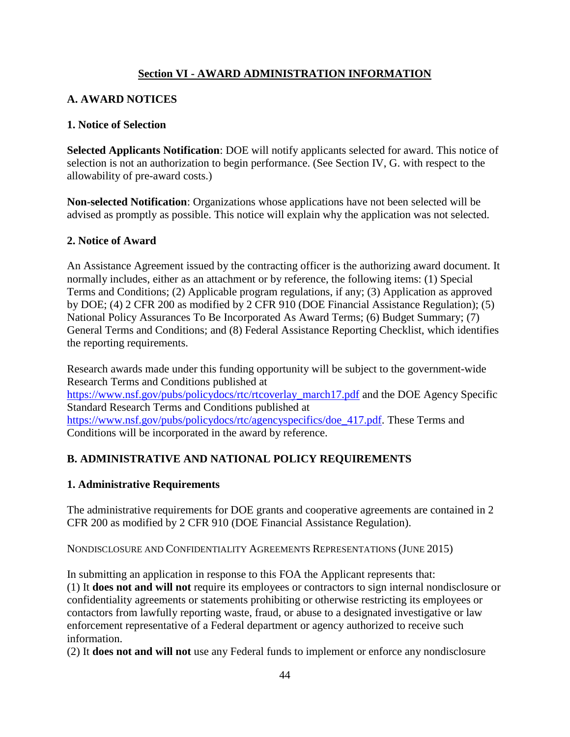## Section VI - AWARD ADMINISTRATION INFORMATION

### A. AWARD NOTICES

#### 1. Notice of Selection

**Selected Applicants Notification**: DOE will notify applicants selected for award. This notice of selection is not an authorization to begin performance. (See Section IV, G. with respect to the allowability of pre-award costs.)

**Non-selected Notification**: Organizations whose applications have not been selected will be advised as promptly as possible. This notice will explain why the application was not selected.

#### 2. Notice of Award

An Assistance Agreement issued by the contracting officer is the authorizing award document. It normally includes, either as an attachment or by reference, the following items: (1) Special Terms and Conditions; (2) Applicable program regulations, if any; (3) Application as approved by DOE; (4) 2 CFR 200 as modified by 2 CFR 910 (DOE Financial Assistance Regulation); (5) National Policy Assurances To Be Incorporated As Award Terms; (6) Budget Summary; (7) General Terms and Conditions; and (8) Federal Assistance Reporting Checklist, which identifies the reporting requirements.

Research awards made under this funding opportunity will be subject to the government-wide Research Terms and Conditions published at https://www.nsf.gov/pubs/policydocs/rtc/rtcoverlay_march17.pdf and the DOE Agency Specific Standard Research Terms and Conditions published at https://www.nsf.gov/pubs/policydocs/rtc/agencyspecifics/doe_417.pdf. These Terms and Conditions will be incorporated in the award by reference.

### B. ADMINISTRATIVE AND NATIONAL POLICY REQUIREMENTS

#### 1. Administrative Requirements

The administrative requirements for DOE grants and cooperative agreements are contained in 2 CFR 200 as modified by 2 CFR 910 (DOE Financial Assistance Regulation).

NONDISCLOSURE AND CONFIDENTIALITY AGREEMENTS REPRESENTATIONS (JUNE 2015)

In submitting an application in response to this FOA the Applicant represents that:

(1) It **does not and will not** require its employees or contractors to sign internal nondisclosure or confidentiality agreements or statements prohibiting or otherwise restricting its employees or contactors from lawfully reporting waste, fraud, or abuse to a designated investigative or law enforcement representative of a Federal department or agency authorized to receive such information.

(2) It **does not and will not** use any Federal funds to implement or enforce any nondisclosure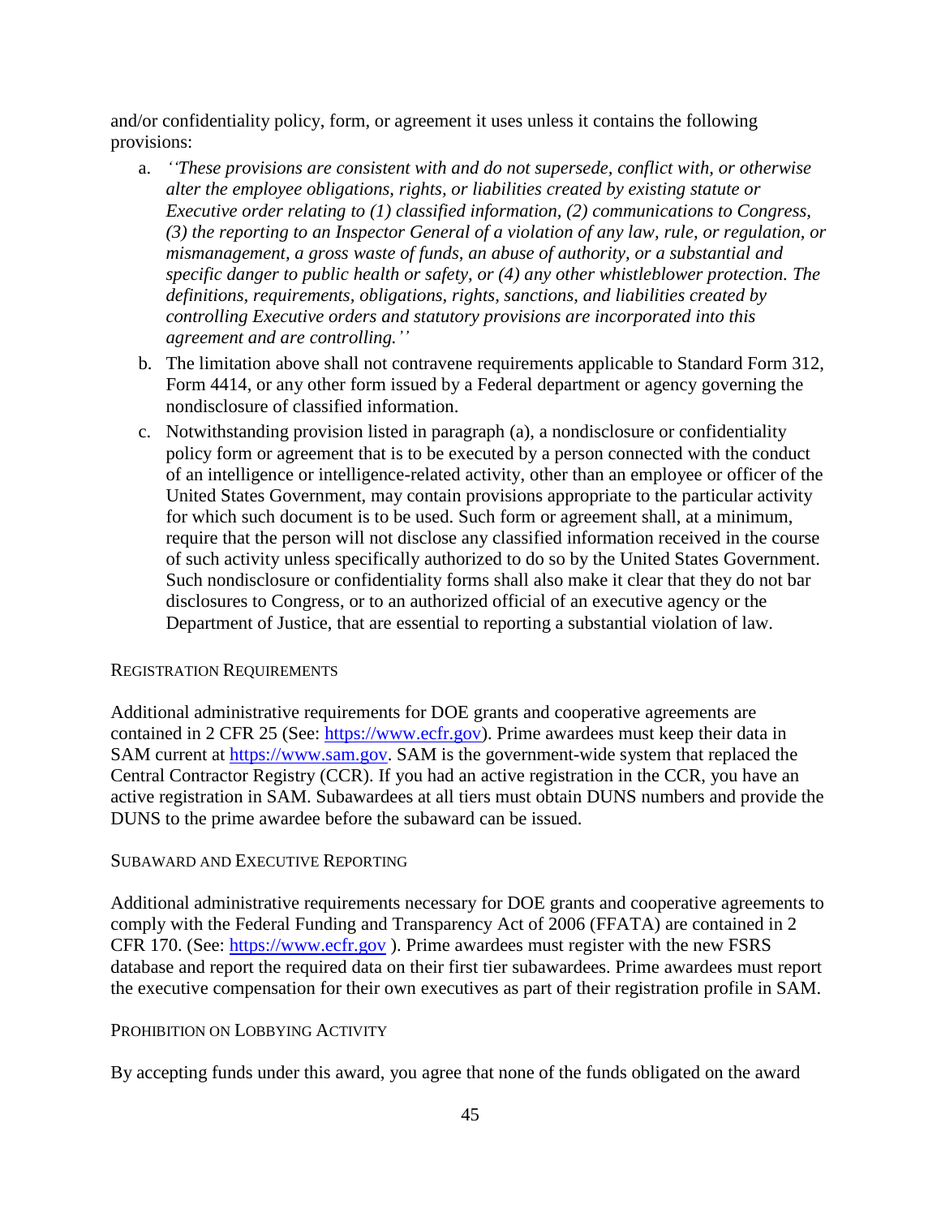and/or confidentiality policy, form, or agreement it uses unless it contains the following provisions:

a. *''These provisions are consistent with and do not supersede, conflict with, or otherwise alter the employee obligations, rights, or liabilities created by existing statute or Executive order relating to (1) classified information, (2) communications to Congress, (3) the reporting to an Inspector General of a violation of any law, rule, or regulation, or mismanagement, a gross waste of funds, an abuse of authority, or a substantial and specific danger to public health or safety, or (4) any other whistleblower protection. The definitions, requirements, obligations, rights, sanctions, and liabilities created by controlling Executive orders and statutory provisions are incorporated into this agreement and are controlling.''*

b. The limitation above shall not contravene requirements applicable to Standard Form 312, Form 4414, or any other form issued by a Federal department or agency governing the nondisclosure of classified information.

c. Notwithstanding provision listed in paragraph (a), a nondisclosure or confidentiality policy form or agreement that is to be executed by a person connected with the conduct of an intelligence or intelligence-related activity, other than an employee or officer of the United States Government, may contain provisions appropriate to the particular activity for which such document is to be used. Such form or agreement shall, at a minimum, require that the person will not disclose any classified information received in the course of such activity unless specifically authorized to do so by the United States Government. Such nondisclosure or confidentiality forms shall also make it clear that they do not bar disclosures to Congress, or to an authorized official of an executive agency or the Department of Justice, that are essential to reporting a substantial violation of law.

### REGISTRATION REQUIREMENTS

Additional administrative requirements for DOE grants and cooperative agreements are contained in 2 CFR 25 (See: https://www.ecfr.gov). Prime awardees must keep their data in SAM current at https://www.sam.gov. SAM is the government-wide system that replaced the Central Contractor Registry (CCR). If you had an active registration in the CCR, you have an active registration in SAM. Subawardees at all tiers must obtain DUNS numbers and provide the DUNS to the prime awardee before the subaward can be issued.

### SUBAWARD AND EXECUTIVE REPORTING

Additional administrative requirements necessary for DOE grants and cooperative agreements to comply with the Federal Funding and Transparency Act of 2006 (FFATA) are contained in 2 CFR 170. (See: https://www.ecfr.gov ). Prime awardees must register with the new FSRS database and report the required data on their first tier subawardees. Prime awardees must report the executive compensation for their own executives as part of their registration profile in SAM.

### PROHIBITION ON LOBBYING ACTIVITY

By accepting funds under this award, you agree that none of the funds obligated on the award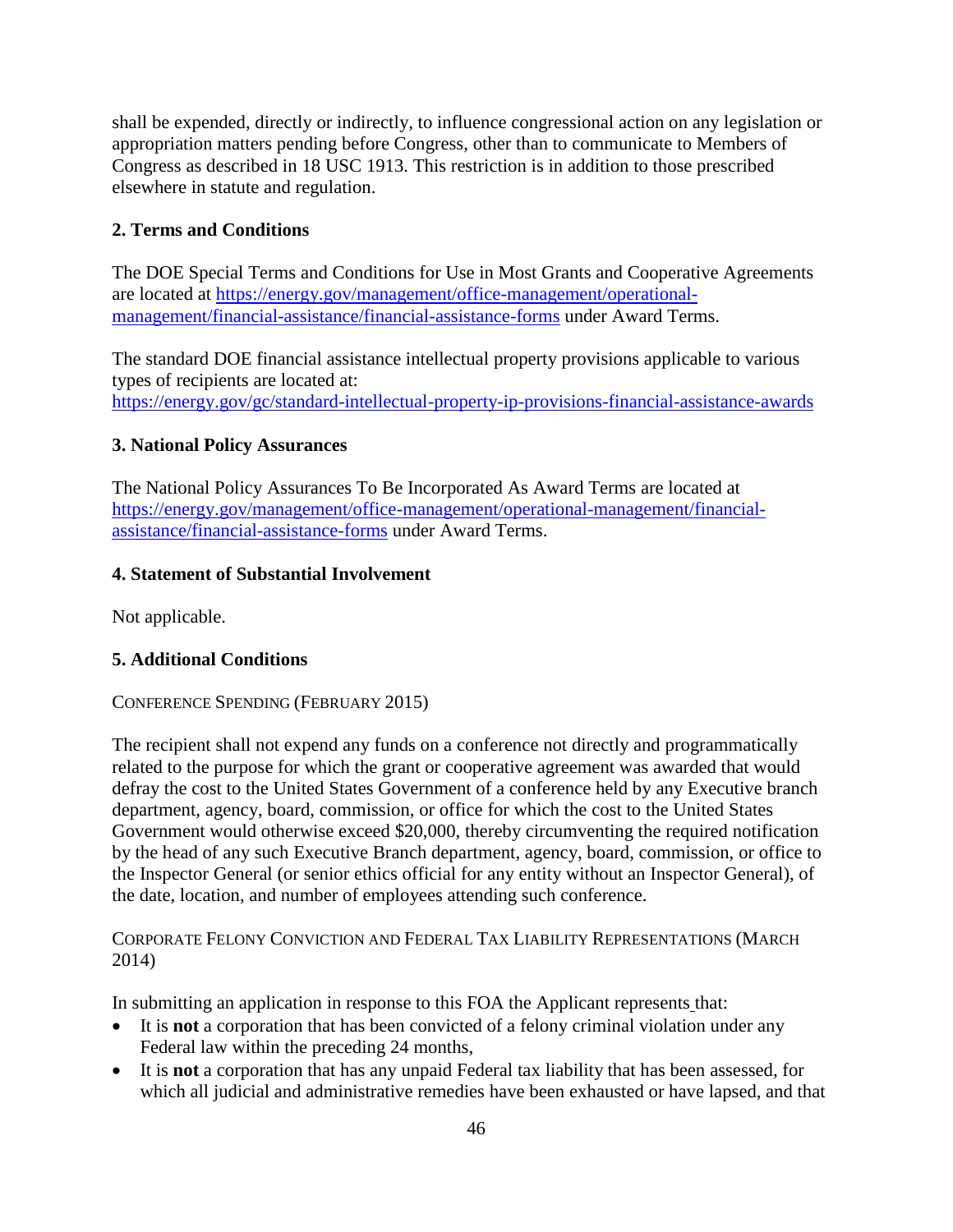shall be expended, directly or indirectly, to influence congressional action on any legislation or appropriation matters pending before Congress, other than to communicate to Members of Congress as described in 18 USC 1913. This restriction is in addition to those prescribed elsewhere in statute and regulation.

### 2. Terms and Conditions

The DOE Special Terms and Conditions for Use in Most Grants and Cooperative Agreements are located at [https://energy.gov/management/office-management/operational-management/financial-assistance/financial-assistance-forms](https://energy.gov/management/office-management/operational-management/financial-assistance/financial-assistance-forms) under Award Terms.

The standard DOE financial assistance intellectual property provisions applicable to various types of recipients are located at: [https://energy.gov/gc/standard-intellectual-property-ip-provisions-financial-assistance-awards](https://energy.gov/gc/standard-intellectual-property-ip-provisions-financial-assistance-awards)

### 3. National Policy Assurances

The National Policy Assurances To Be Incorporated As Award Terms are located at [https://energy.gov/management/office-management/operational-management/financial-assistance/financial-assistance-forms](https://energy.gov/management/office-management/operational-management/financial-assistance/financial-assistance-forms) under Award Terms.

### 4. Statement of Substantial Involvement

Not applicable.

### 5. Additional Conditions

CONFERENCE SPENDING (FEBRUARY 2015)

The recipient shall not expend any funds on a conference not directly and programmatically related to the purpose for which the grant or cooperative agreement was awarded that would defray the cost to the United States Government of a conference held by any Executive branch department, agency, board, commission, or office for which the cost to the United States Government would otherwise exceed $20,000, thereby circumventing the required notification by the head of any such Executive Branch department, agency, board, commission, or office to the Inspector General (or senior ethics official for any entity without an Inspector General), of the date, location, and number of employees attending such conference.

CORPORATE FELONY CONVICTION AND FEDERAL TAX LIABILITY REPRESENTATIONS (MARCH 2014)

In submitting an application in response to this FOA the Applicant represents that:

- It is **not** a corporation that has been convicted of a felony criminal violation under any Federal law within the preceding 24 months,
- It is **not** a corporation that has any unpaid Federal tax liability that has been assessed, for which all judicial and administrative remedies have been exhausted or have lapsed, and that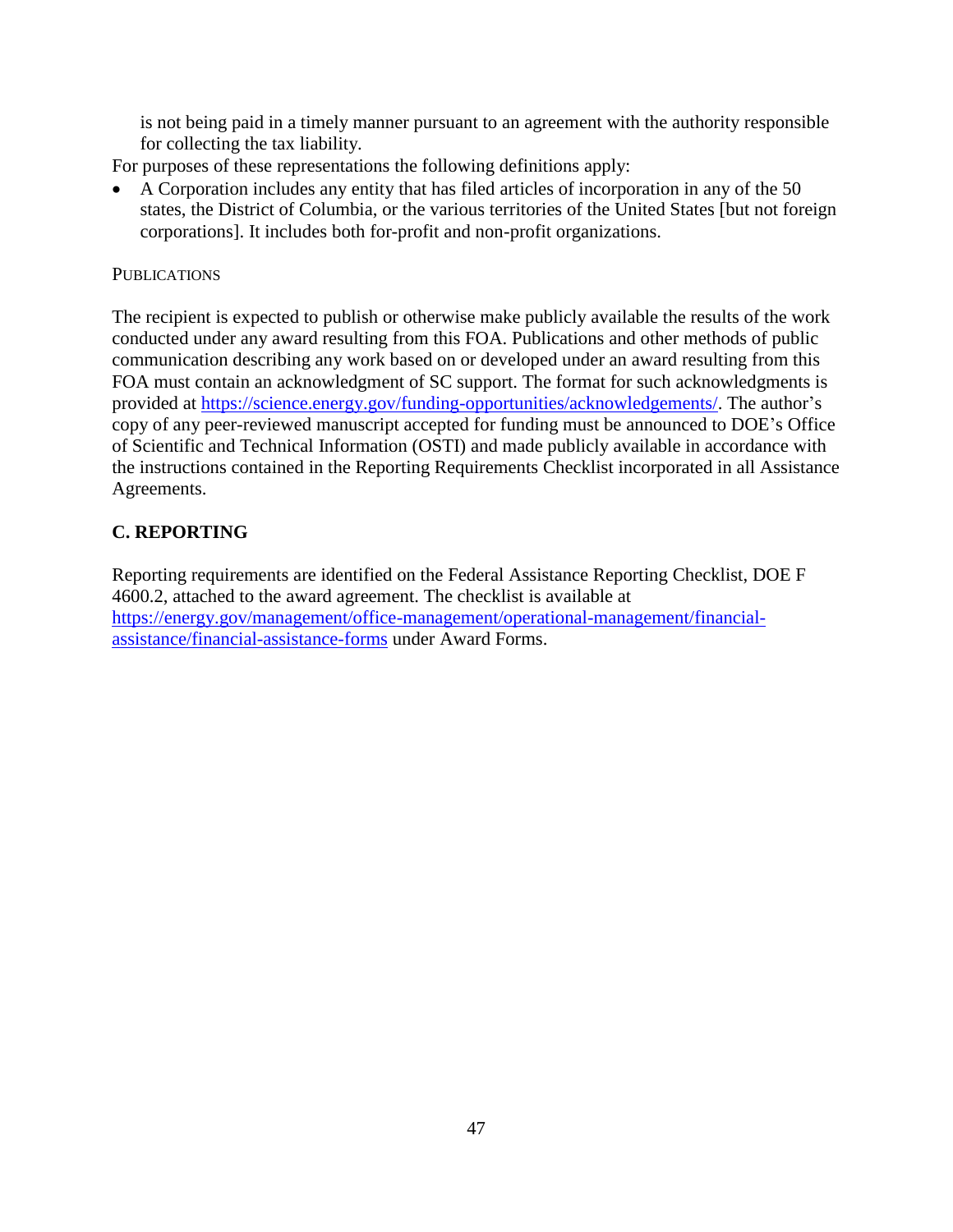is not being paid in a timely manner pursuant to an agreement with the authority responsible for collecting the tax liability.

For purposes of these representations the following definitions apply:

- A Corporation includes any entity that has filed articles of incorporation in any of the 50 states, the District of Columbia, or the various territories of the United States [but not foreign corporations]. It includes both for-profit and non-profit organizations.

PUBLICATIONS

The recipient is expected to publish or otherwise make publicly available the results of the work conducted under any award resulting from this FOA. Publications and other methods of public communication describing any work based on or developed under an award resulting from this FOA must contain an acknowledgment of SC support. The format for such acknowledgments is provided at https://science.energy.gov/funding-opportunities/acknowledgements/. The author's copy of any peer-reviewed manuscript accepted for funding must be announced to DOE's Office of Scientific and Technical Information (OSTI) and made publicly available in accordance with the instructions contained in the Reporting Requirements Checklist incorporated in all Assistance Agreements.

## C. REPORTING

Reporting requirements are identified on the Federal Assistance Reporting Checklist, DOE F 4600.2, attached to the award agreement. The checklist is available at https://energy.gov/management/office-management/operational-management/financial-assistance/financial-assistance-forms under Award Forms.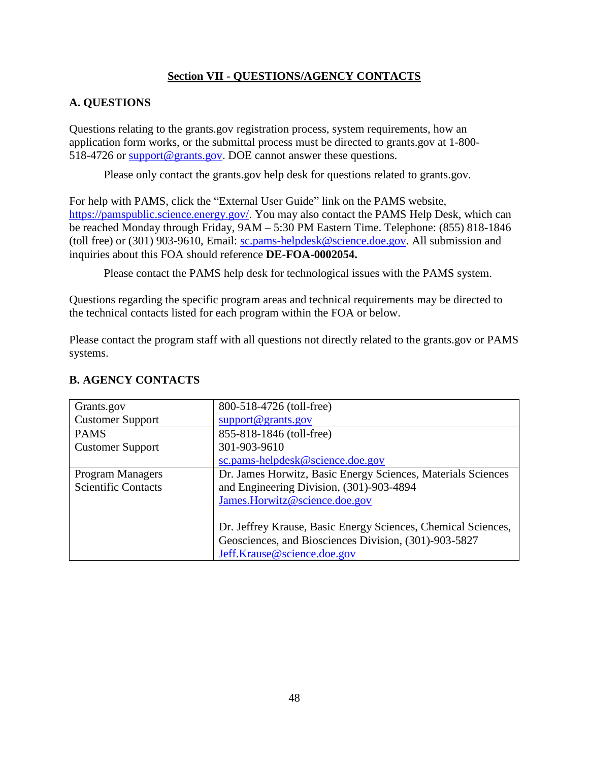## Section VII - QUESTIONS/AGENCY CONTACTS

### A. QUESTIONS

Questions relating to the grants.gov registration process, system requirements, how an application form works, or the submittal process must be directed to grants.gov at 1-800-518-4726 or support@grants.gov. DOE cannot answer these questions.

Please only contact the grants.gov help desk for questions related to grants.gov.

For help with PAMS, click the "External User Guide" link on the PAMS website, https://pamspublic.science.energy.gov/. You may also contact the PAMS Help Desk, which can be reached Monday through Friday, 9AM – 5:30 PM Eastern Time. Telephone: (855) 818-1846 (toll free) or (301) 903-9610, Email: sc.pams-helpdesk@science.doe.gov. All submission and inquiries about this FOA should reference **DE-FOA-0002054.**

Please contact the PAMS help desk for technological issues with the PAMS system.

Questions regarding the specific program areas and technical requirements may be directed to the technical contacts listed for each program within the FOA or below.

Please contact the program staff with all questions not directly related to the grants.gov or PAMS systems.

### B. AGENCY CONTACTS

| | |
|---|---|
| Grants.gov<br>Customer Support | 800-518-4726 (toll-free)<br>support@grants.gov |
| PAMS<br>Customer Support | 855-818-1846 (toll-free)<br>301-903-9610<br>sc.pams-helpdesk@science.doe.gov |
| Program Managers<br>Scientific Contacts | Dr. James Horwitz, Basic Energy Sciences, Materials Sciences and Engineering Division, (301)-903-4894<br>James.Horwitz@science.doe.gov<br><br>Dr. Jeffrey Krause, Basic Energy Sciences, Chemical Sciences, Geosciences, and Biosciences Division, (301)-903-5827<br>Jeff.Krause@science.doe.gov |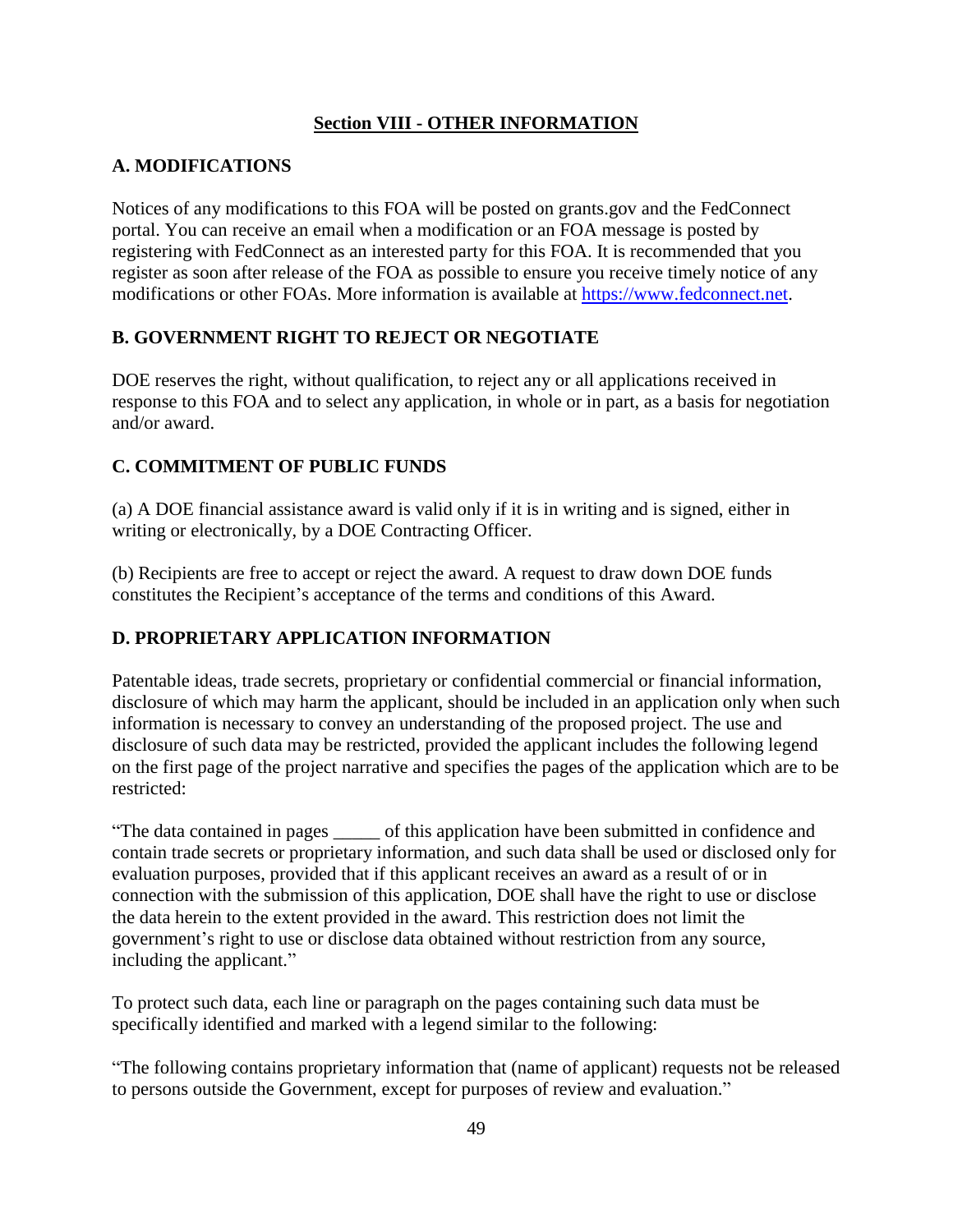## Section VIII - OTHER INFORMATION

### A. MODIFICATIONS

Notices of any modifications to this FOA will be posted on grants.gov and the FedConnect portal. You can receive an email when a modification or an FOA message is posted by registering with FedConnect as an interested party for this FOA. It is recommended that you register as soon after release of the FOA as possible to ensure you receive timely notice of any modifications or other FOAs. More information is available at [https://www.fedconnect.net](https://www.fedconnect.net).

### B. GOVERNMENT RIGHT TO REJECT OR NEGOTIATE

DOE reserves the right, without qualification, to reject any or all applications received in response to this FOA and to select any application, in whole or in part, as a basis for negotiation and/or award.

### C. COMMITMENT OF PUBLIC FUNDS

(a) A DOE financial assistance award is valid only if it is in writing and is signed, either in writing or electronically, by a DOE Contracting Officer.

(b) Recipients are free to accept or reject the award. A request to draw down DOE funds constitutes the Recipient's acceptance of the terms and conditions of this Award.

### D. PROPRIETARY APPLICATION INFORMATION

Patentable ideas, trade secrets, proprietary or confidential commercial or financial information, disclosure of which may harm the applicant, should be included in an application only when such information is necessary to convey an understanding of the proposed project. The use and disclosure of such data may be restricted, provided the applicant includes the following legend on the first page of the project narrative and specifies the pages of the application which are to be restricted:

"The data contained in pages _____ of this application have been submitted in confidence and contain trade secrets or proprietary information, and such data shall be used or disclosed only for evaluation purposes, provided that if this applicant receives an award as a result of or in connection with the submission of this application, DOE shall have the right to use or disclose the data herein to the extent provided in the award. This restriction does not limit the government's right to use or disclose data obtained without restriction from any source, including the applicant."

To protect such data, each line or paragraph on the pages containing such data must be specifically identified and marked with a legend similar to the following:

"The following contains proprietary information that (name of applicant) requests not be released to persons outside the Government, except for purposes of review and evaluation."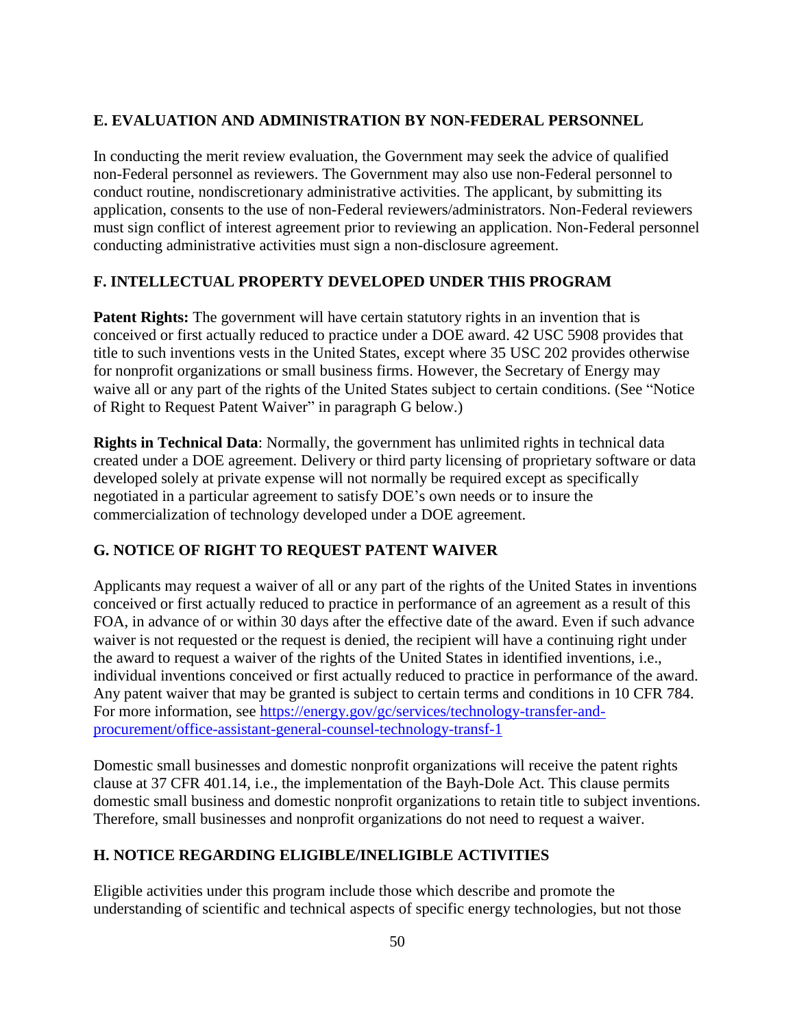## E. EVALUATION AND ADMINISTRATION BY NON-FEDERAL PERSONNEL

In conducting the merit review evaluation, the Government may seek the advice of qualified non-Federal personnel as reviewers. The Government may also use non-Federal personnel to conduct routine, nondiscretionary administrative activities. The applicant, by submitting its application, consents to the use of non-Federal reviewers/administrators. Non-Federal reviewers must sign conflict of interest agreement prior to reviewing an application. Non-Federal personnel conducting administrative activities must sign a non-disclosure agreement.

## F. INTELLECTUAL PROPERTY DEVELOPED UNDER THIS PROGRAM

**Patent Rights:** The government will have certain statutory rights in an invention that is conceived or first actually reduced to practice under a DOE award. 42 USC 5908 provides that title to such inventions vests in the United States, except where 35 USC 202 provides otherwise for nonprofit organizations or small business firms. However, the Secretary of Energy may waive all or any part of the rights of the United States subject to certain conditions. (See "Notice of Right to Request Patent Waiver" in paragraph G below.)

**Rights in Technical Data**: Normally, the government has unlimited rights in technical data created under a DOE agreement. Delivery or third party licensing of proprietary software or data developed solely at private expense will not normally be required except as specifically negotiated in a particular agreement to satisfy DOE's own needs or to insure the commercialization of technology developed under a DOE agreement.

## G. NOTICE OF RIGHT TO REQUEST PATENT WAIVER

Applicants may request a waiver of all or any part of the rights of the United States in inventions conceived or first actually reduced to practice in performance of an agreement as a result of this FOA, in advance of or within 30 days after the effective date of the award. Even if such advance waiver is not requested or the request is denied, the recipient will have a continuing right under the award to request a waiver of the rights of the United States in identified inventions, i.e., individual inventions conceived or first actually reduced to practice in performance of the award. Any patent waiver that may be granted is subject to certain terms and conditions in 10 CFR 784. For more information, see https://energy.gov/gc/services/technology-transfer-and-procurement/office-assistant-general-counsel-technology-transf-1

Domestic small businesses and domestic nonprofit organizations will receive the patent rights clause at 37 CFR 401.14, i.e., the implementation of the Bayh-Dole Act. This clause permits domestic small business and domestic nonprofit organizations to retain title to subject inventions. Therefore, small businesses and nonprofit organizations do not need to request a waiver.

## H. NOTICE REGARDING ELIGIBLE/INELIGIBLE ACTIVITIES

Eligible activities under this program include those which describe and promote the understanding of scientific and technical aspects of specific energy technologies, but not those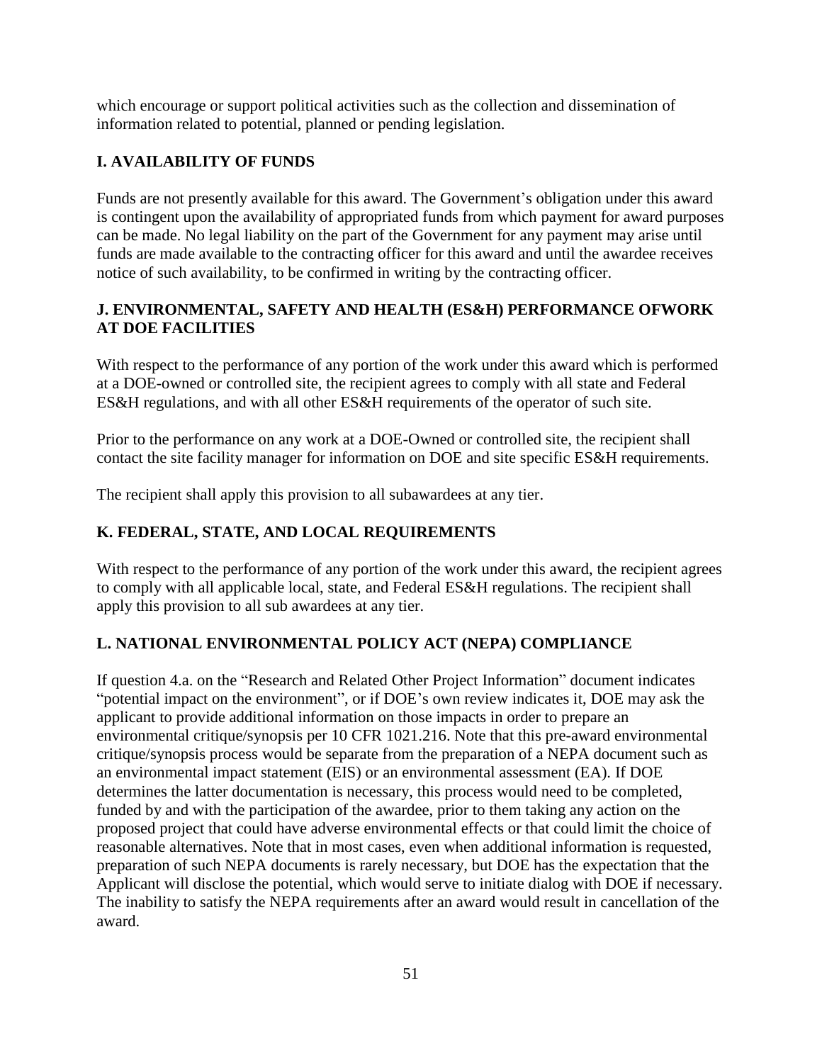which encourage or support political activities such as the collection and dissemination of information related to potential, planned or pending legislation.

## I. AVAILABILITY OF FUNDS

Funds are not presently available for this award. The Government's obligation under this award is contingent upon the availability of appropriated funds from which payment for award purposes can be made. No legal liability on the part of the Government for any payment may arise until funds are made available to the contracting officer for this award and until the awardee receives notice of such availability, to be confirmed in writing by the contracting officer.

## J. ENVIRONMENTAL, SAFETY AND HEALTH (ES&H) PERFORMANCE OFWORK AT DOE FACILITIES

With respect to the performance of any portion of the work under this award which is performed at a DOE-owned or controlled site, the recipient agrees to comply with all state and Federal ES&H regulations, and with all other ES&H requirements of the operator of such site.

Prior to the performance on any work at a DOE-Owned or controlled site, the recipient shall contact the site facility manager for information on DOE and site specific ES&H requirements.

The recipient shall apply this provision to all subawardees at any tier.

## K. FEDERAL, STATE, AND LOCAL REQUIREMENTS

With respect to the performance of any portion of the work under this award, the recipient agrees to comply with all applicable local, state, and Federal ES&H regulations. The recipient shall apply this provision to all sub awardees at any tier.

## L. NATIONAL ENVIRONMENTAL POLICY ACT (NEPA) COMPLIANCE

If question 4.a. on the "Research and Related Other Project Information" document indicates "potential impact on the environment", or if DOE's own review indicates it, DOE may ask the applicant to provide additional information on those impacts in order to prepare an environmental critique/synopsis per 10 CFR 1021.216. Note that this pre-award environmental critique/synopsis process would be separate from the preparation of a NEPA document such as an environmental impact statement (EIS) or an environmental assessment (EA). If DOE determines the latter documentation is necessary, this process would need to be completed, funded by and with the participation of the awardee, prior to them taking any action on the proposed project that could have adverse environmental effects or that could limit the choice of reasonable alternatives. Note that in most cases, even when additional information is requested, preparation of such NEPA documents is rarely necessary, but DOE has the expectation that the Applicant will disclose the potential, which would serve to initiate dialog with DOE if necessary. The inability to satisfy the NEPA requirements after an award would result in cancellation of the award.